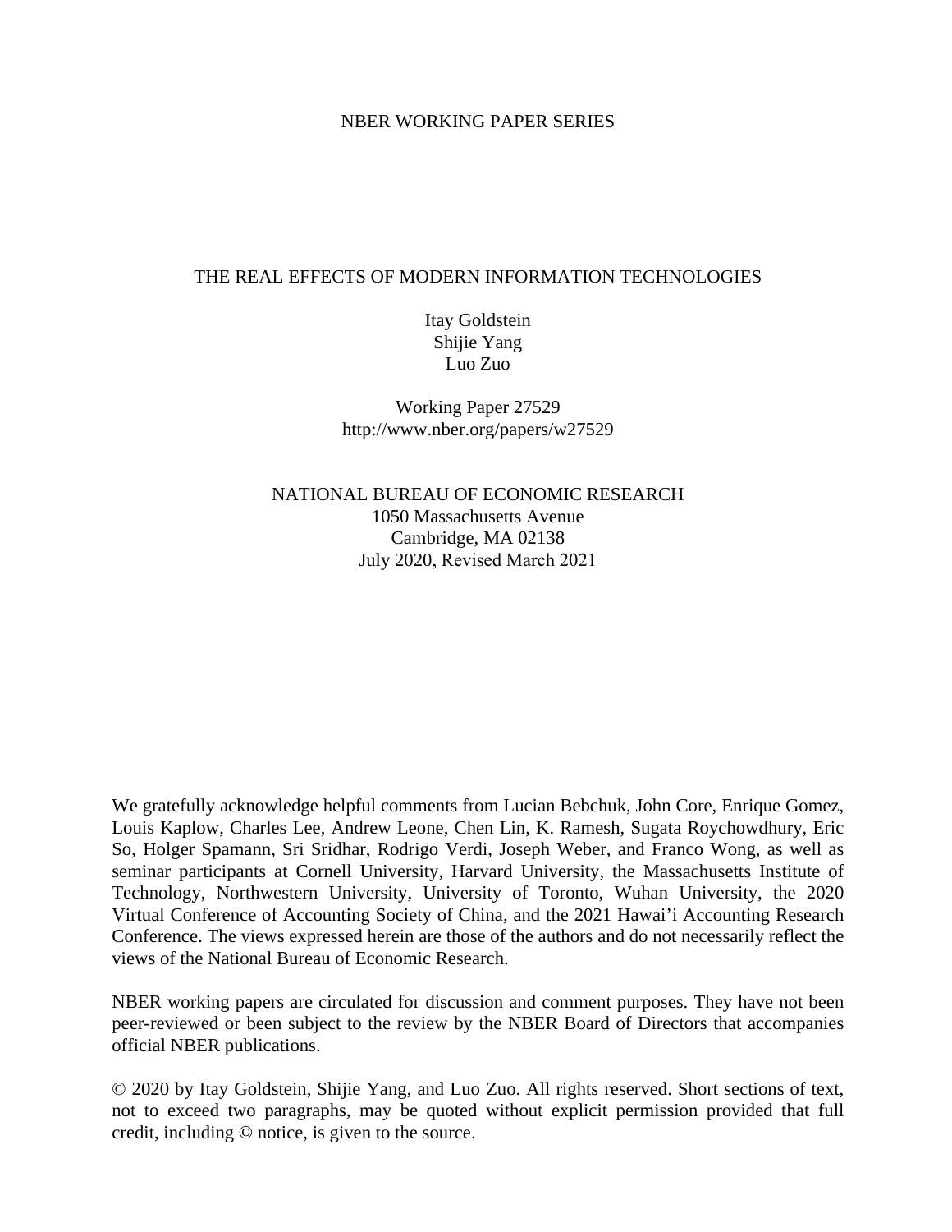NBER WORKING PAPER SERIES

# THE REAL EFFECTS OF MODERN INFORMATION TECHNOLOGIES

Itay Goldstein
Shijie Yang
Luo Zuo

Working Paper 27529
http://www.nber.org/papers/w27529

NATIONAL BUREAU OF ECONOMIC RESEARCH
1050 Massachusetts Avenue
Cambridge, MA 02138
July 2020, Revised March 2021

We gratefully acknowledge helpful comments from Lucian Bebchuk, John Core, Enrique Gomez, Louis Kaplow, Charles Lee, Andrew Leone, Chen Lin, K. Ramesh, Sugata Roychowdhury, Eric So, Holger Spamann, Sri Sridhar, Rodrigo Verdi, Joseph Weber, and Franco Wong, as well as seminar participants at Cornell University, Harvard University, the Massachusetts Institute of Technology, Northwestern University, University of Toronto, Wuhan University, the 2020 Virtual Conference of Accounting Society of China, and the 2021 Hawai'i Accounting Research Conference. The views expressed herein are those of the authors and do not necessarily reflect the views of the National Bureau of Economic Research.

NBER working papers are circulated for discussion and comment purposes. They have not been peer-reviewed or been subject to the review by the NBER Board of Directors that accompanies official NBER publications.

© 2020 by Itay Goldstein, Shijie Yang, and Luo Zuo. All rights reserved. Short sections of text, not to exceed two paragraphs, may be quoted without explicit permission provided that full credit, including © notice, is given to the source.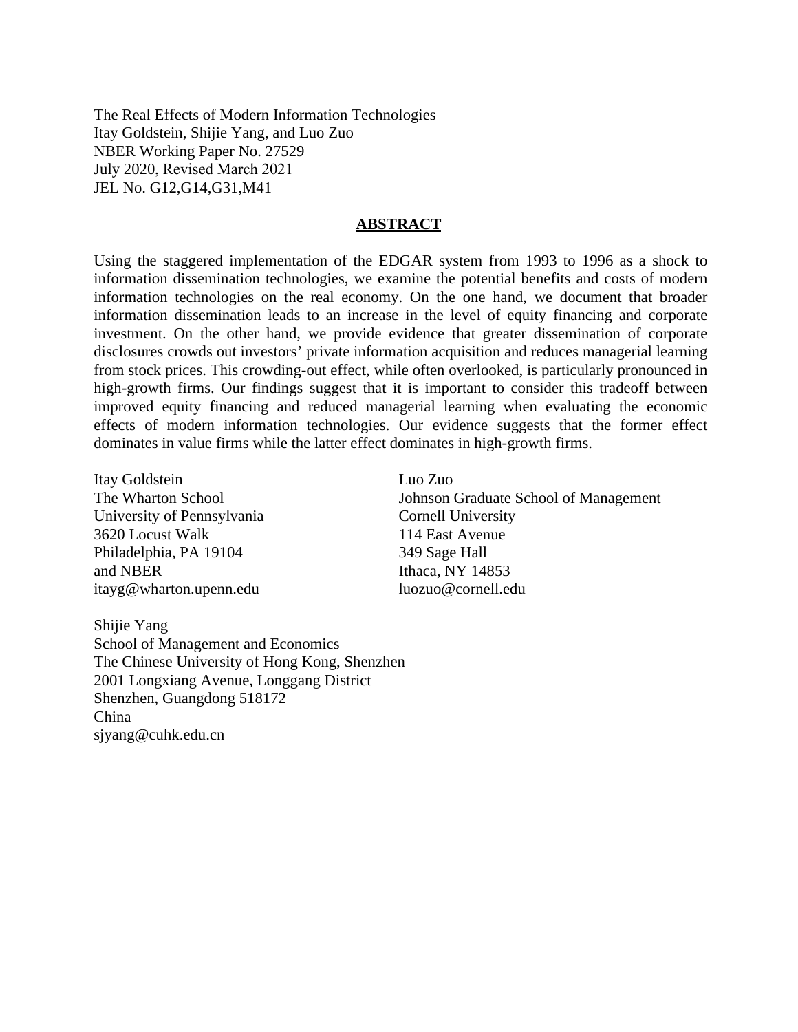The Real Effects of Modern Information Technologies
Itay Goldstein, Shijie Yang, and Luo Zuo
NBER Working Paper No. 27529
July 2020, Revised March 2021
JEL No. G12,G14,G31,M41

## ABSTRACT

Using the staggered implementation of the EDGAR system from 1993 to 1996 as a shock to information dissemination technologies, we examine the potential benefits and costs of modern information technologies on the real economy. On the one hand, we document that broader information dissemination leads to an increase in the level of equity financing and corporate investment. On the other hand, we provide evidence that greater dissemination of corporate disclosures crowds out investors' private information acquisition and reduces managerial learning from stock prices. This crowding-out effect, while often overlooked, is particularly pronounced in high-growth firms. Our findings suggest that it is important to consider this tradeoff between improved equity financing and reduced managerial learning when evaluating the economic effects of modern information technologies. Our evidence suggests that the former effect dominates in value firms while the latter effect dominates in high-growth firms.

Itay Goldstein
The Wharton School
University of Pennsylvania
3620 Locust Walk
Philadelphia, PA 19104
and NBER
itayg@wharton.upenn.edu

Luo Zuo
Johnson Graduate School of Management
Cornell University
114 East Avenue
349 Sage Hall
Ithaca, NY 14853
luozuo@cornell.edu

Shijie Yang
School of Management and Economics
The Chinese University of Hong Kong, Shenzhen
2001 Longxiang Avenue, Longgang District
Shenzhen, Guangdong 518172
China
sjyang@cuhk.edu.cn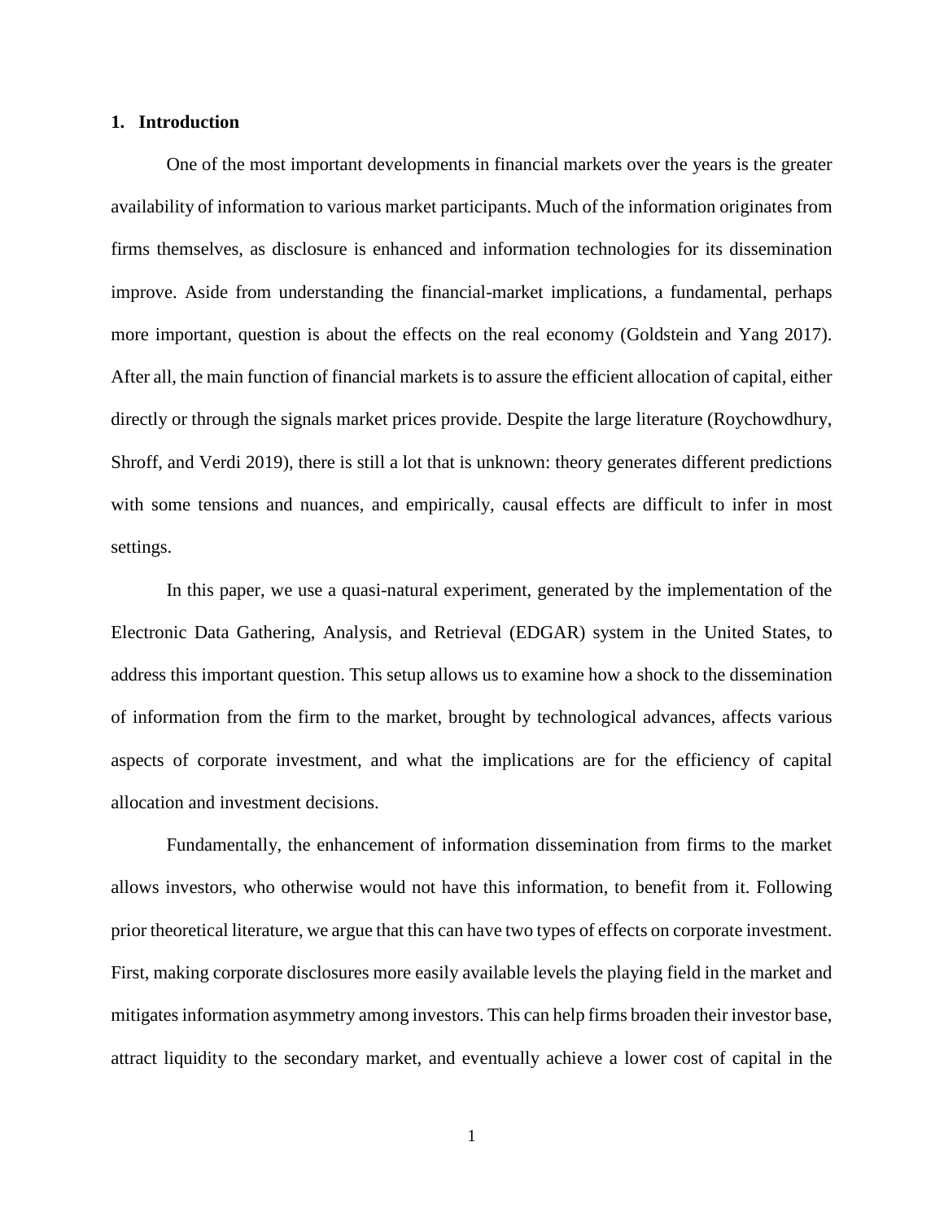## 1. Introduction

One of the most important developments in financial markets over the years is the greater availability of information to various market participants. Much of the information originates from firms themselves, as disclosure is enhanced and information technologies for its dissemination improve. Aside from understanding the financial-market implications, a fundamental, perhaps more important, question is about the effects on the real economy (Goldstein and Yang 2017). After all, the main function of financial markets is to assure the efficient allocation of capital, either directly or through the signals market prices provide. Despite the large literature (Roychowdhury, Shroff, and Verdi 2019), there is still a lot that is unknown: theory generates different predictions with some tensions and nuances, and empirically, causal effects are difficult to infer in most settings.

In this paper, we use a quasi-natural experiment, generated by the implementation of the Electronic Data Gathering, Analysis, and Retrieval (EDGAR) system in the United States, to address this important question. This setup allows us to examine how a shock to the dissemination of information from the firm to the market, brought by technological advances, affects various aspects of corporate investment, and what the implications are for the efficiency of capital allocation and investment decisions.

Fundamentally, the enhancement of information dissemination from firms to the market allows investors, who otherwise would not have this information, to benefit from it. Following prior theoretical literature, we argue that this can have two types of effects on corporate investment. First, making corporate disclosures more easily available levels the playing field in the market and mitigates information asymmetry among investors. This can help firms broaden their investor base, attract liquidity to the secondary market, and eventually achieve a lower cost of capital in the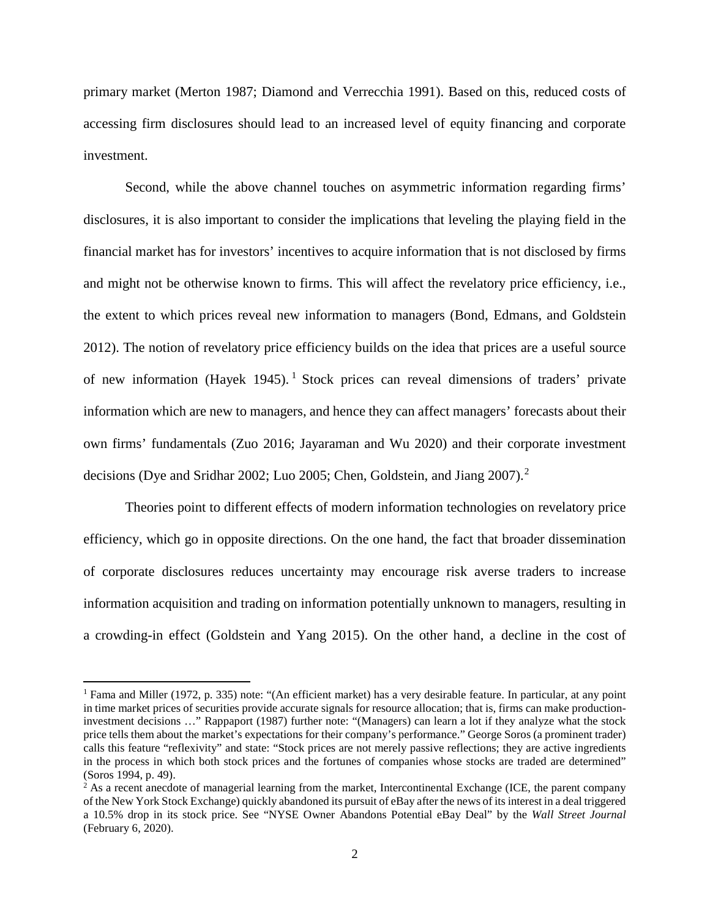primary market (Merton 1987; Diamond and Verrecchia 1991). Based on this, reduced costs of accessing firm disclosures should lead to an increased level of equity financing and corporate investment.

Second, while the above channel touches on asymmetric information regarding firms' disclosures, it is also important to consider the implications that leveling the playing field in the financial market has for investors' incentives to acquire information that is not disclosed by firms and might not be otherwise known to firms. This will affect the revelatory price efficiency, i.e., the extent to which prices reveal new information to managers (Bond, Edmans, and Goldstein 2012). The notion of revelatory price efficiency builds on the idea that prices are a useful source of new information (Hayek 1945).[1] Stock prices can reveal dimensions of traders' private information which are new to managers, and hence they can affect managers' forecasts about their own firms' fundamentals (Zuo 2016; Jayaraman and Wu 2020) and their corporate investment decisions (Dye and Sridhar 2002; Luo 2005; Chen, Goldstein, and Jiang 2007).[2]

Theories point to different effects of modern information technologies on revelatory price efficiency, which go in opposite directions. On the one hand, the fact that broader dissemination of corporate disclosures reduces uncertainty may encourage risk averse traders to increase information acquisition and trading on information potentially unknown to managers, resulting in a crowding-in effect (Goldstein and Yang 2015). On the other hand, a decline in the cost of

---

[1] Fama and Miller (1972, p. 335) note: "(An efficient market) has a very desirable feature. In particular, at any point in time market prices of securities provide accurate signals for resource allocation; that is, firms can make production-investment decisions …" Rappaport (1987) further note: "(Managers) can learn a lot if they analyze what the stock price tells them about the market's expectations for their company's performance." George Soros (a prominent trader) calls this feature "reflexivity" and state: "Stock prices are not merely passive reflections; they are active ingredients in the process in which both stock prices and the fortunes of companies whose stocks are traded are determined" (Soros 1994, p. 49).

[2] As a recent anecdote of managerial learning from the market, Intercontinental Exchange (ICE, the parent company of the New York Stock Exchange) quickly abandoned its pursuit of eBay after the news of its interest in a deal triggered a 10.5% drop in its stock price. See "NYSE Owner Abandons Potential eBay Deal" by the *Wall Street Journal* (February 6, 2020).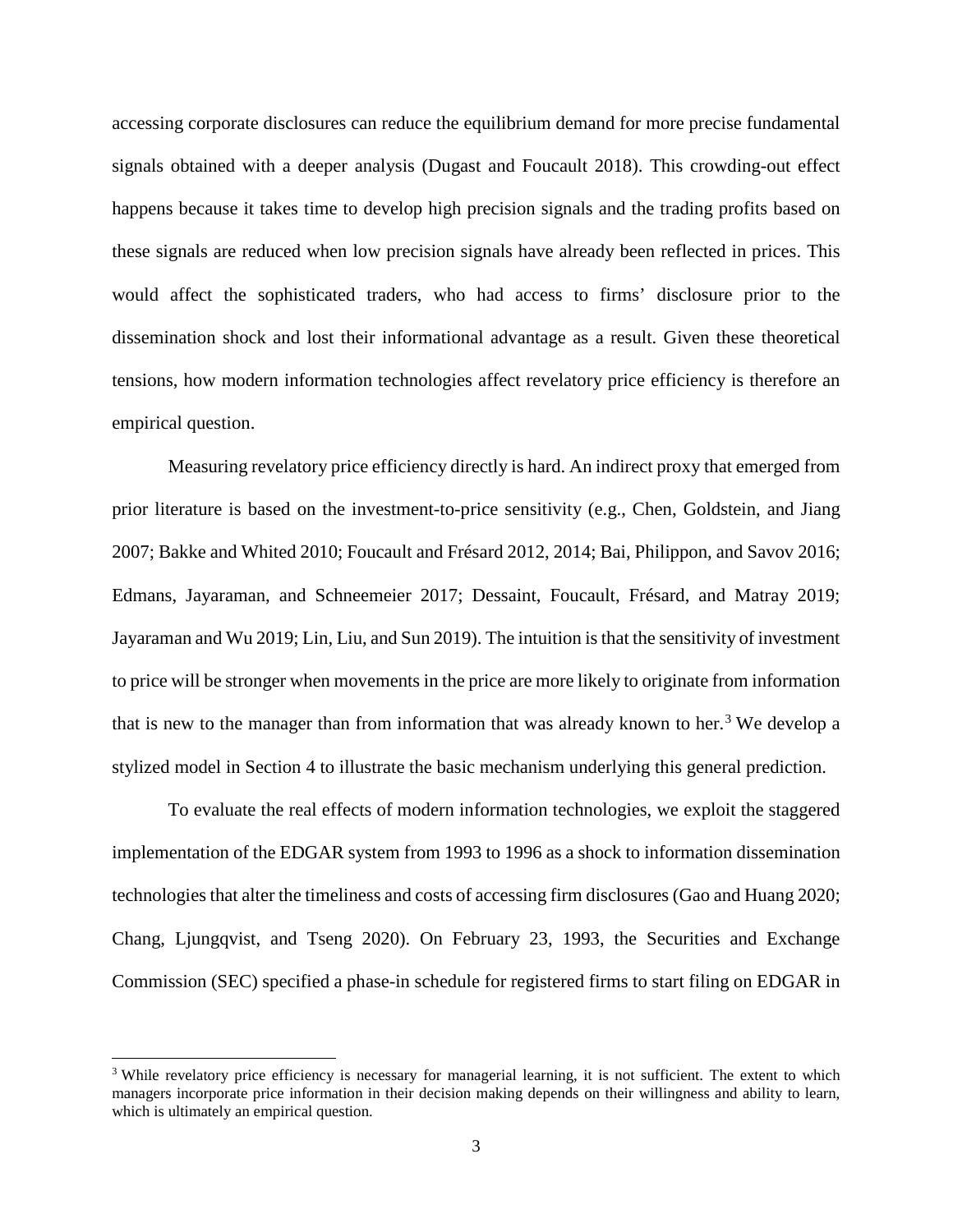accessing corporate disclosures can reduce the equilibrium demand for more precise fundamental signals obtained with a deeper analysis (Dugast and Foucault 2018). This crowding-out effect happens because it takes time to develop high precision signals and the trading profits based on these signals are reduced when low precision signals have already been reflected in prices. This would affect the sophisticated traders, who had access to firms' disclosure prior to the dissemination shock and lost their informational advantage as a result. Given these theoretical tensions, how modern information technologies affect revelatory price efficiency is therefore an empirical question.

Measuring revelatory price efficiency directly is hard. An indirect proxy that emerged from prior literature is based on the investment-to-price sensitivity (e.g., Chen, Goldstein, and Jiang 2007; Bakke and Whited 2010; Foucault and Frésard 2012, 2014; Bai, Philippon, and Savov 2016; Edmans, Jayaraman, and Schneemeier 2017; Dessaint, Foucault, Frésard, and Matray 2019; Jayaraman and Wu 2019; Lin, Liu, and Sun 2019). The intuition is that the sensitivity of investment to price will be stronger when movements in the price are more likely to originate from information that is new to the manager than from information that was already known to her.[3] We develop a stylized model in Section 4 to illustrate the basic mechanism underlying this general prediction.

To evaluate the real effects of modern information technologies, we exploit the staggered implementation of the EDGAR system from 1993 to 1996 as a shock to information dissemination technologies that alter the timeliness and costs of accessing firm disclosures (Gao and Huang 2020; Chang, Ljungqvist, and Tseng 2020). On February 23, 1993, the Securities and Exchange Commission (SEC) specified a phase-in schedule for registered firms to start filing on EDGAR in

[3] While revelatory price efficiency is necessary for managerial learning, it is not sufficient. The extent to which managers incorporate price information in their decision making depends on their willingness and ability to learn, which is ultimately an empirical question.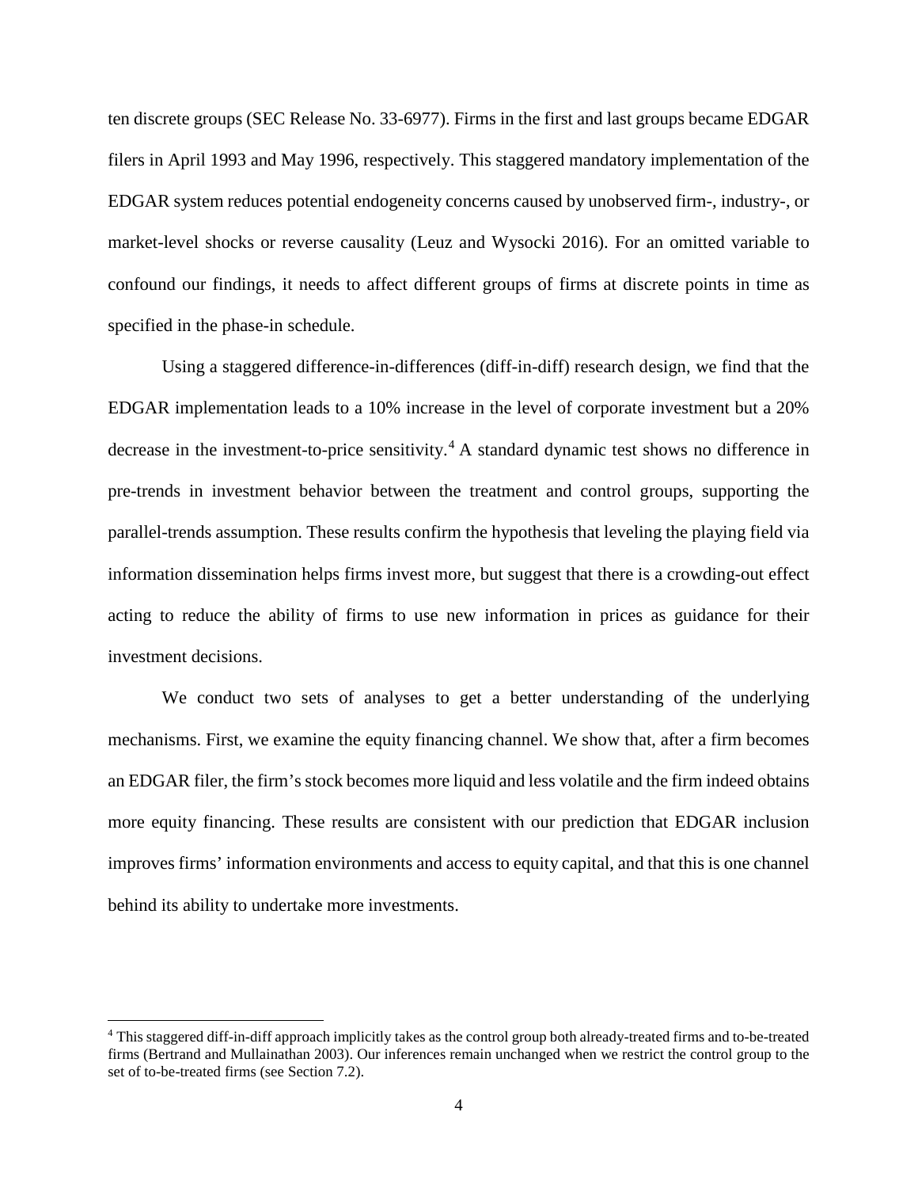ten discrete groups (SEC Release No. 33-6977). Firms in the first and last groups became EDGAR filers in April 1993 and May 1996, respectively. This staggered mandatory implementation of the EDGAR system reduces potential endogeneity concerns caused by unobserved firm-, industry-, or market-level shocks or reverse causality (Leuz and Wysocki 2016). For an omitted variable to confound our findings, it needs to affect different groups of firms at discrete points in time as specified in the phase-in schedule.

Using a staggered difference-in-differences (diff-in-diff) research design, we find that the EDGAR implementation leads to a 10% increase in the level of corporate investment but a 20% decrease in the investment-to-price sensitivity.[4] A standard dynamic test shows no difference in pre-trends in investment behavior between the treatment and control groups, supporting the parallel-trends assumption. These results confirm the hypothesis that leveling the playing field via information dissemination helps firms invest more, but suggest that there is a crowding-out effect acting to reduce the ability of firms to use new information in prices as guidance for their investment decisions.

We conduct two sets of analyses to get a better understanding of the underlying mechanisms. First, we examine the equity financing channel. We show that, after a firm becomes an EDGAR filer, the firm's stock becomes more liquid and less volatile and the firm indeed obtains more equity financing. These results are consistent with our prediction that EDGAR inclusion improves firms' information environments and access to equity capital, and that this is one channel behind its ability to undertake more investments.

---

[4] This staggered diff-in-diff approach implicitly takes as the control group both already-treated firms and to-be-treated firms (Bertrand and Mullainathan 2003). Our inferences remain unchanged when we restrict the control group to the set of to-be-treated firms (see Section 7.2).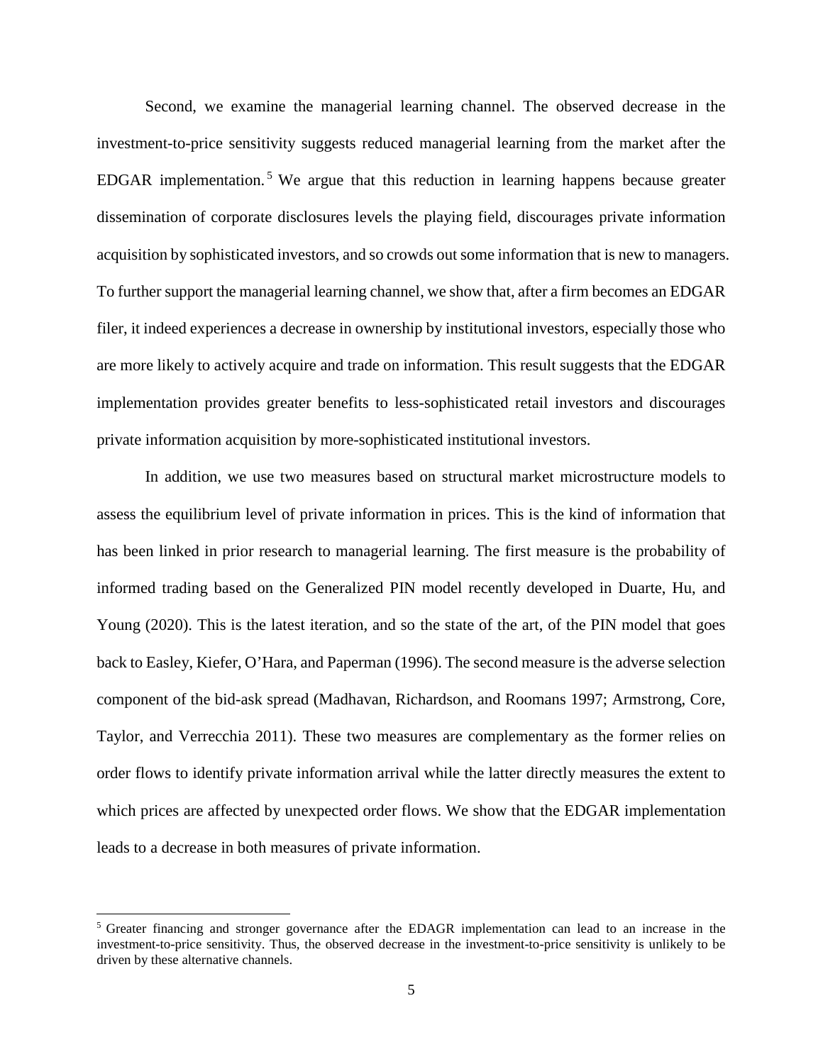Second, we examine the managerial learning channel. The observed decrease in the investment-to-price sensitivity suggests reduced managerial learning from the market after the EDGAR implementation.[5] We argue that this reduction in learning happens because greater dissemination of corporate disclosures levels the playing field, discourages private information acquisition by sophisticated investors, and so crowds out some information that is new to managers. To further support the managerial learning channel, we show that, after a firm becomes an EDGAR filer, it indeed experiences a decrease in ownership by institutional investors, especially those who are more likely to actively acquire and trade on information. This result suggests that the EDGAR implementation provides greater benefits to less-sophisticated retail investors and discourages private information acquisition by more-sophisticated institutional investors.

In addition, we use two measures based on structural market microstructure models to assess the equilibrium level of private information in prices. This is the kind of information that has been linked in prior research to managerial learning. The first measure is the probability of informed trading based on the Generalized PIN model recently developed in Duarte, Hu, and Young (2020). This is the latest iteration, and so the state of the art, of the PIN model that goes back to Easley, Kiefer, O'Hara, and Paperman (1996). The second measure is the adverse selection component of the bid-ask spread (Madhavan, Richardson, and Roomans 1997; Armstrong, Core, Taylor, and Verrecchia 2011). These two measures are complementary as the former relies on order flows to identify private information arrival while the latter directly measures the extent to which prices are affected by unexpected order flows. We show that the EDGAR implementation leads to a decrease in both measures of private information.

[5] Greater financing and stronger governance after the EDAGR implementation can lead to an increase in the investment-to-price sensitivity. Thus, the observed decrease in the investment-to-price sensitivity is unlikely to be driven by these alternative channels.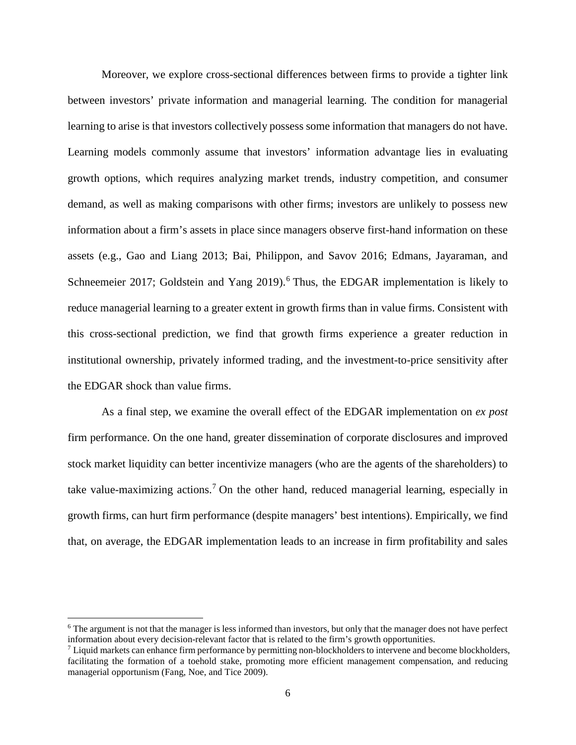Moreover, we explore cross-sectional differences between firms to provide a tighter link between investors' private information and managerial learning. The condition for managerial learning to arise is that investors collectively possess some information that managers do not have. Learning models commonly assume that investors' information advantage lies in evaluating growth options, which requires analyzing market trends, industry competition, and consumer demand, as well as making comparisons with other firms; investors are unlikely to possess new information about a firm's assets in place since managers observe first-hand information on these assets (e.g., Gao and Liang 2013; Bai, Philippon, and Savov 2016; Edmans, Jayaraman, and Schneemeier 2017; Goldstein and Yang 2019).[6] Thus, the EDGAR implementation is likely to reduce managerial learning to a greater extent in growth firms than in value firms. Consistent with this cross-sectional prediction, we find that growth firms experience a greater reduction in institutional ownership, privately informed trading, and the investment-to-price sensitivity after the EDGAR shock than value firms.

As a final step, we examine the overall effect of the EDGAR implementation on *ex post* firm performance. On the one hand, greater dissemination of corporate disclosures and improved stock market liquidity can better incentivize managers (who are the agents of the shareholders) to take value-maximizing actions.[7] On the other hand, reduced managerial learning, especially in growth firms, can hurt firm performance (despite managers' best intentions). Empirically, we find that, on average, the EDGAR implementation leads to an increase in firm profitability and sales

[6] The argument is not that the manager is less informed than investors, but only that the manager does not have perfect information about every decision-relevant factor that is related to the firm's growth opportunities.

[7] Liquid markets can enhance firm performance by permitting non-blockholders to intervene and become blockholders, facilitating the formation of a toehold stake, promoting more efficient management compensation, and reducing managerial opportunism (Fang, Noe, and Tice 2009).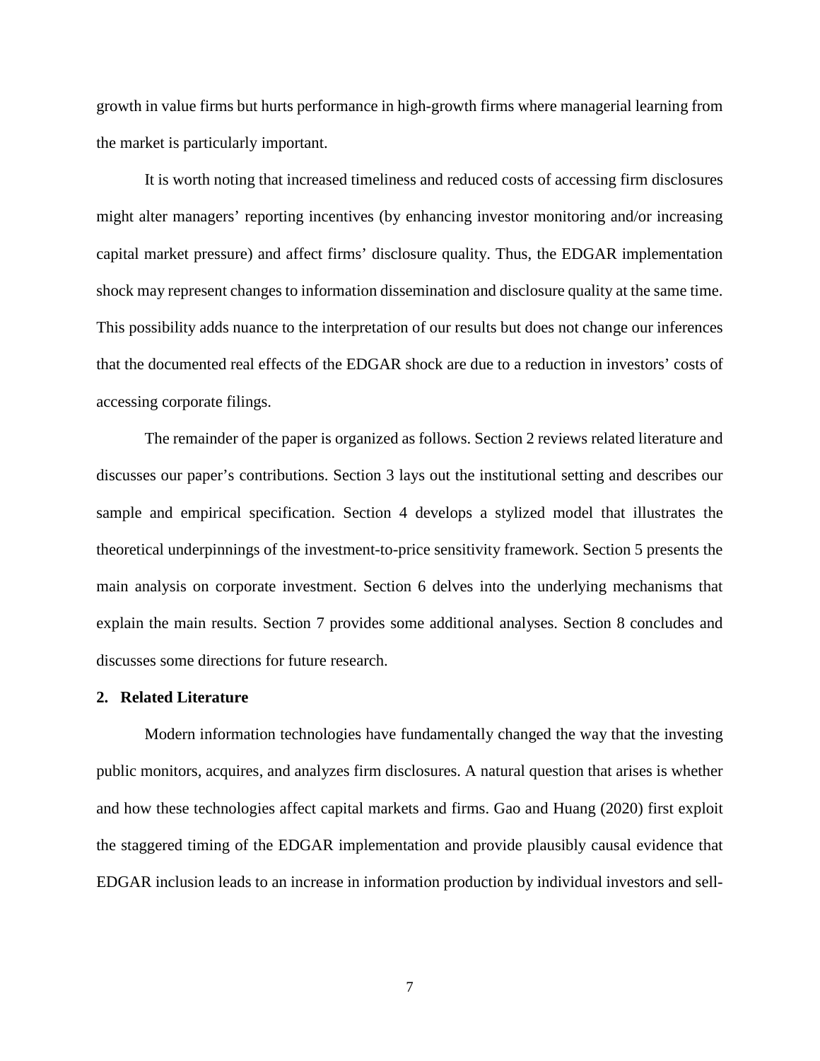growth in value firms but hurts performance in high-growth firms where managerial learning from the market is particularly important.

It is worth noting that increased timeliness and reduced costs of accessing firm disclosures might alter managers' reporting incentives (by enhancing investor monitoring and/or increasing capital market pressure) and affect firms' disclosure quality. Thus, the EDGAR implementation shock may represent changes to information dissemination and disclosure quality at the same time. This possibility adds nuance to the interpretation of our results but does not change our inferences that the documented real effects of the EDGAR shock are due to a reduction in investors' costs of accessing corporate filings.

The remainder of the paper is organized as follows. Section 2 reviews related literature and discusses our paper's contributions. Section 3 lays out the institutional setting and describes our sample and empirical specification. Section 4 develops a stylized model that illustrates the theoretical underpinnings of the investment-to-price sensitivity framework. Section 5 presents the main analysis on corporate investment. Section 6 delves into the underlying mechanisms that explain the main results. Section 7 provides some additional analyses. Section 8 concludes and discusses some directions for future research.

## 2. Related Literature

Modern information technologies have fundamentally changed the way that the investing public monitors, acquires, and analyzes firm disclosures. A natural question that arises is whether and how these technologies affect capital markets and firms. Gao and Huang (2020) first exploit the staggered timing of the EDGAR implementation and provide plausibly causal evidence that EDGAR inclusion leads to an increase in information production by individual investors and sell-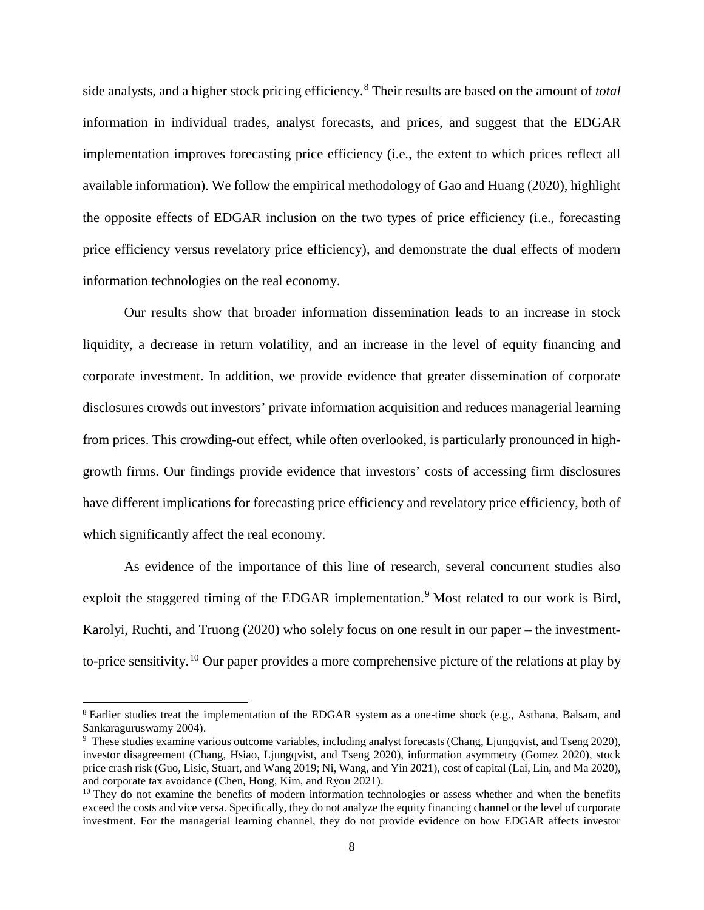side analysts, and a higher stock pricing efficiency.[8] Their results are based on the amount of *total* information in individual trades, analyst forecasts, and prices, and suggest that the EDGAR implementation improves forecasting price efficiency (i.e., the extent to which prices reflect all available information). We follow the empirical methodology of Gao and Huang (2020), highlight the opposite effects of EDGAR inclusion on the two types of price efficiency (i.e., forecasting price efficiency versus revelatory price efficiency), and demonstrate the dual effects of modern information technologies on the real economy.

Our results show that broader information dissemination leads to an increase in stock liquidity, a decrease in return volatility, and an increase in the level of equity financing and corporate investment. In addition, we provide evidence that greater dissemination of corporate disclosures crowds out investors' private information acquisition and reduces managerial learning from prices. This crowding-out effect, while often overlooked, is particularly pronounced in high-growth firms. Our findings provide evidence that investors' costs of accessing firm disclosures have different implications for forecasting price efficiency and revelatory price efficiency, both of which significantly affect the real economy.

As evidence of the importance of this line of research, several concurrent studies also exploit the staggered timing of the EDGAR implementation.[9] Most related to our work is Bird, Karolyi, Ruchti, and Truong (2020) who solely focus on one result in our paper – the investment-to-price sensitivity.[10] Our paper provides a more comprehensive picture of the relations at play by

[8] Earlier studies treat the implementation of the EDGAR system as a one-time shock (e.g., Asthana, Balsam, and Sankaraguruswamy 2004).

[9] These studies examine various outcome variables, including analyst forecasts (Chang, Ljungqvist, and Tseng 2020), investor disagreement (Chang, Hsiao, Ljungqvist, and Tseng 2020), information asymmetry (Gomez 2020), stock price crash risk (Guo, Lisic, Stuart, and Wang 2019; Ni, Wang, and Yin 2021), cost of capital (Lai, Lin, and Ma 2020), and corporate tax avoidance (Chen, Hong, Kim, and Ryou 2021).

[10] They do not examine the benefits of modern information technologies or assess whether and when the benefits exceed the costs and vice versa. Specifically, they do not analyze the equity financing channel or the level of corporate investment. For the managerial learning channel, they do not provide evidence on how EDGAR affects investor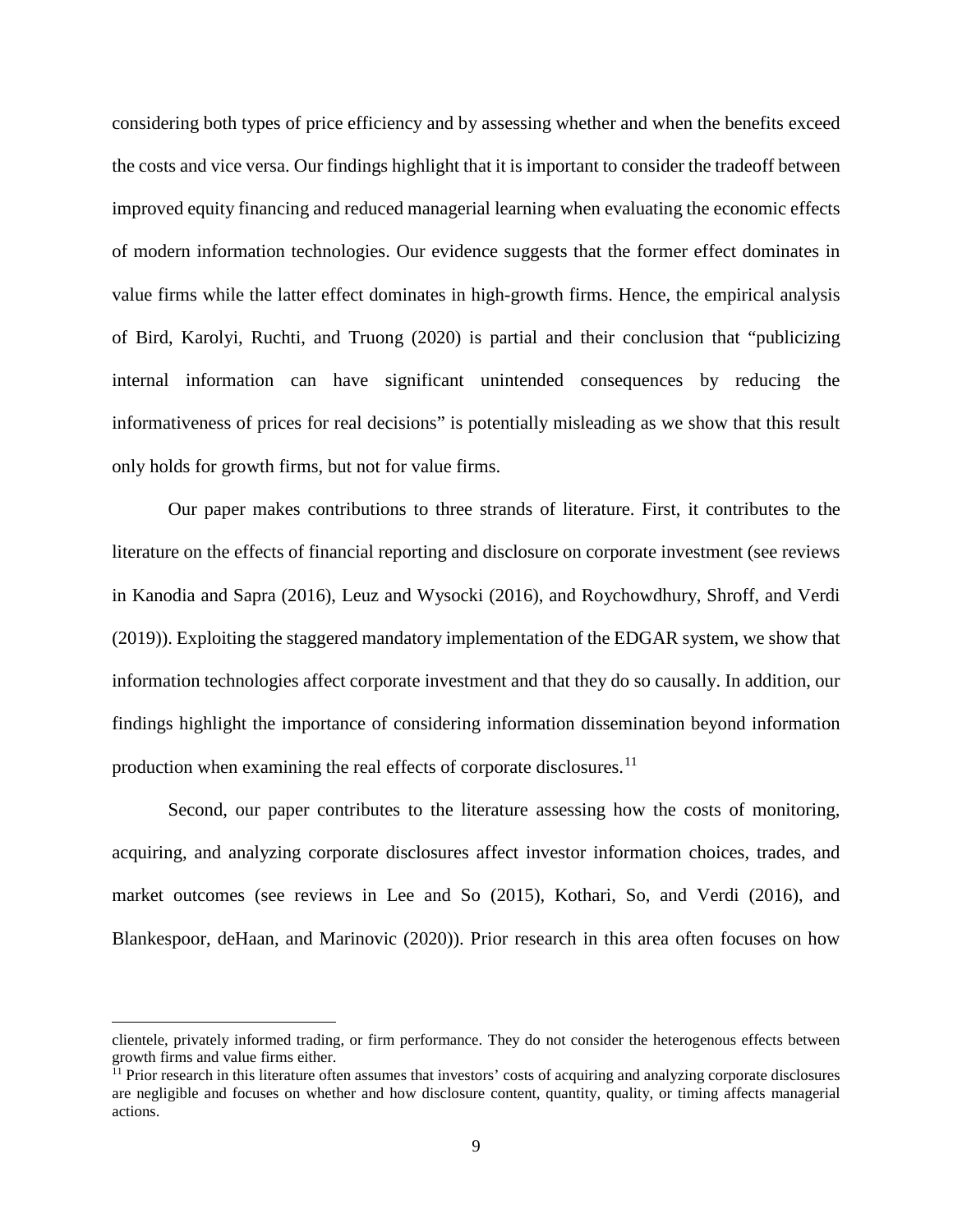considering both types of price efficiency and by assessing whether and when the benefits exceed the costs and vice versa. Our findings highlight that it is important to consider the tradeoff between improved equity financing and reduced managerial learning when evaluating the economic effects of modern information technologies. Our evidence suggests that the former effect dominates in value firms while the latter effect dominates in high-growth firms. Hence, the empirical analysis of Bird, Karolyi, Ruchti, and Truong (2020) is partial and their conclusion that "publicizing internal information can have significant unintended consequences by reducing the informativeness of prices for real decisions" is potentially misleading as we show that this result only holds for growth firms, but not for value firms.

Our paper makes contributions to three strands of literature. First, it contributes to the literature on the effects of financial reporting and disclosure on corporate investment (see reviews in Kanodia and Sapra (2016), Leuz and Wysocki (2016), and Roychowdhury, Shroff, and Verdi (2019)). Exploiting the staggered mandatory implementation of the EDGAR system, we show that information technologies affect corporate investment and that they do so causally. In addition, our findings highlight the importance of considering information dissemination beyond information production when examining the real effects of corporate disclosures.[11]

Second, our paper contributes to the literature assessing how the costs of monitoring, acquiring, and analyzing corporate disclosures affect investor information choices, trades, and market outcomes (see reviews in Lee and So (2015), Kothari, So, and Verdi (2016), and Blankespoor, deHaan, and Marinovic (2020)). Prior research in this area often focuses on how

---

clientele, privately informed trading, or firm performance. They do not consider the heterogenous effects between growth firms and value firms either.

[11] Prior research in this literature often assumes that investors' costs of acquiring and analyzing corporate disclosures are negligible and focuses on whether and how disclosure content, quantity, quality, or timing affects managerial actions.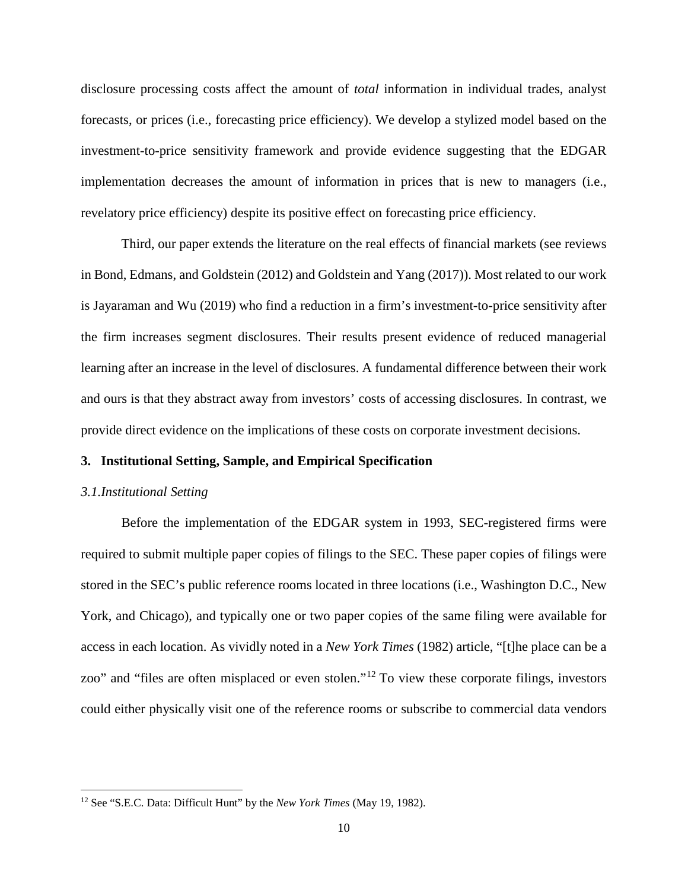disclosure processing costs affect the amount of *total* information in individual trades, analyst forecasts, or prices (i.e., forecasting price efficiency). We develop a stylized model based on the investment-to-price sensitivity framework and provide evidence suggesting that the EDGAR implementation decreases the amount of information in prices that is new to managers (i.e., revelatory price efficiency) despite its positive effect on forecasting price efficiency.

Third, our paper extends the literature on the real effects of financial markets (see reviews in Bond, Edmans, and Goldstein (2012) and Goldstein and Yang (2017)). Most related to our work is Jayaraman and Wu (2019) who find a reduction in a firm's investment-to-price sensitivity after the firm increases segment disclosures. Their results present evidence of reduced managerial learning after an increase in the level of disclosures. A fundamental difference between their work and ours is that they abstract away from investors' costs of accessing disclosures. In contrast, we provide direct evidence on the implications of these costs on corporate investment decisions.

## 3. Institutional Setting, Sample, and Empirical Specification

### *3.1. Institutional Setting*

Before the implementation of the EDGAR system in 1993, SEC-registered firms were required to submit multiple paper copies of filings to the SEC. These paper copies of filings were stored in the SEC's public reference rooms located in three locations (i.e., Washington D.C., New York, and Chicago), and typically one or two paper copies of the same filing were available for access in each location. As vividly noted in a *New York Times* (1982) article, "[t]he place can be a zoo" and "files are often misplaced or even stolen."[12] To view these corporate filings, investors could either physically visit one of the reference rooms or subscribe to commercial data vendors

[12] See "S.E.C. Data: Difficult Hunt" by the *New York Times* (May 19, 1982).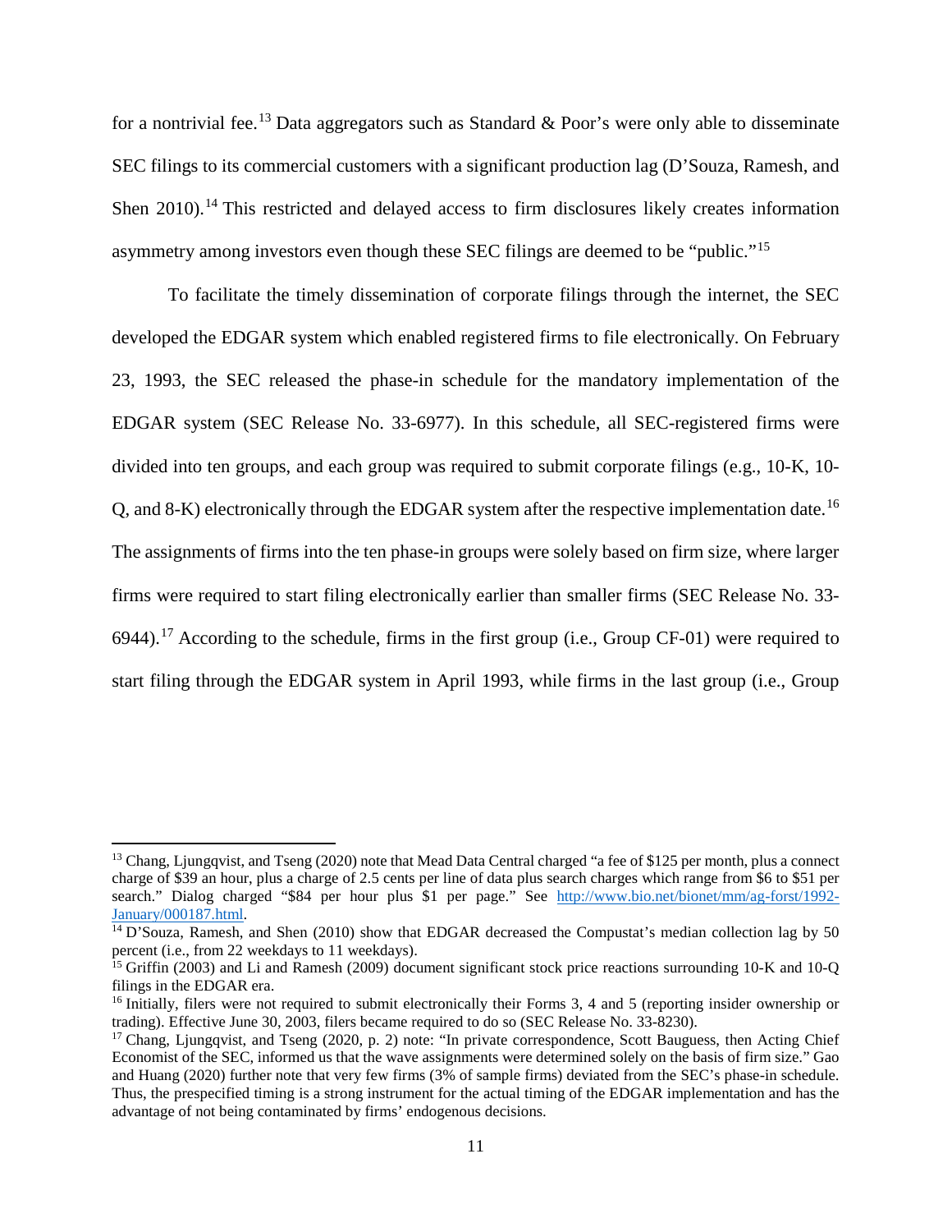for a nontrivial fee.[13] Data aggregators such as Standard & Poor's were only able to disseminate SEC filings to its commercial customers with a significant production lag (D'Souza, Ramesh, and Shen 2010).[14] This restricted and delayed access to firm disclosures likely creates information asymmetry among investors even though these SEC filings are deemed to be "public."[15]

To facilitate the timely dissemination of corporate filings through the internet, the SEC developed the EDGAR system which enabled registered firms to file electronically. On February 23, 1993, the SEC released the phase-in schedule for the mandatory implementation of the EDGAR system (SEC Release No. 33-6977). In this schedule, all SEC-registered firms were divided into ten groups, and each group was required to submit corporate filings (e.g., 10-K, 10-Q, and 8-K) electronically through the EDGAR system after the respective implementation date.[16] The assignments of firms into the ten phase-in groups were solely based on firm size, where larger firms were required to start filing electronically earlier than smaller firms (SEC Release No. 33-6944).[17] According to the schedule, firms in the first group (i.e., Group CF-01) were required to start filing through the EDGAR system in April 1993, while firms in the last group (i.e., Group

---

[13] Chang, Ljungqvist, and Tseng (2020) note that Mead Data Central charged "a fee of $125 per month, plus a connect charge of $39 an hour, plus a charge of 2.5 cents per line of data plus search charges which range from $6 to $51 per search." Dialog charged "$84 per hour plus $1 per page." See http://www.bio.net/bionet/mm/ag-forst/1992-January/000187.html.

[14] D'Souza, Ramesh, and Shen (2010) show that EDGAR decreased the Compustat's median collection lag by 50 percent (i.e., from 22 weekdays to 11 weekdays).

[15] Griffin (2003) and Li and Ramesh (2009) document significant stock price reactions surrounding 10-K and 10-Q filings in the EDGAR era.

[16] Initially, filers were not required to submit electronically their Forms 3, 4 and 5 (reporting insider ownership or trading). Effective June 30, 2003, filers became required to do so (SEC Release No. 33-8230).

[17] Chang, Ljungqvist, and Tseng (2020, p. 2) note: "In private correspondence, Scott Bauguess, then Acting Chief Economist of the SEC, informed us that the wave assignments were determined solely on the basis of firm size." Gao and Huang (2020) further note that very few firms (3% of sample firms) deviated from the SEC's phase-in schedule. Thus, the prespecified timing is a strong instrument for the actual timing of the EDGAR implementation and has the advantage of not being contaminated by firms' endogenous decisions.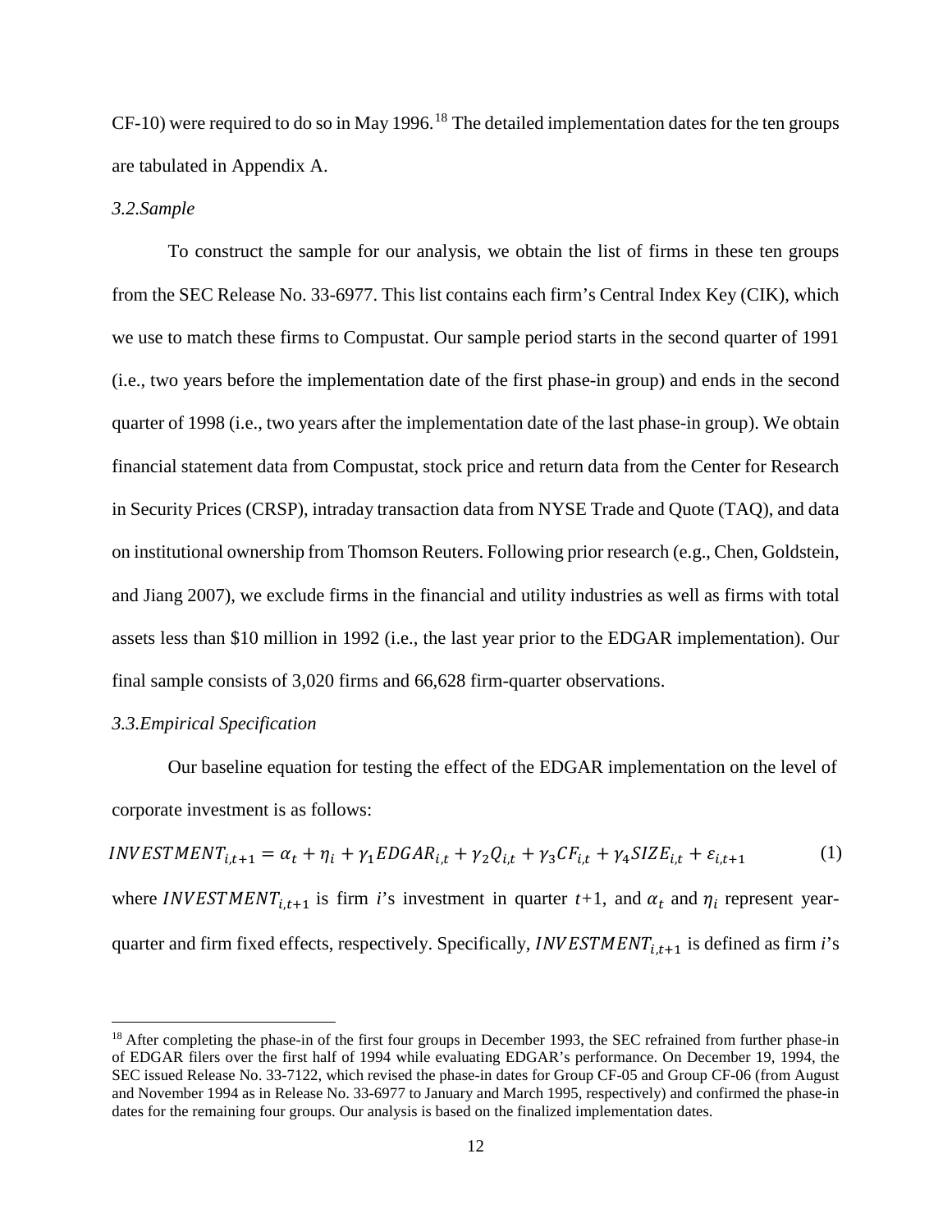CF-10) were required to do so in May 1996.[18] The detailed implementation dates for the ten groups are tabulated in Appendix A.

### *3.2. Sample*

To construct the sample for our analysis, we obtain the list of firms in these ten groups from the SEC Release No. 33-6977. This list contains each firm's Central Index Key (CIK), which we use to match these firms to Compustat. Our sample period starts in the second quarter of 1991 (i.e., two years before the implementation date of the first phase-in group) and ends in the second quarter of 1998 (i.e., two years after the implementation date of the last phase-in group). We obtain financial statement data from Compustat, stock price and return data from the Center for Research in Security Prices (CRSP), intraday transaction data from NYSE Trade and Quote (TAQ), and data on institutional ownership from Thomson Reuters. Following prior research (e.g., Chen, Goldstein, and Jiang 2007), we exclude firms in the financial and utility industries as well as firms with total assets less than \$10 million in 1992 (i.e., the last year prior to the EDGAR implementation). Our final sample consists of 3,020 firms and 66,628 firm-quarter observations.

### *3.3. Empirical Specification*

Our baseline equation for testing the effect of the EDGAR implementation on the level of corporate investment is as follows:

$$INVESTMENT_{i,t+1} = \alpha_t + \eta_i + \gamma_1 EDGAR_{i,t} + \gamma_2 Q_{i,t} + \gamma_3 CF_{i,t} + \gamma_4 SIZE_{i,t} + \varepsilon_{i,t+1} \tag{1}$$

where $INVESTMENT_{i,t+1}$ is firm *i*'s investment in quarter *t*+1, and $\alpha_t$ and $\eta_i$ represent year-quarter and firm fixed effects, respectively. Specifically, $INVESTMENT_{i,t+1}$ is defined as firm *i*'s

---

[18] After completing the phase-in of the first four groups in December 1993, the SEC refrained from further phase-in of EDGAR filers over the first half of 1994 while evaluating EDGAR's performance. On December 19, 1994, the SEC issued Release No. 33-7122, which revised the phase-in dates for Group CF-05 and Group CF-06 (from August and November 1994 as in Release No. 33-6977 to January and March 1995, respectively) and confirmed the phase-in dates for the remaining four groups. Our analysis is based on the finalized implementation dates.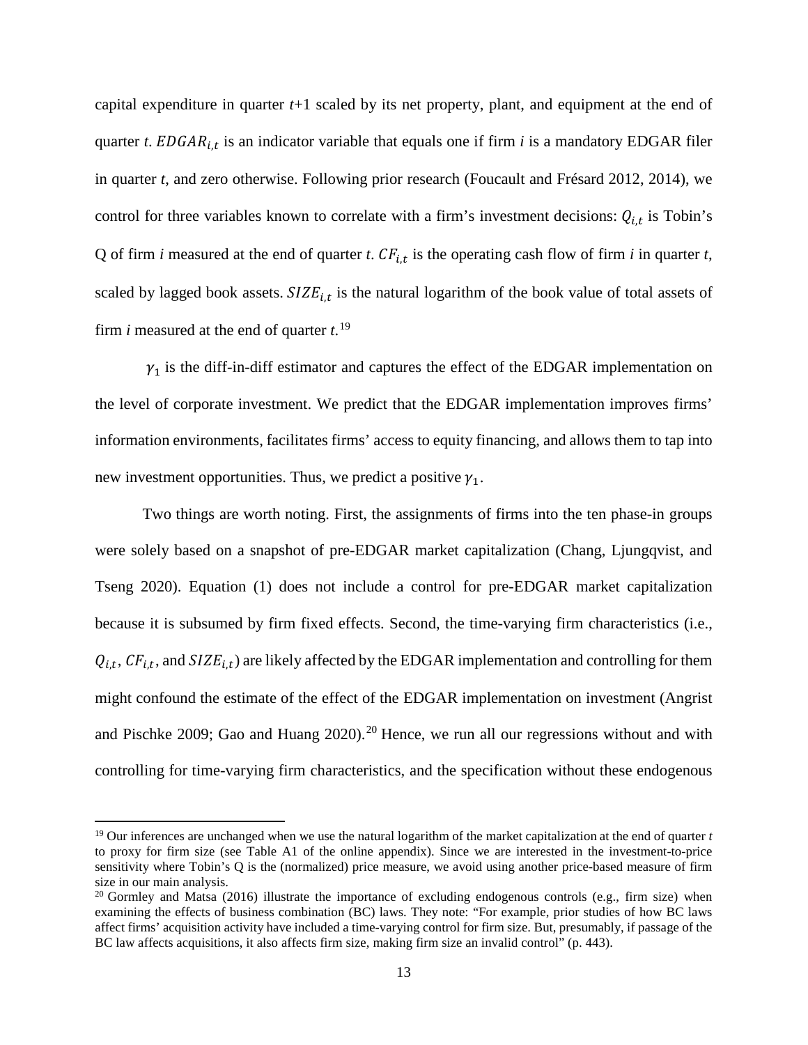capital expenditure in quarter $t$+1 scaled by its net property, plant, and equipment at the end of quarter $t$. $EDGAR_{i,t}$ is an indicator variable that equals one if firm $i$ is a mandatory EDGAR filer in quarter $t$, and zero otherwise. Following prior research (Foucault and Frésard 2012, 2014), we control for three variables known to correlate with a firm's investment decisions: $Q_{i,t}$ is Tobin's Q of firm $i$ measured at the end of quarter $t$. $CF_{i,t}$ is the operating cash flow of firm $i$ in quarter $t$, scaled by lagged book assets. $SIZE_{i,t}$ is the natural logarithm of the book value of total assets of firm $i$ measured at the end of quarter $t$.[19]

$\gamma_1$ is the diff-in-diff estimator and captures the effect of the EDGAR implementation on the level of corporate investment. We predict that the EDGAR implementation improves firms' information environments, facilitates firms' access to equity financing, and allows them to tap into new investment opportunities. Thus, we predict a positive $\gamma_1$.

Two things are worth noting. First, the assignments of firms into the ten phase-in groups were solely based on a snapshot of pre-EDGAR market capitalization (Chang, Ljungqvist, and Tseng 2020). Equation (1) does not include a control for pre-EDGAR market capitalization because it is subsumed by firm fixed effects. Second, the time-varying firm characteristics (i.e., $Q_{i,t}$, $CF_{i,t}$, and $SIZE_{i,t}$) are likely affected by the EDGAR implementation and controlling for them might confound the estimate of the effect of the EDGAR implementation on investment (Angrist and Pischke 2009; Gao and Huang 2020).[20] Hence, we run all our regressions without and with controlling for time-varying firm characteristics, and the specification without these endogenous

[19] Our inferences are unchanged when we use the natural logarithm of the market capitalization at the end of quarter $t$ to proxy for firm size (see Table A1 of the online appendix). Since we are interested in the investment-to-price sensitivity where Tobin's Q is the (normalized) price measure, we avoid using another price-based measure of firm size in our main analysis.

[20] Gormley and Matsa (2016) illustrate the importance of excluding endogenous controls (e.g., firm size) when examining the effects of business combination (BC) laws. They note: "For example, prior studies of how BC laws affect firms' acquisition activity have included a time-varying control for firm size. But, presumably, if passage of the BC law affects acquisitions, it also affects firm size, making firm size an invalid control" (p. 443).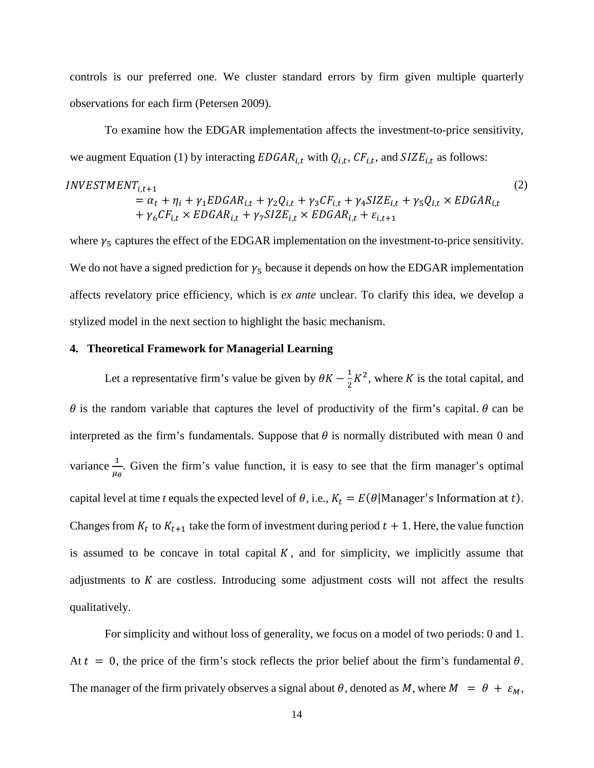controls is our preferred one. We cluster standard errors by firm given multiple quarterly observations for each firm (Petersen 2009).

To examine how the EDGAR implementation affects the investment-to-price sensitivity, we augment Equation (1) by interacting $EDGAR_{i,t}$ with $Q_{i,t}$, $CF_{i,t}$, and $SIZE_{i,t}$ as follows:

$$
\begin{aligned}
INVESTMENT_{i,t+1} &= \alpha_t + \eta_i + \gamma_1 EDGAR_{i,t} + \gamma_2 Q_{i,t} + \gamma_3 CF_{i,t} + \gamma_4 SIZE_{i,t} + \gamma_5 Q_{i,t} \times EDGAR_{i,t} \\
&\quad + \gamma_6 CF_{i,t} \times EDGAR_{i,t} + \gamma_7 SIZE_{i,t} \times EDGAR_{i,t} + \varepsilon_{i,t+1}
\end{aligned} \tag{2}
$$

where $\gamma_5$ captures the effect of the EDGAR implementation on the investment-to-price sensitivity. We do not have a signed prediction for $\gamma_5$ because it depends on how the EDGAR implementation affects revelatory price efficiency, which is *ex ante* unclear. To clarify this idea, we develop a stylized model in the next section to highlight the basic mechanism.

## 4. Theoretical Framework for Managerial Learning

Let a representative firm's value be given by $\theta K - \frac{1}{2}K^2$, where $K$ is the total capital, and $\theta$ is the random variable that captures the level of productivity of the firm's capital. $\theta$ can be interpreted as the firm's fundamentals. Suppose that $\theta$ is normally distributed with mean 0 and variance $\frac{1}{\mu_\theta}$. Given the firm's value function, it is easy to see that the firm manager's optimal capital level at time *t* equals the expected level of $\theta$, i.e., $K_t = E(\theta|\text{Manager's Information at } t)$. Changes from $K_t$ to $K_{t+1}$ take the form of investment during period $t+1$. Here, the value function is assumed to be concave in total capital $K$, and for simplicity, we implicitly assume that adjustments to $K$ are costless. Introducing some adjustment costs will not affect the results qualitatively.

For simplicity and without loss of generality, we focus on a model of two periods: 0 and 1. At $t = 0$, the price of the firm's stock reflects the prior belief about the firm's fundamental $\theta$. The manager of the firm privately observes a signal about $\theta$, denoted as $M$, where $M = \theta + \varepsilon_M$,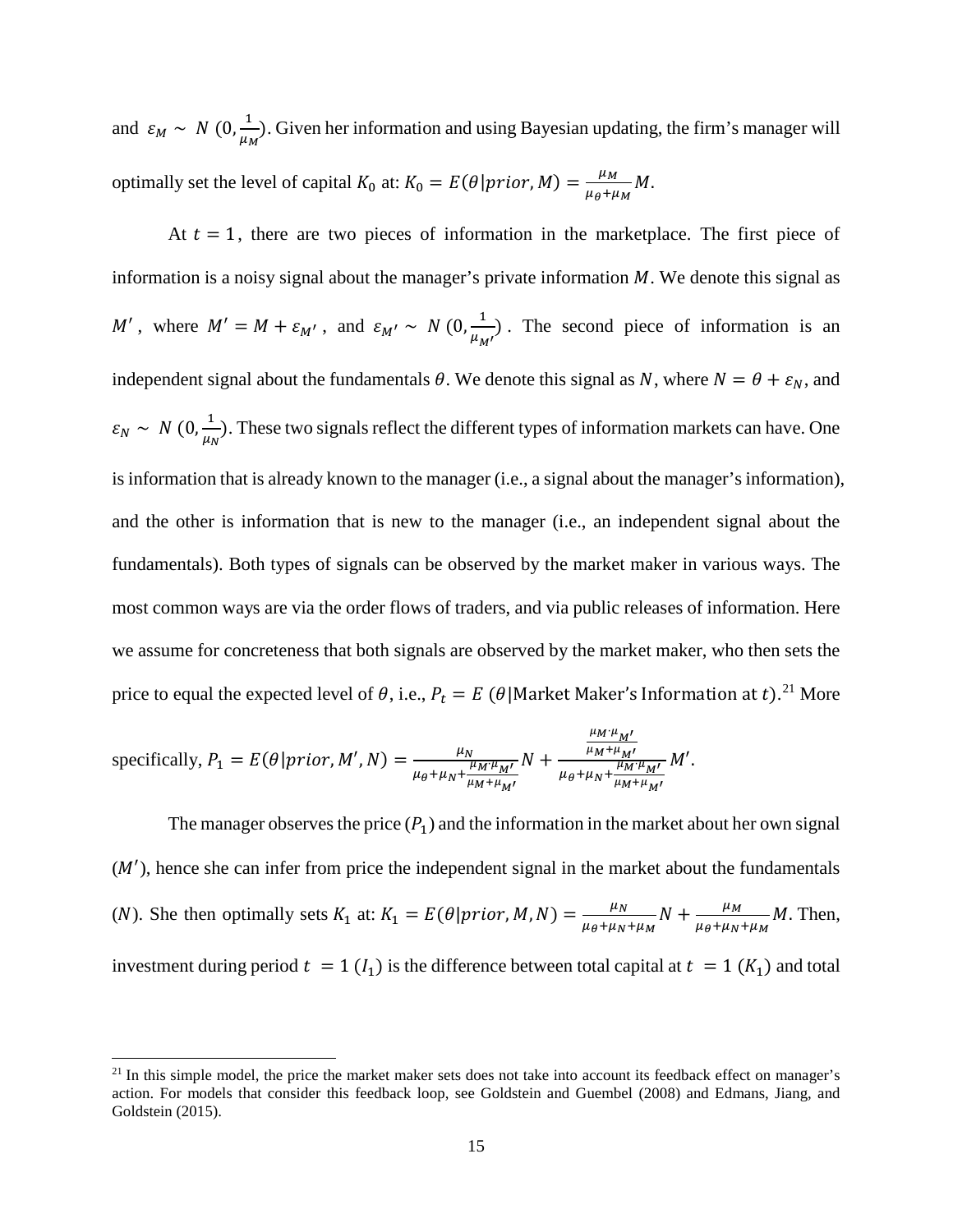and $\varepsilon_M \sim N(0, \frac{1}{\mu_M})$. Given her information and using Bayesian updating, the firm's manager will optimally set the level of capital $K_0$ at: $K_0 = E(\theta|prior, M) = \frac{\mu_M}{\mu_\theta + \mu_M} M$.

At $t = 1$, there are two pieces of information in the marketplace. The first piece of information is a noisy signal about the manager's private information $M$. We denote this signal as $M'$, where $M' = M + \varepsilon_{M'}$, and $\varepsilon_{M'} \sim N(0, \frac{1}{\mu_{M'}})$. The second piece of information is an independent signal about the fundamentals $\theta$. We denote this signal as $N$, where $N = \theta + \varepsilon_N$, and $\varepsilon_N \sim N(0, \frac{1}{\mu_N})$. These two signals reflect the different types of information markets can have. One is information that is already known to the manager (i.e., a signal about the manager's information), and the other is information that is new to the manager (i.e., an independent signal about the fundamentals). Both types of signals can be observed by the market maker in various ways. The most common ways are via the order flows of traders, and via public releases of information. Here we assume for concreteness that both signals are observed by the market maker, who then sets the price to equal the expected level of $\theta$, i.e., $P_t = E(\theta|\text{Market Maker's Information at } t)$.[21] More specifically, $P_1 = E(\theta|prior, M', N) = \frac{\mu_N}{\mu_\theta + \mu_N + \frac{\mu_M \cdot \mu_{M'}}{\mu_M + \mu_{M'}}} N + \frac{\frac{\mu_M \cdot \mu_{M'}}{\mu_M + \mu_{M'}}}{\mu_\theta + \mu_N + \frac{\mu_M \cdot \mu_{M'}}{\mu_M + \mu_{M'}}} M'$.

The manager observes the price ($P_1$) and the information in the market about her own signal ($M'$), hence she can infer from price the independent signal in the market about the fundamentals ($N$). She then optimally sets $K_1$ at: $K_1 = E(\theta|prior, M, N) = \frac{\mu_N}{\mu_\theta + \mu_N + \mu_M} N + \frac{\mu_M}{\mu_\theta + \mu_N + \mu_M} M$. Then, investment during period $t = 1$ ($I_1$) is the difference between total capital at $t = 1$ ($K_1$) and total

[21] In this simple model, the price the market maker sets does not take into account its feedback effect on manager's action. For models that consider this feedback loop, see Goldstein and Guembel (2008) and Edmans, Jiang, and Goldstein (2015).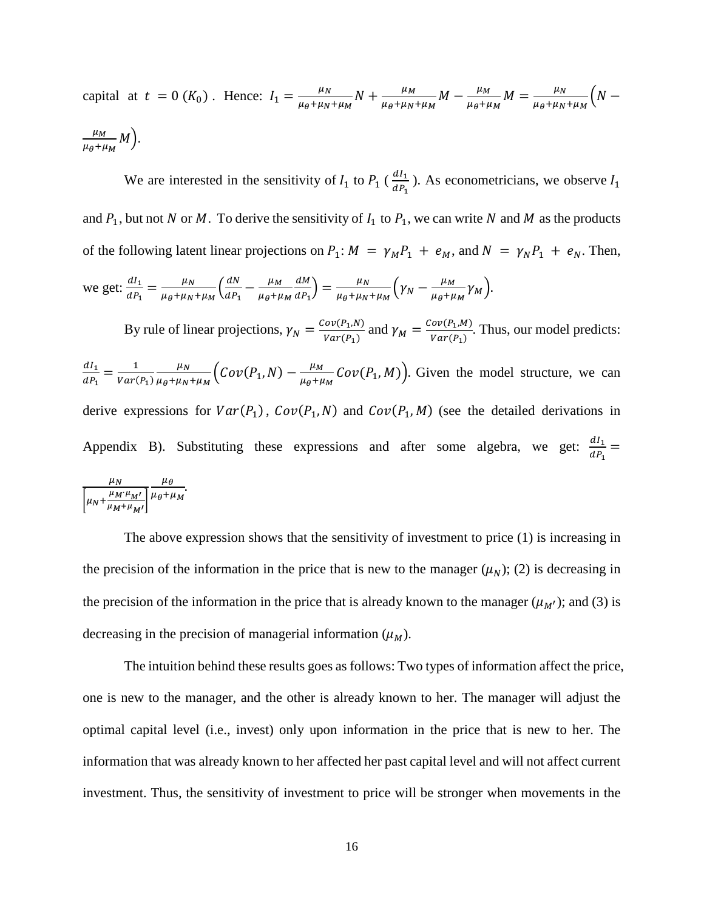capital at $t = 0$ $(K_0)$. Hence: $I_1 = \frac{\mu_N}{\mu_\theta+\mu_N+\mu_M}N + \frac{\mu_M}{\mu_\theta+\mu_N+\mu_M}M - \frac{\mu_M}{\mu_\theta+\mu_M}M = \frac{\mu_N}{\mu_\theta+\mu_N+\mu_M}\Big(N - \frac{\mu_M}{\mu_\theta+\mu_M}M\Big)$.

We are interested in the sensitivity of $I_1$ to $P_1$ ($\frac{dI_1}{dP_1}$). As econometricians, we observe $I_1$ and $P_1$, but not $N$ or $M$. To derive the sensitivity of $I_1$ to $P_1$, we can write $N$ and $M$ as the products of the following latent linear projections on $P_1$: $M = \gamma_M P_1 + e_M$, and $N = \gamma_N P_1 + e_N$. Then, we get: $\frac{dI_1}{dP_1} = \frac{\mu_N}{\mu_\theta+\mu_N+\mu_M}\Big(\frac{dN}{dP_1} - \frac{\mu_M}{\mu_\theta+\mu_M}\frac{dM}{dP_1}\Big) = \frac{\mu_N}{\mu_\theta+\mu_N+\mu_M}\Big(\gamma_N - \frac{\mu_M}{\mu_\theta+\mu_M}\gamma_M\Big)$.

By rule of linear projections, $\gamma_N = \frac{Cov(P_1,N)}{Var(P_1)}$ and $\gamma_M = \frac{Cov(P_1,M)}{Var(P_1)}$. Thus, our model predicts: $\frac{dI_1}{dP_1} = \frac{1}{Var(P_1)}\frac{\mu_N}{\mu_\theta+\mu_N+\mu_M}\Big(Cov(P_1,N) - \frac{\mu_M}{\mu_\theta+\mu_M}Cov(P_1,M)\Big)$. Given the model structure, we can derive expressions for $Var(P_1)$, $Cov(P_1,N)$ and $Cov(P_1,M)$ (see the detailed derivations in Appendix B). Substituting these expressions and after some algebra, we get: $\frac{dI_1}{dP_1} = \frac{\mu_N}{\left[\mu_N + \frac{\mu_M \cdot \mu_{M'}}{\mu_M+\mu_{M'}}\right]}\frac{\mu_\theta}{\mu_\theta+\mu_M}$.

The above expression shows that the sensitivity of investment to price (1) is increasing in the precision of the information in the price that is new to the manager ($\mu_N$); (2) is decreasing in the precision of the information in the price that is already known to the manager ($\mu_{M'}$); and (3) is decreasing in the precision of managerial information ($\mu_M$).

The intuition behind these results goes as follows: Two types of information affect the price, one is new to the manager, and the other is already known to her. The manager will adjust the optimal capital level (i.e., invest) only upon information in the price that is new to her. The information that was already known to her affected her past capital level and will not affect current investment. Thus, the sensitivity of investment to price will be stronger when movements in the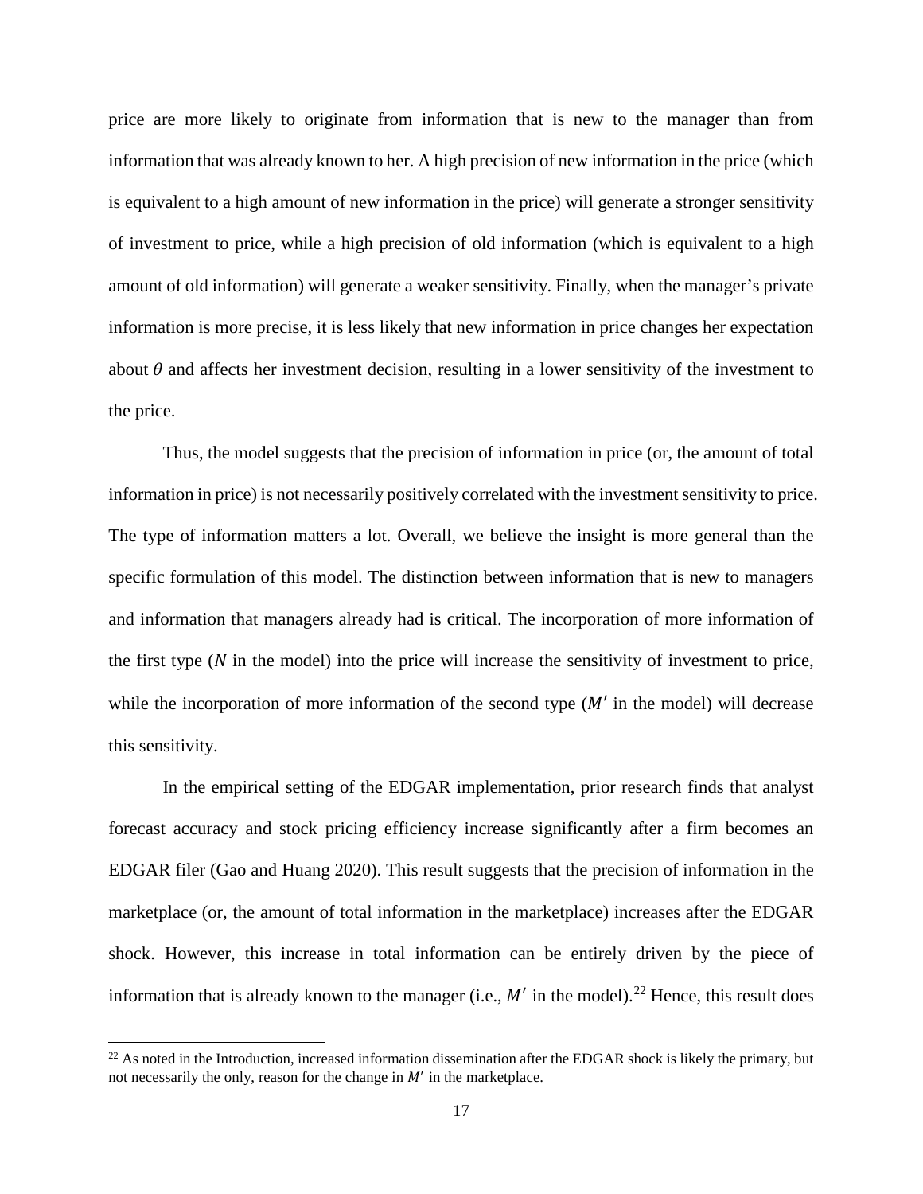price are more likely to originate from information that is new to the manager than from information that was already known to her. A high precision of new information in the price (which is equivalent to a high amount of new information in the price) will generate a stronger sensitivity of investment to price, while a high precision of old information (which is equivalent to a high amount of old information) will generate a weaker sensitivity. Finally, when the manager's private information is more precise, it is less likely that new information in price changes her expectation about $\theta$ and affects her investment decision, resulting in a lower sensitivity of the investment to the price.

Thus, the model suggests that the precision of information in price (or, the amount of total information in price) is not necessarily positively correlated with the investment sensitivity to price. The type of information matters a lot. Overall, we believe the insight is more general than the specific formulation of this model. The distinction between information that is new to managers and information that managers already had is critical. The incorporation of more information of the first type ($N$ in the model) into the price will increase the sensitivity of investment to price, while the incorporation of more information of the second type ($M'$ in the model) will decrease this sensitivity.

In the empirical setting of the EDGAR implementation, prior research finds that analyst forecast accuracy and stock pricing efficiency increase significantly after a firm becomes an EDGAR filer (Gao and Huang 2020). This result suggests that the precision of information in the marketplace (or, the amount of total information in the marketplace) increases after the EDGAR shock. However, this increase in total information can be entirely driven by the piece of information that is already known to the manager (i.e., $M'$ in the model).[22] Hence, this result does

[22] As noted in the Introduction, increased information dissemination after the EDGAR shock is likely the primary, but not necessarily the only, reason for the change in $M'$ in the marketplace.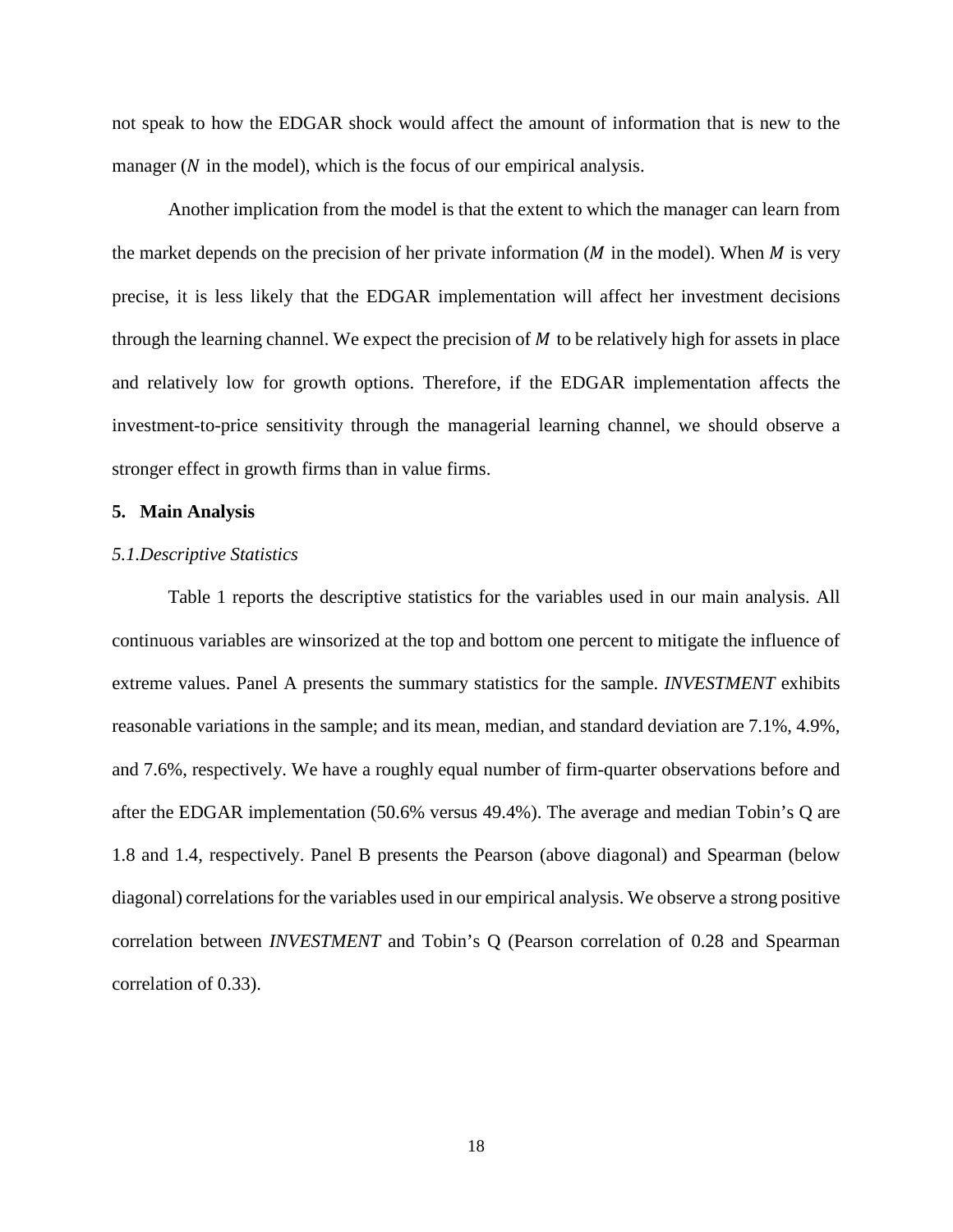not speak to how the EDGAR shock would affect the amount of information that is new to the manager ($N$ in the model), which is the focus of our empirical analysis.

Another implication from the model is that the extent to which the manager can learn from the market depends on the precision of her private information ($M$ in the model). When $M$ is very precise, it is less likely that the EDGAR implementation will affect her investment decisions through the learning channel. We expect the precision of $M$ to be relatively high for assets in place and relatively low for growth options. Therefore, if the EDGAR implementation affects the investment-to-price sensitivity through the managerial learning channel, we should observe a stronger effect in growth firms than in value firms.

## 5. Main Analysis

### *5.1. Descriptive Statistics*

Table 1 reports the descriptive statistics for the variables used in our main analysis. All continuous variables are winsorized at the top and bottom one percent to mitigate the influence of extreme values. Panel A presents the summary statistics for the sample. *INVESTMENT* exhibits reasonable variations in the sample; and its mean, median, and standard deviation are 7.1%, 4.9%, and 7.6%, respectively. We have a roughly equal number of firm-quarter observations before and after the EDGAR implementation (50.6% versus 49.4%). The average and median Tobin's Q are 1.8 and 1.4, respectively. Panel B presents the Pearson (above diagonal) and Spearman (below diagonal) correlations for the variables used in our empirical analysis. We observe a strong positive correlation between *INVESTMENT* and Tobin's Q (Pearson correlation of 0.28 and Spearman correlation of 0.33).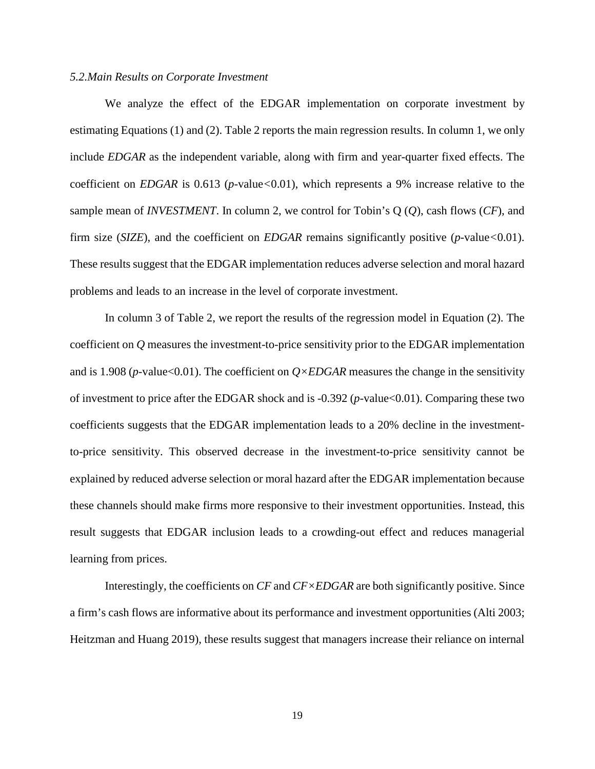### 5.2. Main Results on Corporate Investment

We analyze the effect of the EDGAR implementation on corporate investment by estimating Equations (1) and (2). Table 2 reports the main regression results. In column 1, we only include *EDGAR* as the independent variable, along with firm and year-quarter fixed effects. The coefficient on *EDGAR* is 0.613 ($p$-value$<$0.01), which represents a 9% increase relative to the sample mean of *INVESTMENT*. In column 2, we control for Tobin's Q (*Q*), cash flows (*CF*), and firm size (*SIZE*), and the coefficient on *EDGAR* remains significantly positive ($p$-value$<$0.01). These results suggest that the EDGAR implementation reduces adverse selection and moral hazard problems and leads to an increase in the level of corporate investment.

In column 3 of Table 2, we report the results of the regression model in Equation (2). The coefficient on *Q* measures the investment-to-price sensitivity prior to the EDGAR implementation and is 1.908 ($p$-value<0.01). The coefficient on *Q×EDGAR* measures the change in the sensitivity of investment to price after the EDGAR shock and is -0.392 ($p$-value<0.01). Comparing these two coefficients suggests that the EDGAR implementation leads to a 20% decline in the investment-to-price sensitivity. This observed decrease in the investment-to-price sensitivity cannot be explained by reduced adverse selection or moral hazard after the EDGAR implementation because these channels should make firms more responsive to their investment opportunities. Instead, this result suggests that EDGAR inclusion leads to a crowding-out effect and reduces managerial learning from prices.

Interestingly, the coefficients on *CF* and *CF×EDGAR* are both significantly positive. Since a firm's cash flows are informative about its performance and investment opportunities (Alti 2003; Heitzman and Huang 2019), these results suggest that managers increase their reliance on internal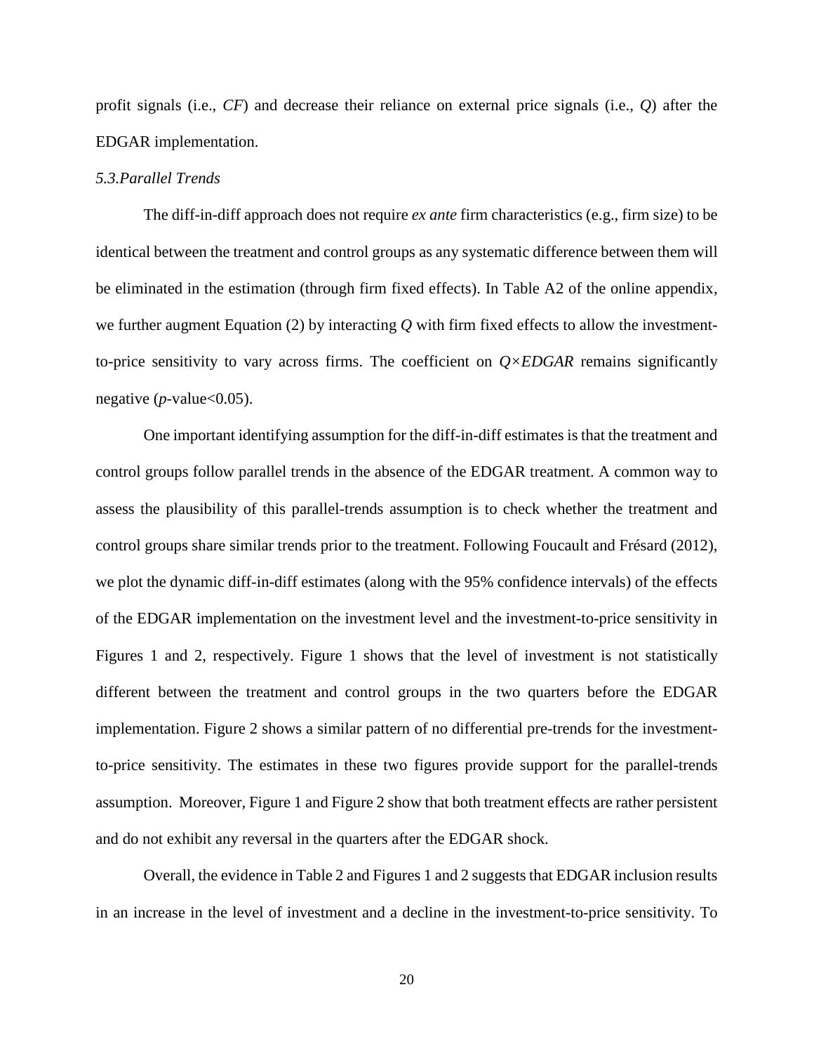profit signals (i.e., *CF*) and decrease their reliance on external price signals (i.e., *Q*) after the EDGAR implementation.

### *5.3. Parallel Trends*

The diff-in-diff approach does not require *ex ante* firm characteristics (e.g., firm size) to be identical between the treatment and control groups as any systematic difference between them will be eliminated in the estimation (through firm fixed effects). In Table A2 of the online appendix, we further augment Equation (2) by interacting *Q* with firm fixed effects to allow the investment-to-price sensitivity to vary across firms. The coefficient on $Q \times EDGAR$ remains significantly negative ($p$-value<0.05).

One important identifying assumption for the diff-in-diff estimates is that the treatment and control groups follow parallel trends in the absence of the EDGAR treatment. A common way to assess the plausibility of this parallel-trends assumption is to check whether the treatment and control groups share similar trends prior to the treatment. Following Foucault and Frésard (2012), we plot the dynamic diff-in-diff estimates (along with the 95% confidence intervals) of the effects of the EDGAR implementation on the investment level and the investment-to-price sensitivity in Figures 1 and 2, respectively. Figure 1 shows that the level of investment is not statistically different between the treatment and control groups in the two quarters before the EDGAR implementation. Figure 2 shows a similar pattern of no differential pre-trends for the investment-to-price sensitivity. The estimates in these two figures provide support for the parallel-trends assumption. Moreover, Figure 1 and Figure 2 show that both treatment effects are rather persistent and do not exhibit any reversal in the quarters after the EDGAR shock.

Overall, the evidence in Table 2 and Figures 1 and 2 suggests that EDGAR inclusion results in an increase in the level of investment and a decline in the investment-to-price sensitivity. To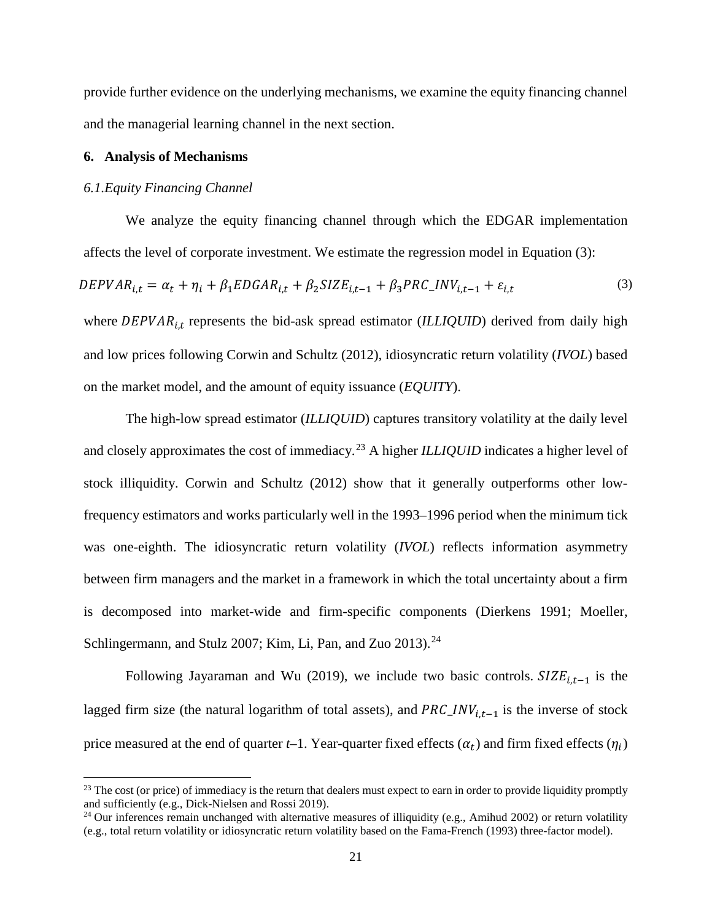provide further evidence on the underlying mechanisms, we examine the equity financing channel and the managerial learning channel in the next section.

## 6. Analysis of Mechanisms

### *6.1. Equity Financing Channel*

We analyze the equity financing channel through which the EDGAR implementation affects the level of corporate investment. We estimate the regression model in Equation (3):

$$DEPVAR_{i,t} = \alpha_t + \eta_i + \beta_1 EDGAR_{i,t} + \beta_2 SIZE_{i,t-1} + \beta_3 PRC\_INV_{i,t-1} + \varepsilon_{i,t} \tag{3}$$

where $DEPVAR_{i,t}$ represents the bid-ask spread estimator (*ILLIQUID*) derived from daily high and low prices following Corwin and Schultz (2012), idiosyncratic return volatility (*IVOL*) based on the market model, and the amount of equity issuance (*EQUITY*).

The high-low spread estimator (*ILLIQUID*) captures transitory volatility at the daily level and closely approximates the cost of immediacy.[23] A higher *ILLIQUID* indicates a higher level of stock illiquidity. Corwin and Schultz (2012) show that it generally outperforms other low-frequency estimators and works particularly well in the 1993–1996 period when the minimum tick was one-eighth. The idiosyncratic return volatility (*IVOL*) reflects information asymmetry between firm managers and the market in a framework in which the total uncertainty about a firm is decomposed into market-wide and firm-specific components (Dierkens 1991; Moeller, Schlingermann, and Stulz 2007; Kim, Li, Pan, and Zuo 2013).[24]

Following Jayaraman and Wu (2019), we include two basic controls. $SIZE_{i,t-1}$ is the lagged firm size (the natural logarithm of total assets), and $PRC\_INV_{i,t-1}$ is the inverse of stock price measured at the end of quarter *t*–1. Year-quarter fixed effects ($\alpha_t$) and firm fixed effects ($\eta_i$)

[23] The cost (or price) of immediacy is the return that dealers must expect to earn in order to provide liquidity promptly and sufficiently (e.g., Dick-Nielsen and Rossi 2019).

[24] Our inferences remain unchanged with alternative measures of illiquidity (e.g., Amihud 2002) or return volatility (e.g., total return volatility or idiosyncratic return volatility based on the Fama-French (1993) three-factor model).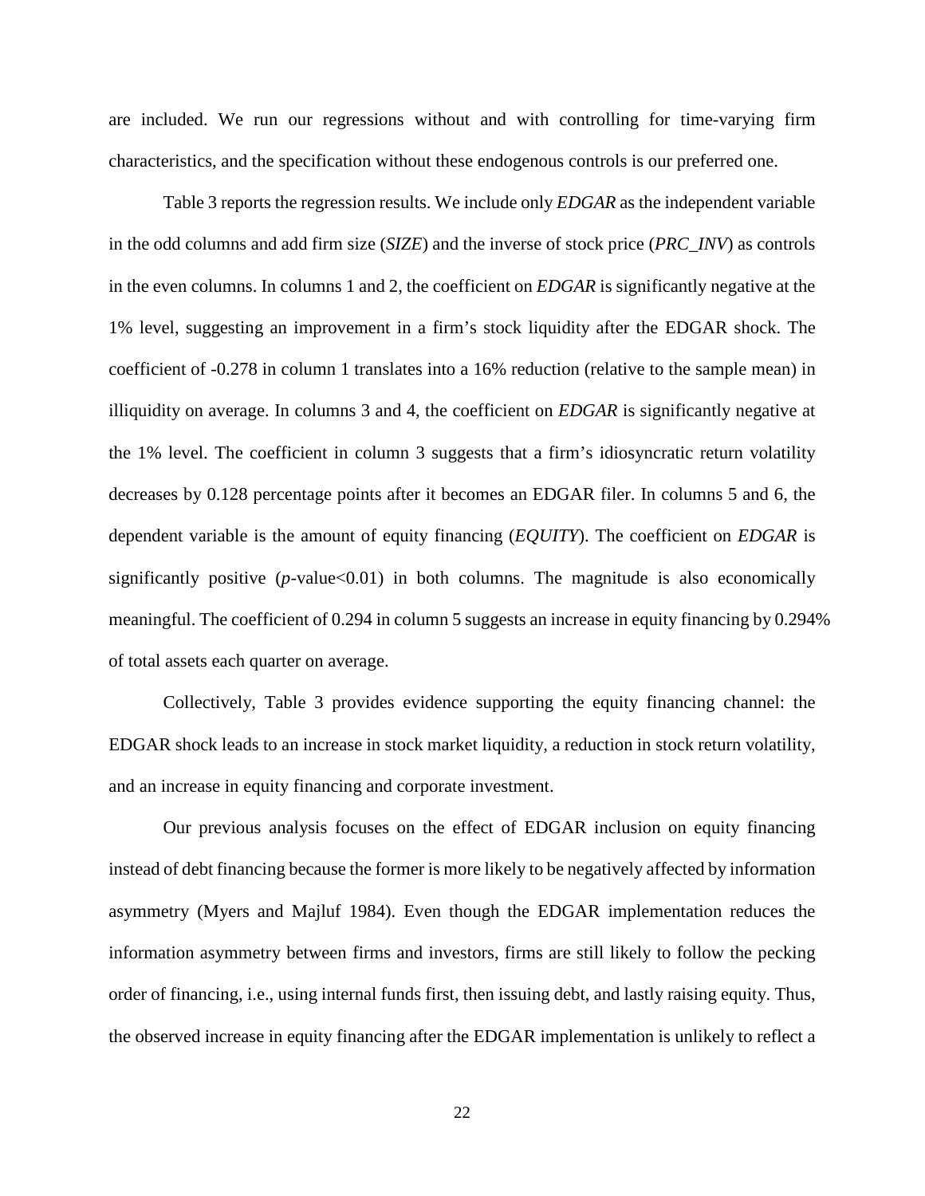are included. We run our regressions without and with controlling for time-varying firm characteristics, and the specification without these endogenous controls is our preferred one.

Table 3 reports the regression results. We include only *EDGAR* as the independent variable in the odd columns and add firm size (*SIZE*) and the inverse of stock price (*PRC_INV*) as controls in the even columns. In columns 1 and 2, the coefficient on *EDGAR* is significantly negative at the 1% level, suggesting an improvement in a firm's stock liquidity after the EDGAR shock. The coefficient of -0.278 in column 1 translates into a 16% reduction (relative to the sample mean) in illiquidity on average. In columns 3 and 4, the coefficient on *EDGAR* is significantly negative at the 1% level. The coefficient in column 3 suggests that a firm's idiosyncratic return volatility decreases by 0.128 percentage points after it becomes an EDGAR filer. In columns 5 and 6, the dependent variable is the amount of equity financing (*EQUITY*). The coefficient on *EDGAR* is significantly positive ($p$-value<0.01) in both columns. The magnitude is also economically meaningful. The coefficient of 0.294 in column 5 suggests an increase in equity financing by 0.294% of total assets each quarter on average.

Collectively, Table 3 provides evidence supporting the equity financing channel: the EDGAR shock leads to an increase in stock market liquidity, a reduction in stock return volatility, and an increase in equity financing and corporate investment.

Our previous analysis focuses on the effect of EDGAR inclusion on equity financing instead of debt financing because the former is more likely to be negatively affected by information asymmetry (Myers and Majluf 1984). Even though the EDGAR implementation reduces the information asymmetry between firms and investors, firms are still likely to follow the pecking order of financing, i.e., using internal funds first, then issuing debt, and lastly raising equity. Thus, the observed increase in equity financing after the EDGAR implementation is unlikely to reflect a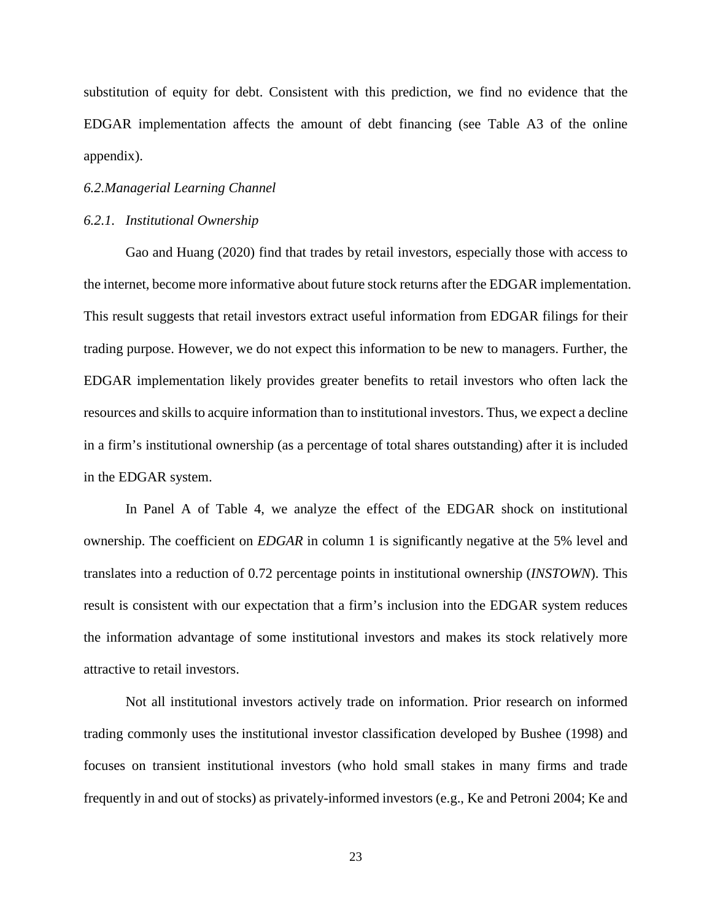substitution of equity for debt. Consistent with this prediction, we find no evidence that the EDGAR implementation affects the amount of debt financing (see Table A3 of the online appendix).

### *6.2. Managerial Learning Channel*

#### *6.2.1. Institutional Ownership*

Gao and Huang (2020) find that trades by retail investors, especially those with access to the internet, become more informative about future stock returns after the EDGAR implementation. This result suggests that retail investors extract useful information from EDGAR filings for their trading purpose. However, we do not expect this information to be new to managers. Further, the EDGAR implementation likely provides greater benefits to retail investors who often lack the resources and skills to acquire information than to institutional investors. Thus, we expect a decline in a firm's institutional ownership (as a percentage of total shares outstanding) after it is included in the EDGAR system.

In Panel A of Table 4, we analyze the effect of the EDGAR shock on institutional ownership. The coefficient on *EDGAR* in column 1 is significantly negative at the 5% level and translates into a reduction of 0.72 percentage points in institutional ownership (*INSTOWN*). This result is consistent with our expectation that a firm's inclusion into the EDGAR system reduces the information advantage of some institutional investors and makes its stock relatively more attractive to retail investors.

Not all institutional investors actively trade on information. Prior research on informed trading commonly uses the institutional investor classification developed by Bushee (1998) and focuses on transient institutional investors (who hold small stakes in many firms and trade frequently in and out of stocks) as privately-informed investors (e.g., Ke and Petroni 2004; Ke and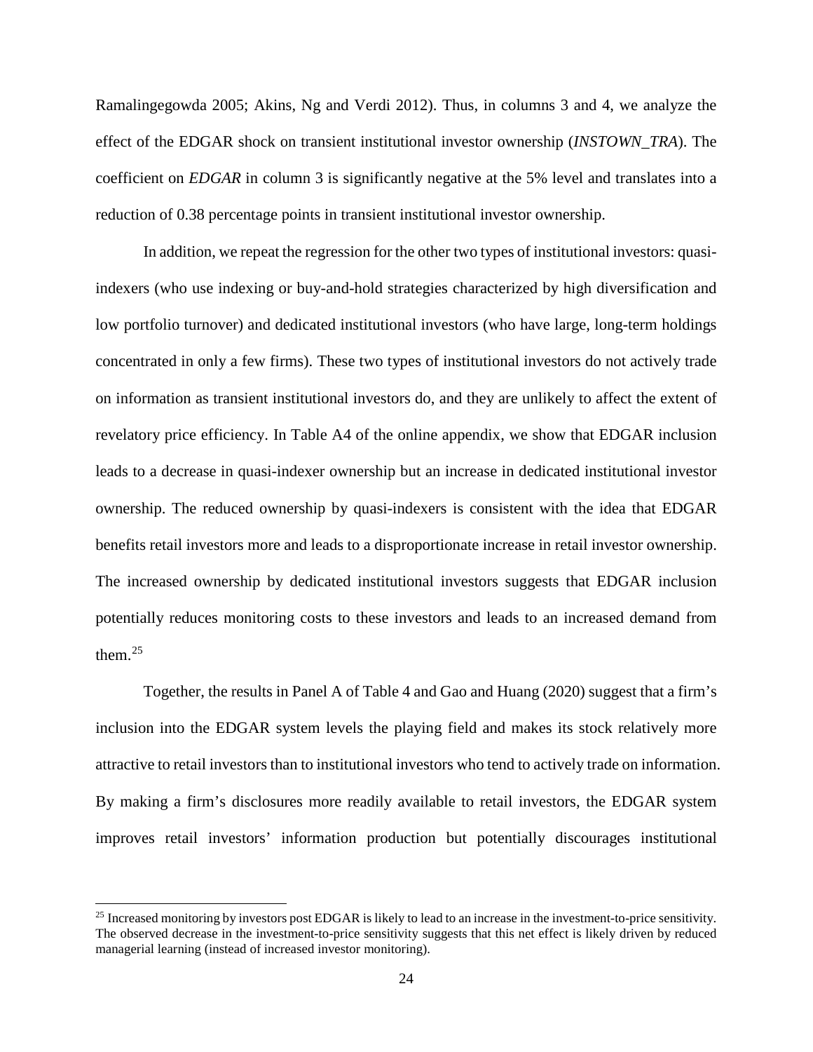Ramalingegowda 2005; Akins, Ng and Verdi 2012). Thus, in columns 3 and 4, we analyze the effect of the EDGAR shock on transient institutional investor ownership (*INSTOWN_TRA*). The coefficient on *EDGAR* in column 3 is significantly negative at the 5% level and translates into a reduction of 0.38 percentage points in transient institutional investor ownership.

In addition, we repeat the regression for the other two types of institutional investors: quasi-indexers (who use indexing or buy-and-hold strategies characterized by high diversification and low portfolio turnover) and dedicated institutional investors (who have large, long-term holdings concentrated in only a few firms). These two types of institutional investors do not actively trade on information as transient institutional investors do, and they are unlikely to affect the extent of revelatory price efficiency. In Table A4 of the online appendix, we show that EDGAR inclusion leads to a decrease in quasi-indexer ownership but an increase in dedicated institutional investor ownership. The reduced ownership by quasi-indexers is consistent with the idea that EDGAR benefits retail investors more and leads to a disproportionate increase in retail investor ownership. The increased ownership by dedicated institutional investors suggests that EDGAR inclusion potentially reduces monitoring costs to these investors and leads to an increased demand from them.[25]

Together, the results in Panel A of Table 4 and Gao and Huang (2020) suggest that a firm's inclusion into the EDGAR system levels the playing field and makes its stock relatively more attractive to retail investors than to institutional investors who tend to actively trade on information. By making a firm's disclosures more readily available to retail investors, the EDGAR system improves retail investors' information production but potentially discourages institutional

[25] Increased monitoring by investors post EDGAR is likely to lead to an increase in the investment-to-price sensitivity. The observed decrease in the investment-to-price sensitivity suggests that this net effect is likely driven by reduced managerial learning (instead of increased investor monitoring).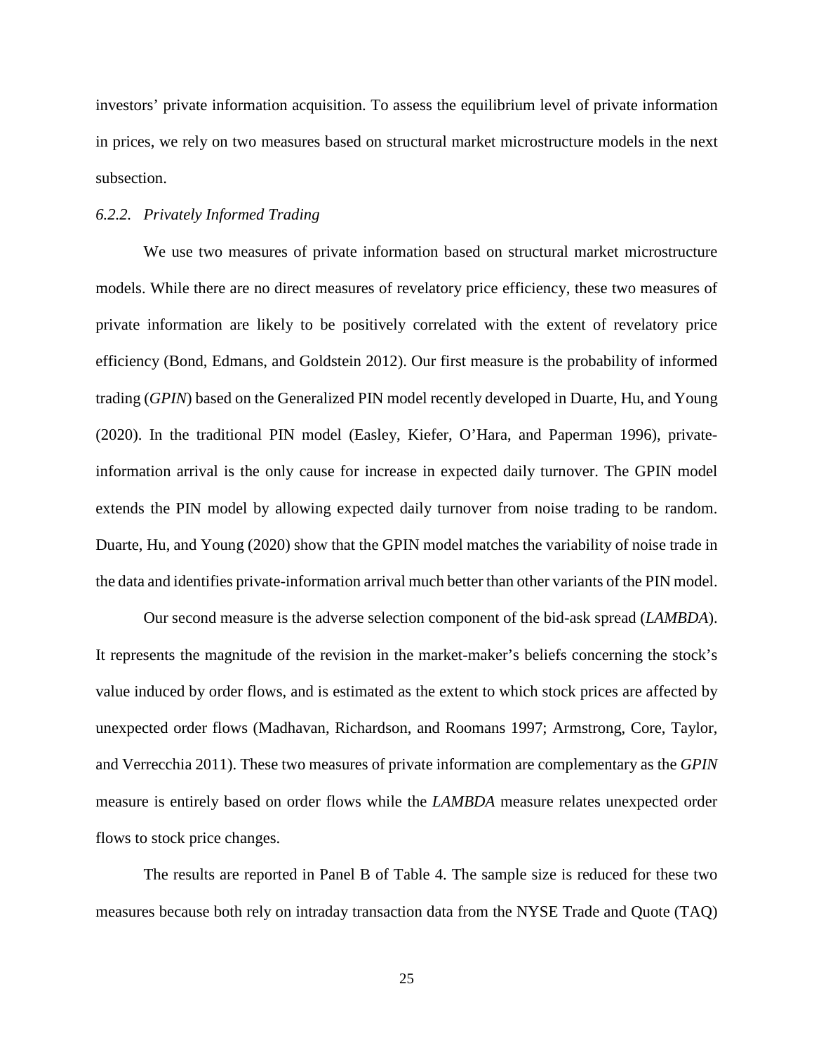investors' private information acquisition. To assess the equilibrium level of private information in prices, we rely on two measures based on structural market microstructure models in the next subsection.

### *6.2.2. Privately Informed Trading*

We use two measures of private information based on structural market microstructure models. While there are no direct measures of revelatory price efficiency, these two measures of private information are likely to be positively correlated with the extent of revelatory price efficiency (Bond, Edmans, and Goldstein 2012). Our first measure is the probability of informed trading (*GPIN*) based on the Generalized PIN model recently developed in Duarte, Hu, and Young (2020). In the traditional PIN model (Easley, Kiefer, O'Hara, and Paperman 1996), private-information arrival is the only cause for increase in expected daily turnover. The GPIN model extends the PIN model by allowing expected daily turnover from noise trading to be random. Duarte, Hu, and Young (2020) show that the GPIN model matches the variability of noise trade in the data and identifies private-information arrival much better than other variants of the PIN model.

Our second measure is the adverse selection component of the bid-ask spread (*LAMBDA*). It represents the magnitude of the revision in the market-maker's beliefs concerning the stock's value induced by order flows, and is estimated as the extent to which stock prices are affected by unexpected order flows (Madhavan, Richardson, and Roomans 1997; Armstrong, Core, Taylor, and Verrecchia 2011). These two measures of private information are complementary as the *GPIN* measure is entirely based on order flows while the *LAMBDA* measure relates unexpected order flows to stock price changes.

The results are reported in Panel B of Table 4. The sample size is reduced for these two measures because both rely on intraday transaction data from the NYSE Trade and Quote (TAQ)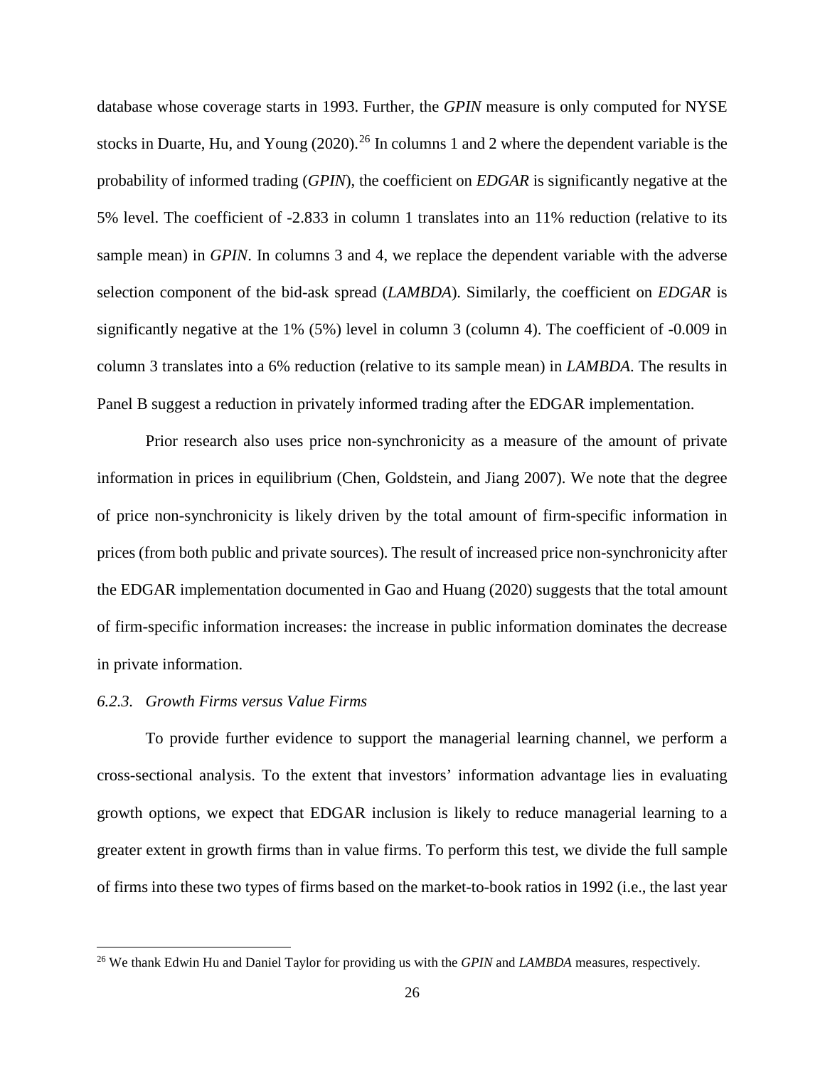database whose coverage starts in 1993. Further, the *GPIN* measure is only computed for NYSE stocks in Duarte, Hu, and Young (2020).[26] In columns 1 and 2 where the dependent variable is the probability of informed trading (*GPIN*), the coefficient on *EDGAR* is significantly negative at the 5% level. The coefficient of -2.833 in column 1 translates into an 11% reduction (relative to its sample mean) in *GPIN*. In columns 3 and 4, we replace the dependent variable with the adverse selection component of the bid-ask spread (*LAMBDA*). Similarly, the coefficient on *EDGAR* is significantly negative at the 1% (5%) level in column 3 (column 4). The coefficient of -0.009 in column 3 translates into a 6% reduction (relative to its sample mean) in *LAMBDA*. The results in Panel B suggest a reduction in privately informed trading after the EDGAR implementation.

Prior research also uses price non-synchronicity as a measure of the amount of private information in prices in equilibrium (Chen, Goldstein, and Jiang 2007). We note that the degree of price non-synchronicity is likely driven by the total amount of firm-specific information in prices (from both public and private sources). The result of increased price non-synchronicity after the EDGAR implementation documented in Gao and Huang (2020) suggests that the total amount of firm-specific information increases: the increase in public information dominates the decrease in private information.

### *6.2.3. Growth Firms versus Value Firms*

To provide further evidence to support the managerial learning channel, we perform a cross-sectional analysis. To the extent that investors' information advantage lies in evaluating growth options, we expect that EDGAR inclusion is likely to reduce managerial learning to a greater extent in growth firms than in value firms. To perform this test, we divide the full sample of firms into these two types of firms based on the market-to-book ratios in 1992 (i.e., the last year

---

[26] We thank Edwin Hu and Daniel Taylor for providing us with the *GPIN* and *LAMBDA* measures, respectively.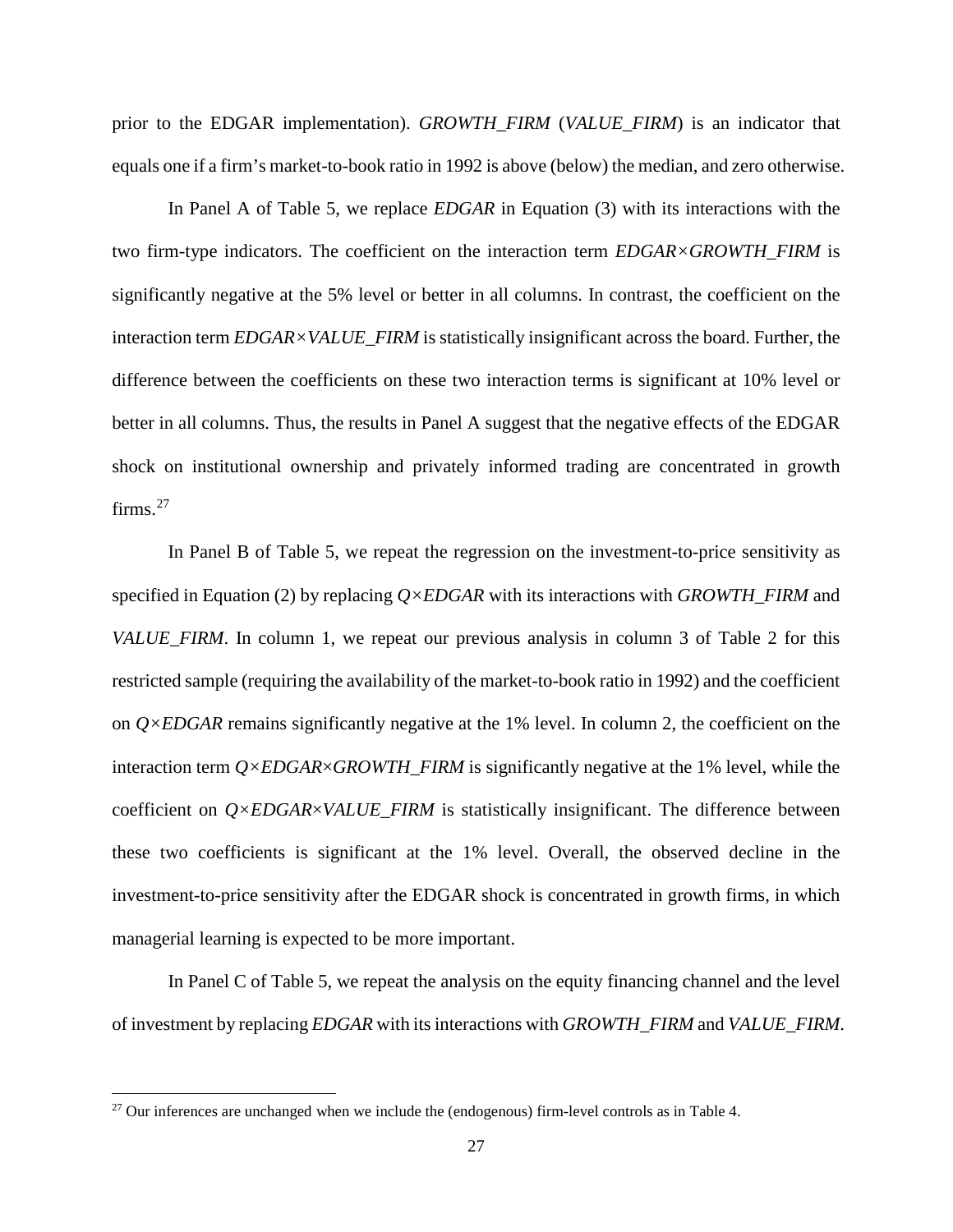prior to the EDGAR implementation). *GROWTH_FIRM* (*VALUE_FIRM*) is an indicator that equals one if a firm's market-to-book ratio in 1992 is above (below) the median, and zero otherwise.

In Panel A of Table 5, we replace *EDGAR* in Equation (3) with its interactions with the two firm-type indicators. The coefficient on the interaction term *EDGAR×GROWTH_FIRM* is significantly negative at the 5% level or better in all columns. In contrast, the coefficient on the interaction term *EDGAR×VALUE_FIRM* is statistically insignificant across the board. Further, the difference between the coefficients on these two interaction terms is significant at 10% level or better in all columns. Thus, the results in Panel A suggest that the negative effects of the EDGAR shock on institutional ownership and privately informed trading are concentrated in growth firms.[27]

In Panel B of Table 5, we repeat the regression on the investment-to-price sensitivity as specified in Equation (2) by replacing *Q×EDGAR* with its interactions with *GROWTH_FIRM* and *VALUE_FIRM*. In column 1, we repeat our previous analysis in column 3 of Table 2 for this restricted sample (requiring the availability of the market-to-book ratio in 1992) and the coefficient on *Q×EDGAR* remains significantly negative at the 1% level. In column 2, the coefficient on the interaction term *Q×EDGAR×GROWTH_FIRM* is significantly negative at the 1% level, while the coefficient on *Q×EDGAR×VALUE_FIRM* is statistically insignificant. The difference between these two coefficients is significant at the 1% level. Overall, the observed decline in the investment-to-price sensitivity after the EDGAR shock is concentrated in growth firms, in which managerial learning is expected to be more important.

In Panel C of Table 5, we repeat the analysis on the equity financing channel and the level of investment by replacing *EDGAR* with its interactions with *GROWTH_FIRM* and *VALUE_FIRM*.

[27] Our inferences are unchanged when we include the (endogenous) firm-level controls as in Table 4.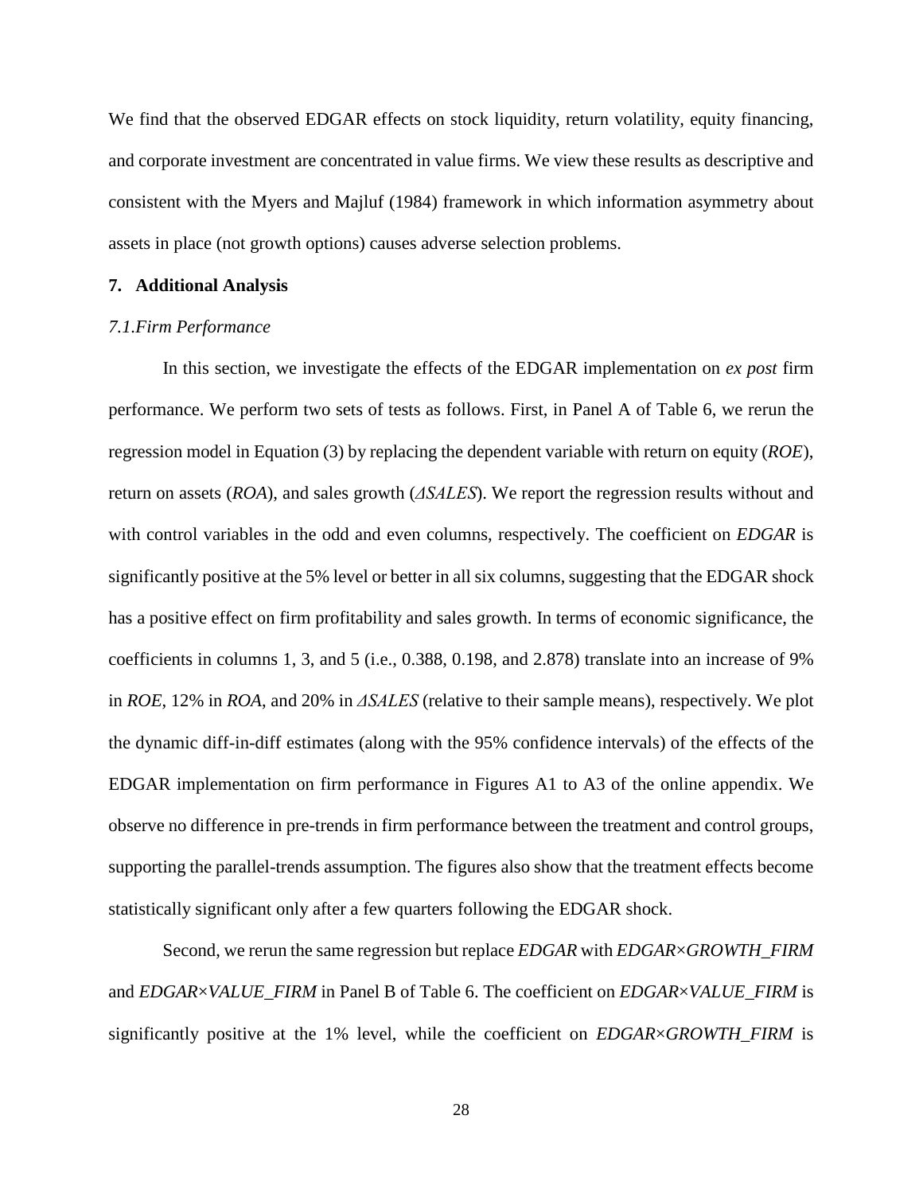We find that the observed EDGAR effects on stock liquidity, return volatility, equity financing, and corporate investment are concentrated in value firms. We view these results as descriptive and consistent with the Myers and Majluf (1984) framework in which information asymmetry about assets in place (not growth options) causes adverse selection problems.

## 7. Additional Analysis

### *7.1. Firm Performance*

In this section, we investigate the effects of the EDGAR implementation on *ex post* firm performance. We perform two sets of tests as follows. First, in Panel A of Table 6, we rerun the regression model in Equation (3) by replacing the dependent variable with return on equity (*ROE*), return on assets (*ROA*), and sales growth (*ΔSALES*). We report the regression results without and with control variables in the odd and even columns, respectively. The coefficient on *EDGAR* is significantly positive at the 5% level or better in all six columns, suggesting that the EDGAR shock has a positive effect on firm profitability and sales growth. In terms of economic significance, the coefficients in columns 1, 3, and 5 (i.e., 0.388, 0.198, and 2.878) translate into an increase of 9% in *ROE*, 12% in *ROA*, and 20% in *ΔSALES* (relative to their sample means), respectively. We plot the dynamic diff-in-diff estimates (along with the 95% confidence intervals) of the effects of the EDGAR implementation on firm performance in Figures A1 to A3 of the online appendix. We observe no difference in pre-trends in firm performance between the treatment and control groups, supporting the parallel-trends assumption. The figures also show that the treatment effects become statistically significant only after a few quarters following the EDGAR shock.

Second, we rerun the same regression but replace *EDGAR* with *EDGAR×GROWTH_FIRM* and *EDGAR×VALUE_FIRM* in Panel B of Table 6. The coefficient on *EDGAR×VALUE_FIRM* is significantly positive at the 1% level, while the coefficient on *EDGAR×GROWTH_FIRM* is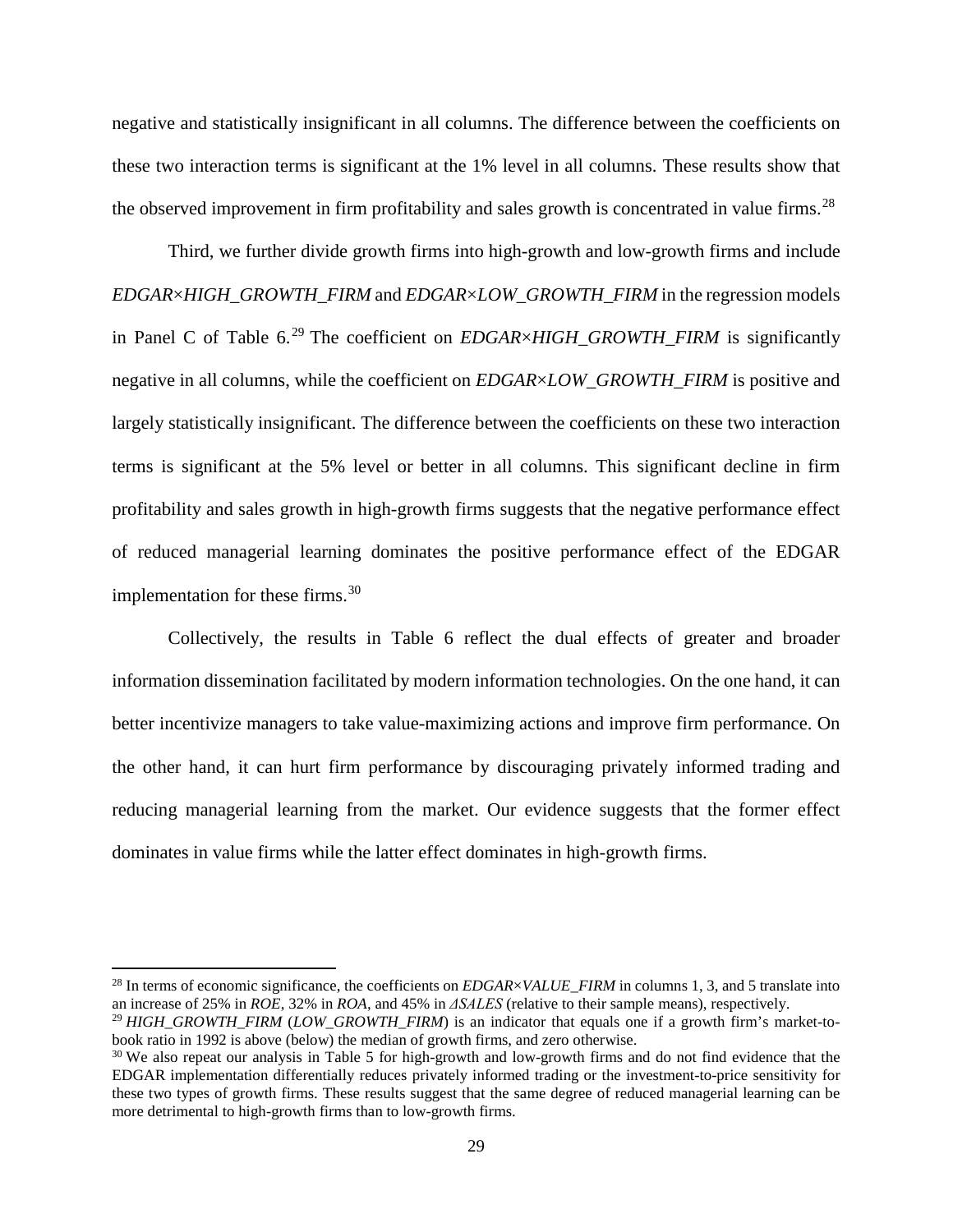negative and statistically insignificant in all columns. The difference between the coefficients on these two interaction terms is significant at the 1% level in all columns. These results show that the observed improvement in firm profitability and sales growth is concentrated in value firms.[28]

Third, we further divide growth firms into high-growth and low-growth firms and include *EDGAR×HIGH_GROWTH_FIRM* and *EDGAR×LOW_GROWTH_FIRM* in the regression models in Panel C of Table 6.[29] The coefficient on *EDGAR×HIGH_GROWTH_FIRM* is significantly negative in all columns, while the coefficient on *EDGAR×LOW_GROWTH_FIRM* is positive and largely statistically insignificant. The difference between the coefficients on these two interaction terms is significant at the 5% level or better in all columns. This significant decline in firm profitability and sales growth in high-growth firms suggests that the negative performance effect of reduced managerial learning dominates the positive performance effect of the EDGAR implementation for these firms.[30]

Collectively, the results in Table 6 reflect the dual effects of greater and broader information dissemination facilitated by modern information technologies. On the one hand, it can better incentivize managers to take value-maximizing actions and improve firm performance. On the other hand, it can hurt firm performance by discouraging privately informed trading and reducing managerial learning from the market. Our evidence suggests that the former effect dominates in value firms while the latter effect dominates in high-growth firms.

---

[28] In terms of economic significance, the coefficients on *EDGAR×VALUE_FIRM* in columns 1, 3, and 5 translate into an increase of 25% in *ROE*, 32% in *ROA*, and 45% in *ΔSALES* (relative to their sample means), respectively.

[29] *HIGH_GROWTH_FIRM* (*LOW_GROWTH_FIRM*) is an indicator that equals one if a growth firm's market-to-book ratio in 1992 is above (below) the median of growth firms, and zero otherwise.

[30] We also repeat our analysis in Table 5 for high-growth and low-growth firms and do not find evidence that the EDGAR implementation differentially reduces privately informed trading or the investment-to-price sensitivity for these two types of growth firms. These results suggest that the same degree of reduced managerial learning can be more detrimental to high-growth firms than to low-growth firms.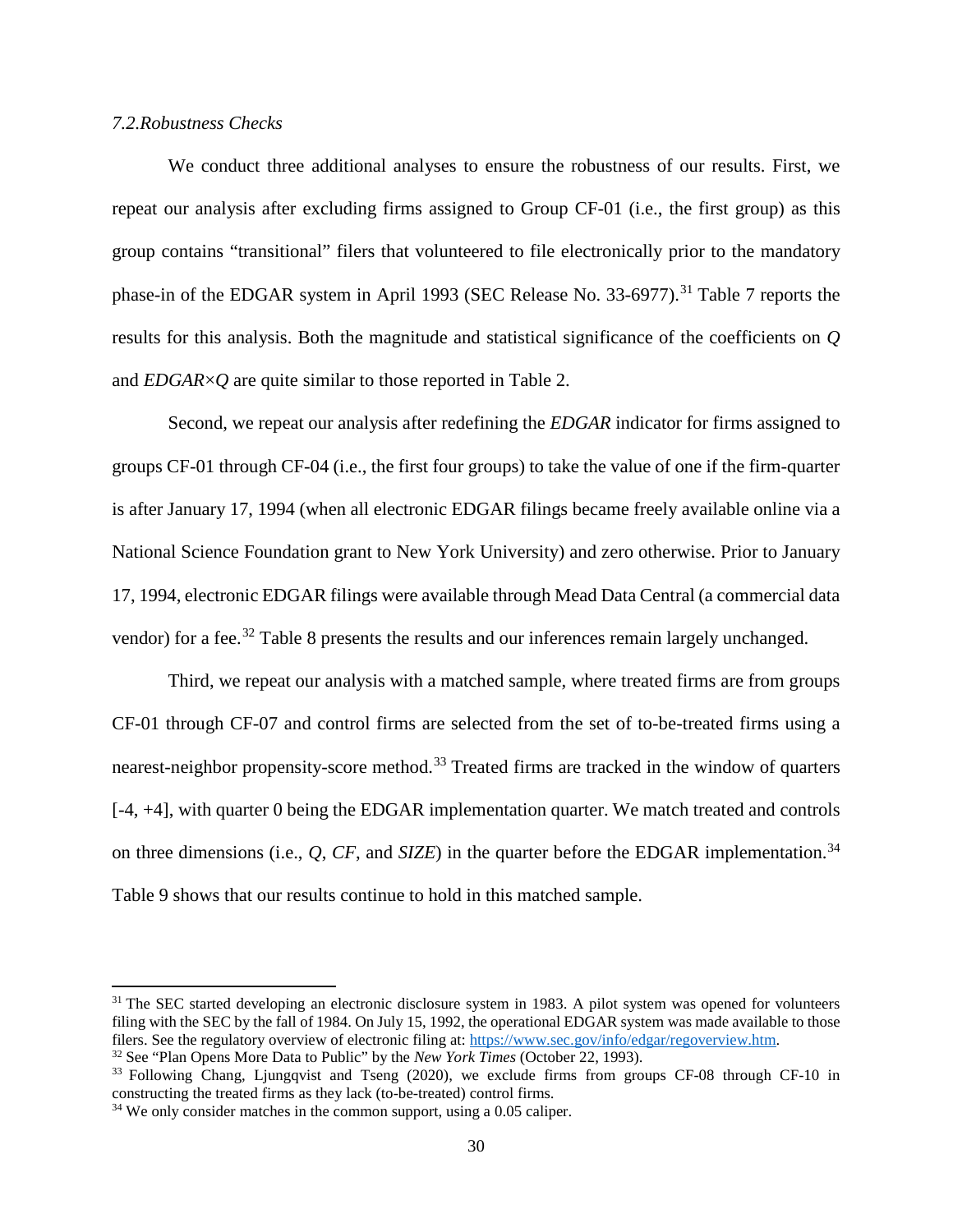### 7.2. Robustness Checks

We conduct three additional analyses to ensure the robustness of our results. First, we repeat our analysis after excluding firms assigned to Group CF-01 (i.e., the first group) as this group contains "transitional" filers that volunteered to file electronically prior to the mandatory phase-in of the EDGAR system in April 1993 (SEC Release No. 33-6977).[31] Table 7 reports the results for this analysis. Both the magnitude and statistical significance of the coefficients on *Q* and *EDGAR×Q* are quite similar to those reported in Table 2.

Second, we repeat our analysis after redefining the *EDGAR* indicator for firms assigned to groups CF-01 through CF-04 (i.e., the first four groups) to take the value of one if the firm-quarter is after January 17, 1994 (when all electronic EDGAR filings became freely available online via a National Science Foundation grant to New York University) and zero otherwise. Prior to January 17, 1994, electronic EDGAR filings were available through Mead Data Central (a commercial data vendor) for a fee.[32] Table 8 presents the results and our inferences remain largely unchanged.

Third, we repeat our analysis with a matched sample, where treated firms are from groups CF-01 through CF-07 and control firms are selected from the set of to-be-treated firms using a nearest-neighbor propensity-score method.[33] Treated firms are tracked in the window of quarters [-4, +4], with quarter 0 being the EDGAR implementation quarter. We match treated and controls on three dimensions (i.e., *Q*, *CF*, and *SIZE*) in the quarter before the EDGAR implementation.[34] Table 9 shows that our results continue to hold in this matched sample.

---

[31] The SEC started developing an electronic disclosure system in 1983. A pilot system was opened for volunteers filing with the SEC by the fall of 1984. On July 15, 1992, the operational EDGAR system was made available to those filers. See the regulatory overview of electronic filing at: https://www.sec.gov/info/edgar/regoverview.htm.

[32] See "Plan Opens More Data to Public" by the *New York Times* (October 22, 1993).

[33] Following Chang, Ljungqvist and Tseng (2020), we exclude firms from groups CF-08 through CF-10 in constructing the treated firms as they lack (to-be-treated) control firms.

[34] We only consider matches in the common support, using a 0.05 caliper.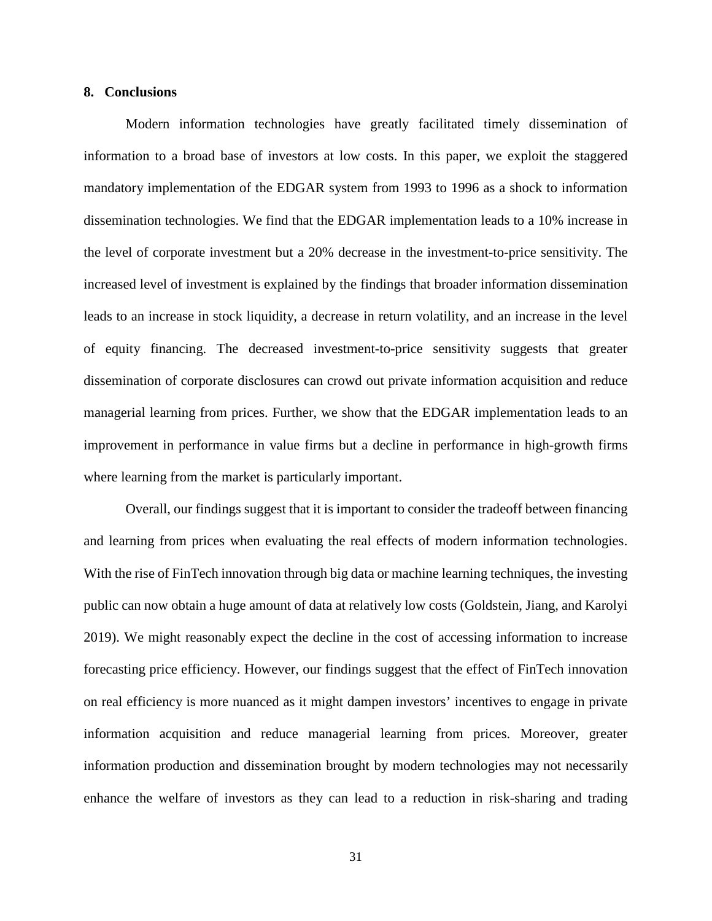## 8. Conclusions

Modern information technologies have greatly facilitated timely dissemination of information to a broad base of investors at low costs. In this paper, we exploit the staggered mandatory implementation of the EDGAR system from 1993 to 1996 as a shock to information dissemination technologies. We find that the EDGAR implementation leads to a 10% increase in the level of corporate investment but a 20% decrease in the investment-to-price sensitivity. The increased level of investment is explained by the findings that broader information dissemination leads to an increase in stock liquidity, a decrease in return volatility, and an increase in the level of equity financing. The decreased investment-to-price sensitivity suggests that greater dissemination of corporate disclosures can crowd out private information acquisition and reduce managerial learning from prices. Further, we show that the EDGAR implementation leads to an improvement in performance in value firms but a decline in performance in high-growth firms where learning from the market is particularly important.

Overall, our findings suggest that it is important to consider the tradeoff between financing and learning from prices when evaluating the real effects of modern information technologies. With the rise of FinTech innovation through big data or machine learning techniques, the investing public can now obtain a huge amount of data at relatively low costs (Goldstein, Jiang, and Karolyi 2019). We might reasonably expect the decline in the cost of accessing information to increase forecasting price efficiency. However, our findings suggest that the effect of FinTech innovation on real efficiency is more nuanced as it might dampen investors' incentives to engage in private information acquisition and reduce managerial learning from prices. Moreover, greater information production and dissemination brought by modern technologies may not necessarily enhance the welfare of investors as they can lead to a reduction in risk-sharing and trading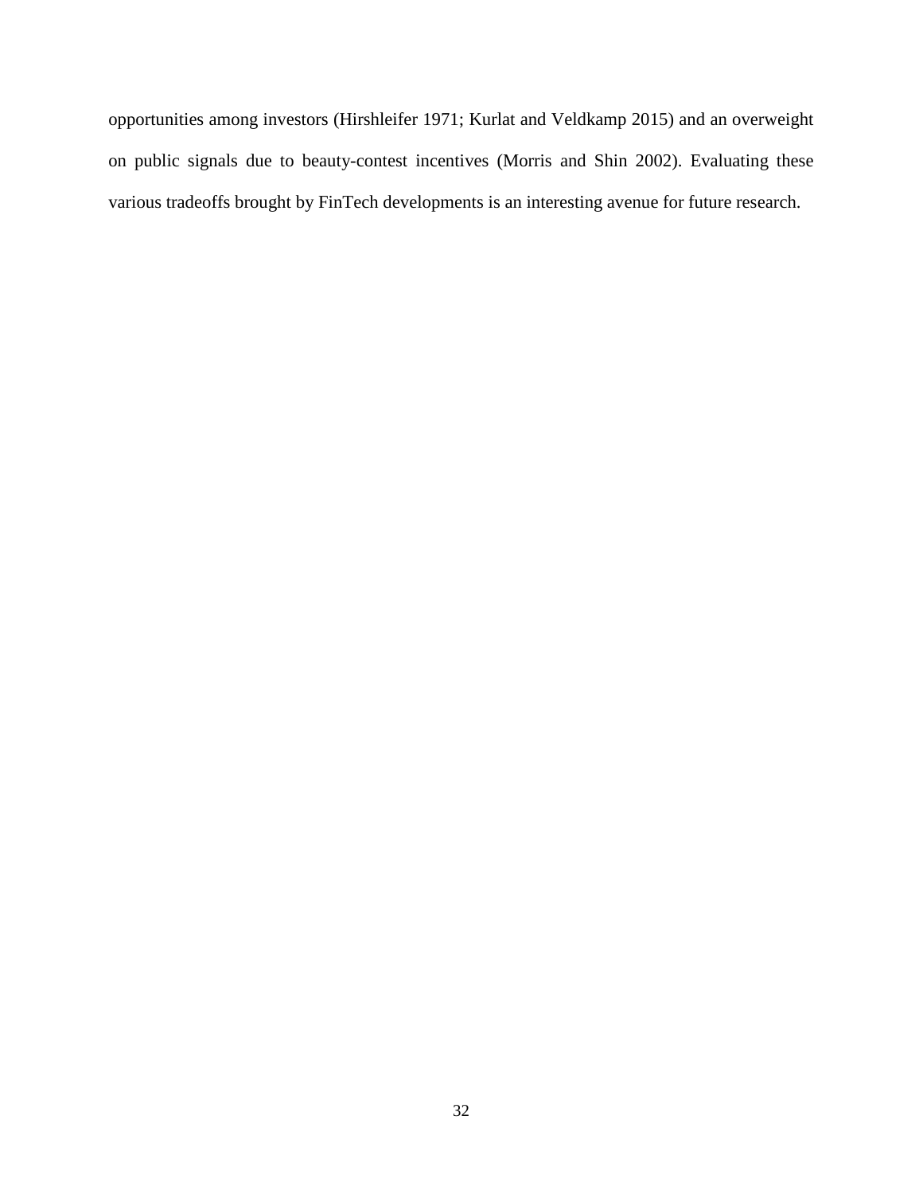opportunities among investors (Hirshleifer 1971; Kurlat and Veldkamp 2015) and an overweight on public signals due to beauty-contest incentives (Morris and Shin 2002). Evaluating these various tradeoffs brought by FinTech developments is an interesting avenue for future research.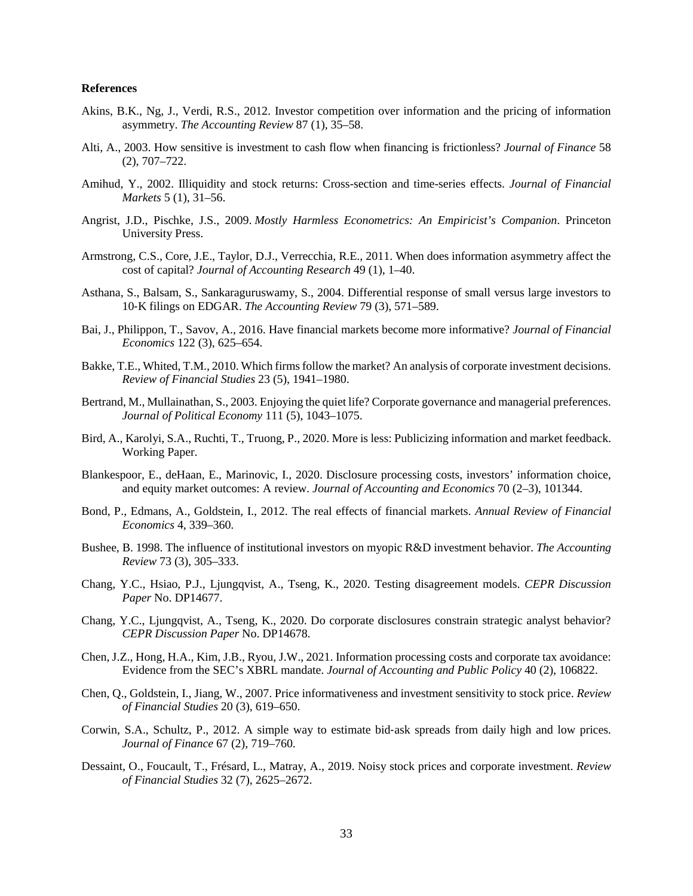## References

Akins, B.K., Ng, J., Verdi, R.S., 2012. Investor competition over information and the pricing of information asymmetry. *The Accounting Review* 87 (1), 35–58.

Alti, A., 2003. How sensitive is investment to cash flow when financing is frictionless? *Journal of Finance* 58 (2), 707–722.

Amihud, Y., 2002. Illiquidity and stock returns: Cross-section and time-series effects. *Journal of Financial Markets* 5 (1), 31–56.

Angrist, J.D., Pischke, J.S., 2009. *Mostly Harmless Econometrics: An Empiricist's Companion*. Princeton University Press.

Armstrong, C.S., Core, J.E., Taylor, D.J., Verrecchia, R.E., 2011. When does information asymmetry affect the cost of capital? *Journal of Accounting Research* 49 (1), 1–40.

Asthana, S., Balsam, S., Sankaraguruswamy, S., 2004. Differential response of small versus large investors to 10-K filings on EDGAR. *The Accounting Review* 79 (3), 571–589.

Bai, J., Philippon, T., Savov, A., 2016. Have financial markets become more informative? *Journal of Financial Economics* 122 (3), 625–654.

Bakke, T.E., Whited, T.M., 2010. Which firms follow the market? An analysis of corporate investment decisions. *Review of Financial Studies* 23 (5), 1941–1980.

Bertrand, M., Mullainathan, S., 2003. Enjoying the quiet life? Corporate governance and managerial preferences. *Journal of Political Economy* 111 (5), 1043–1075.

Bird, A., Karolyi, S.A., Ruchti, T., Truong, P., 2020. More is less: Publicizing information and market feedback. Working Paper.

Blankespoor, E., deHaan, E., Marinovic, I., 2020. Disclosure processing costs, investors' information choice, and equity market outcomes: A review. *Journal of Accounting and Economics* 70 (2–3), 101344.

Bond, P., Edmans, A., Goldstein, I., 2012. The real effects of financial markets. *Annual Review of Financial Economics* 4, 339–360.

Bushee, B. 1998. The influence of institutional investors on myopic R&D investment behavior. *The Accounting Review* 73 (3), 305–333.

Chang, Y.C., Hsiao, P.J., Ljungqvist, A., Tseng, K., 2020. Testing disagreement models. *CEPR Discussion Paper* No. DP14677.

Chang, Y.C., Ljungqvist, A., Tseng, K., 2020. Do corporate disclosures constrain strategic analyst behavior? *CEPR Discussion Paper* No. DP14678.

Chen, J.Z., Hong, H.A., Kim, J.B., Ryou, J.W., 2021. Information processing costs and corporate tax avoidance: Evidence from the SEC's XBRL mandate. *Journal of Accounting and Public Policy* 40 (2), 106822.

Chen, Q., Goldstein, I., Jiang, W., 2007. Price informativeness and investment sensitivity to stock price. *Review of Financial Studies* 20 (3), 619–650.

Corwin, S.A., Schultz, P., 2012. A simple way to estimate bid-ask spreads from daily high and low prices. *Journal of Finance* 67 (2), 719–760.

Dessaint, O., Foucault, T., Frésard, L., Matray, A., 2019. Noisy stock prices and corporate investment. *Review of Financial Studies* 32 (7), 2625–2672.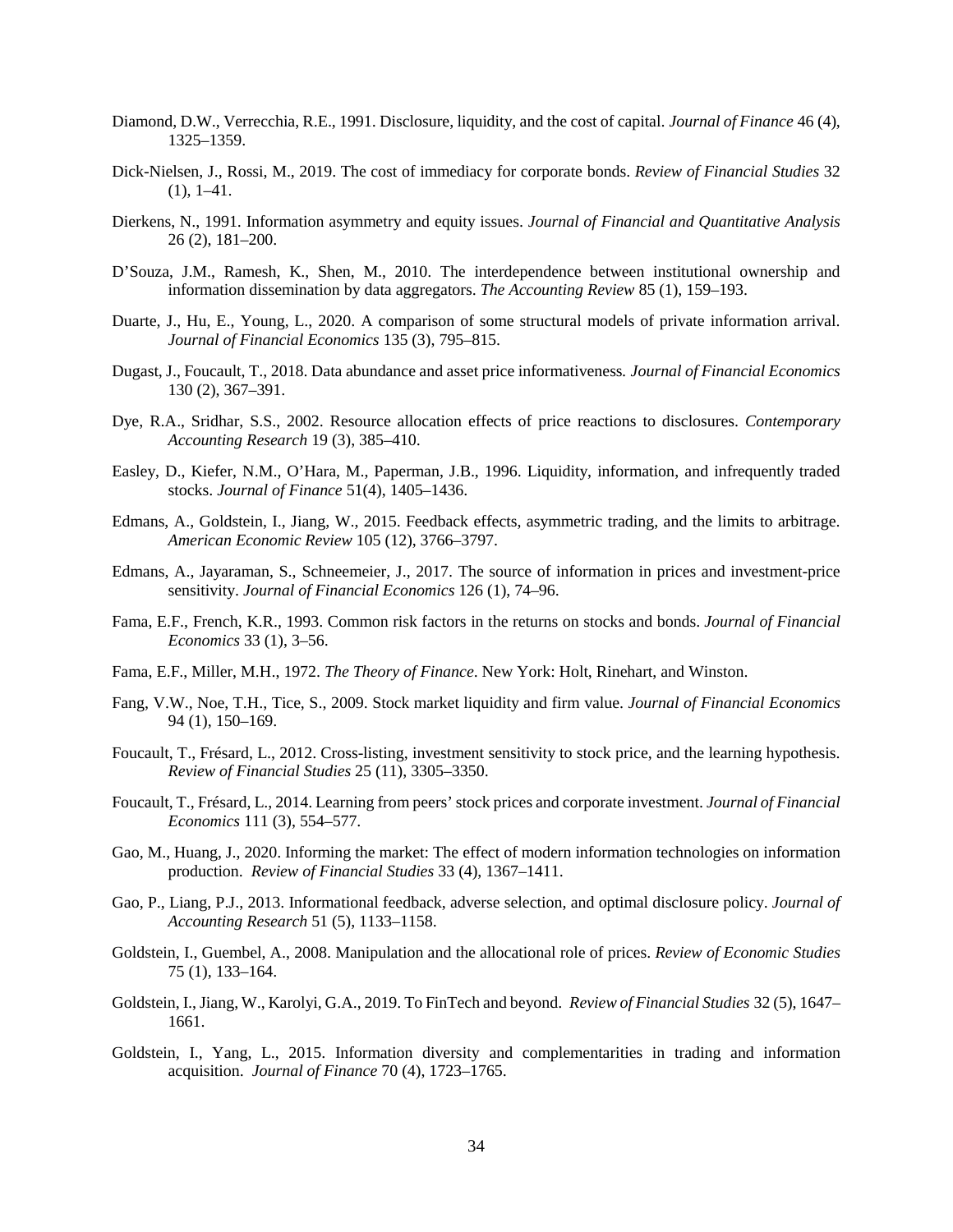Diamond, D.W., Verrecchia, R.E., 1991. Disclosure, liquidity, and the cost of capital. *Journal of Finance* 46 (4), 1325–1359.

Dick-Nielsen, J., Rossi, M., 2019. The cost of immediacy for corporate bonds. *Review of Financial Studies* 32 (1), 1–41.

Dierkens, N., 1991. Information asymmetry and equity issues. *Journal of Financial and Quantitative Analysis* 26 (2), 181–200.

D'Souza, J.M., Ramesh, K., Shen, M., 2010. The interdependence between institutional ownership and information dissemination by data aggregators. *The Accounting Review* 85 (1), 159–193.

Duarte, J., Hu, E., Young, L., 2020. A comparison of some structural models of private information arrival. *Journal of Financial Economics* 135 (3), 795–815.

Dugast, J., Foucault, T., 2018. Data abundance and asset price informativeness*. Journal of Financial Economics* 130 (2), 367–391.

Dye, R.A., Sridhar, S.S., 2002. Resource allocation effects of price reactions to disclosures. *Contemporary Accounting Research* 19 (3), 385–410.

Easley, D., Kiefer, N.M., O'Hara, M., Paperman, J.B., 1996. Liquidity, information, and infrequently traded stocks. *Journal of Finance* 51(4), 1405–1436.

Edmans, A., Goldstein, I., Jiang, W., 2015. Feedback effects, asymmetric trading, and the limits to arbitrage. *American Economic Review* 105 (12), 3766–3797.

Edmans, A., Jayaraman, S., Schneemeier, J., 2017. The source of information in prices and investment-price sensitivity. *Journal of Financial Economics* 126 (1), 74–96.

Fama, E.F., French, K.R., 1993. Common risk factors in the returns on stocks and bonds. *Journal of Financial Economics* 33 (1), 3–56.

Fama, E.F., Miller, M.H., 1972. *The Theory of Finance*. New York: Holt, Rinehart, and Winston.

Fang, V.W., Noe, T.H., Tice, S., 2009. Stock market liquidity and firm value. *Journal of Financial Economics* 94 (1), 150–169.

Foucault, T., Frésard, L., 2012. Cross-listing, investment sensitivity to stock price, and the learning hypothesis. *Review of Financial Studies* 25 (11), 3305–3350.

Foucault, T., Frésard, L., 2014. Learning from peers' stock prices and corporate investment. *Journal of Financial Economics* 111 (3), 554–577.

Gao, M., Huang, J., 2020. Informing the market: The effect of modern information technologies on information production. *Review of Financial Studies* 33 (4), 1367–1411.

Gao, P., Liang, P.J., 2013. Informational feedback, adverse selection, and optimal disclosure policy. *Journal of Accounting Research* 51 (5), 1133–1158.

Goldstein, I., Guembel, A., 2008. Manipulation and the allocational role of prices. *Review of Economic Studies* 75 (1), 133–164.

Goldstein, I., Jiang, W., Karolyi, G.A., 2019. To FinTech and beyond. *Review of Financial Studies* 32 (5), 1647–1661.

Goldstein, I., Yang, L., 2015. Information diversity and complementarities in trading and information acquisition. *Journal of Finance* 70 (4), 1723–1765.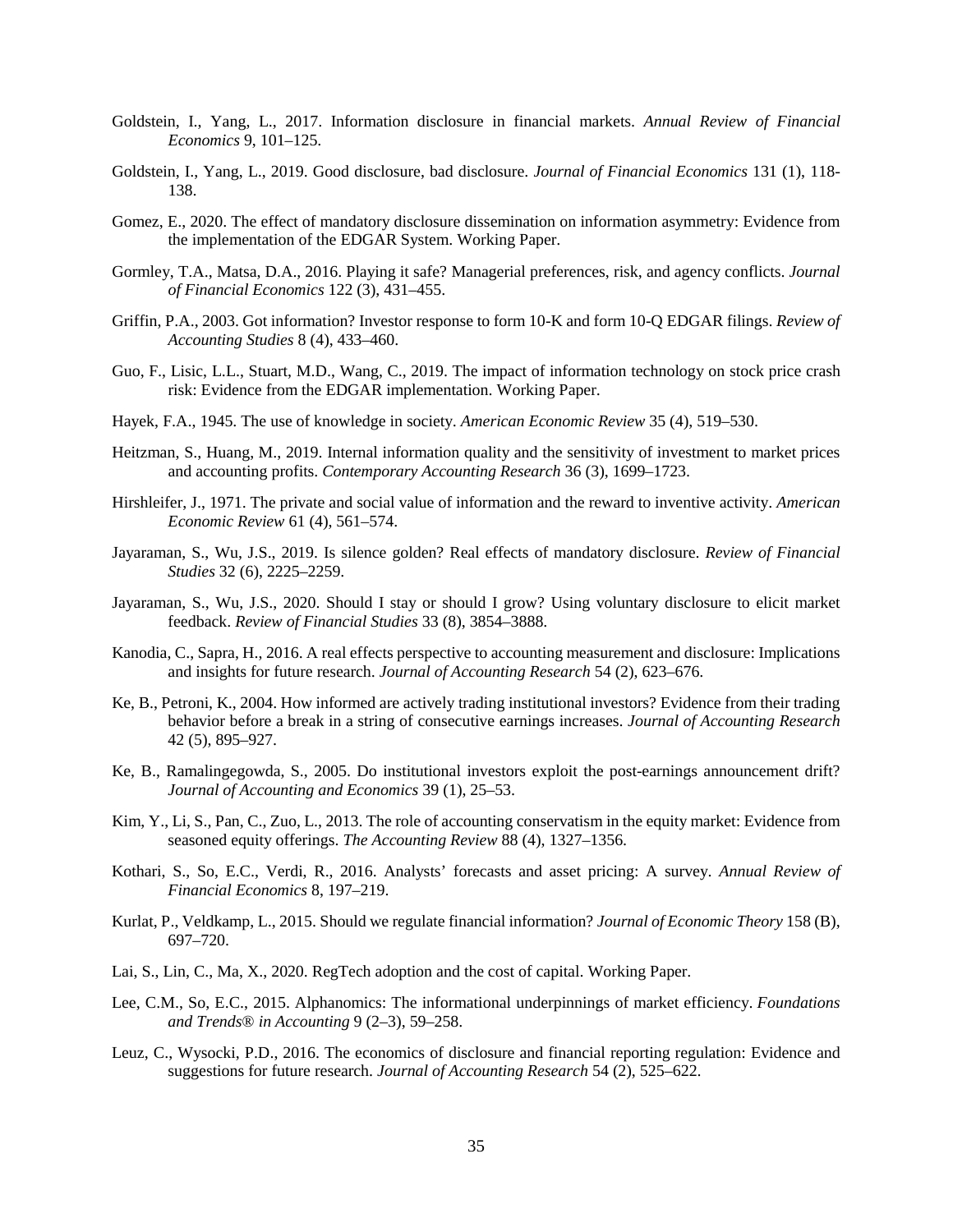Goldstein, I., Yang, L., 2017. Information disclosure in financial markets. *Annual Review of Financial Economics* 9, 101–125.

Goldstein, I., Yang, L., 2019. Good disclosure, bad disclosure. *Journal of Financial Economics* 131 (1), 118-138.

Gomez, E., 2020. The effect of mandatory disclosure dissemination on information asymmetry: Evidence from the implementation of the EDGAR System. Working Paper.

Gormley, T.A., Matsa, D.A., 2016. Playing it safe? Managerial preferences, risk, and agency conflicts. *Journal of Financial Economics* 122 (3), 431–455.

Griffin, P.A., 2003. Got information? Investor response to form 10-K and form 10-Q EDGAR filings. *Review of Accounting Studies* 8 (4), 433–460.

Guo, F., Lisic, L.L., Stuart, M.D., Wang, C., 2019. The impact of information technology on stock price crash risk: Evidence from the EDGAR implementation. Working Paper.

Hayek, F.A., 1945. The use of knowledge in society. *American Economic Review* 35 (4), 519–530.

Heitzman, S., Huang, M., 2019. Internal information quality and the sensitivity of investment to market prices and accounting profits. *Contemporary Accounting Research* 36 (3), 1699–1723.

Hirshleifer, J., 1971. The private and social value of information and the reward to inventive activity. *American Economic Review* 61 (4), 561–574.

Jayaraman, S., Wu, J.S., 2019. Is silence golden? Real effects of mandatory disclosure. *Review of Financial Studies* 32 (6), 2225–2259.

Jayaraman, S., Wu, J.S., 2020. Should I stay or should I grow? Using voluntary disclosure to elicit market feedback. *Review of Financial Studies* 33 (8), 3854–3888.

Kanodia, C., Sapra, H., 2016. A real effects perspective to accounting measurement and disclosure: Implications and insights for future research. *Journal of Accounting Research* 54 (2), 623–676.

Ke, B., Petroni, K., 2004. How informed are actively trading institutional investors? Evidence from their trading behavior before a break in a string of consecutive earnings increases. *Journal of Accounting Research* 42 (5), 895–927.

Ke, B., Ramalingegowda, S., 2005. Do institutional investors exploit the post-earnings announcement drift? *Journal of Accounting and Economics* 39 (1), 25–53.

Kim, Y., Li, S., Pan, C., Zuo, L., 2013. The role of accounting conservatism in the equity market: Evidence from seasoned equity offerings. *The Accounting Review* 88 (4), 1327–1356.

Kothari, S., So, E.C., Verdi, R., 2016. Analysts' forecasts and asset pricing: A survey. *Annual Review of Financial Economics* 8, 197–219.

Kurlat, P., Veldkamp, L., 2015. Should we regulate financial information? *Journal of Economic Theory* 158 (B), 697–720.

Lai, S., Lin, C., Ma, X., 2020. RegTech adoption and the cost of capital. Working Paper.

Lee, C.M., So, E.C., 2015. Alphanomics: The informational underpinnings of market efficiency. *Foundations and Trends® in Accounting* 9 (2–3), 59–258.

Leuz, C., Wysocki, P.D., 2016. The economics of disclosure and financial reporting regulation: Evidence and suggestions for future research. *Journal of Accounting Research* 54 (2), 525–622.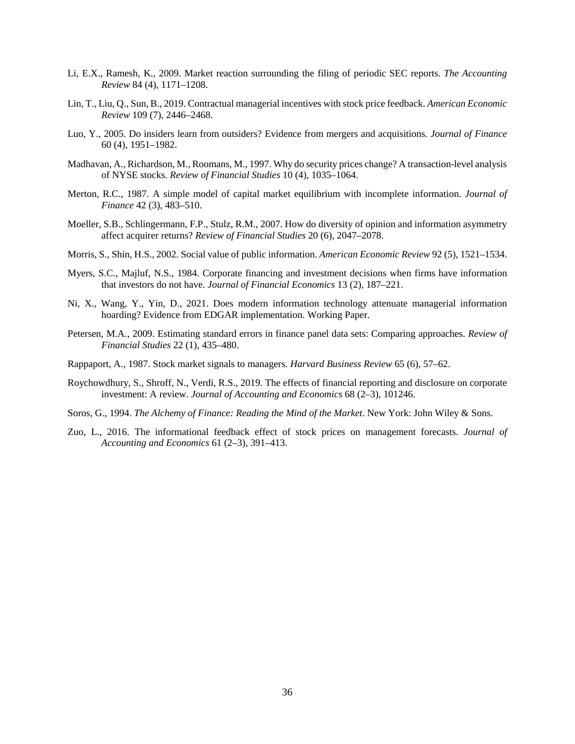Li, E.X., Ramesh, K., 2009. Market reaction surrounding the filing of periodic SEC reports. *The Accounting Review* 84 (4), 1171–1208.

Lin, T., Liu, Q., Sun, B., 2019. Contractual managerial incentives with stock price feedback. *American Economic Review* 109 (7), 2446–2468.

Luo, Y., 2005. Do insiders learn from outsiders? Evidence from mergers and acquisitions. *Journal of Finance* 60 (4), 1951–1982.

Madhavan, A., Richardson, M., Roomans, M., 1997. Why do security prices change? A transaction-level analysis of NYSE stocks. *Review of Financial Studies* 10 (4), 1035–1064.

Merton, R.C., 1987. A simple model of capital market equilibrium with incomplete information. *Journal of Finance* 42 (3), 483–510.

Moeller, S.B., Schlingermann, F.P., Stulz, R.M., 2007. How do diversity of opinion and information asymmetry affect acquirer returns? *Review of Financial Studies* 20 (6), 2047–2078.

Morris, S., Shin, H.S., 2002. Social value of public information. *American Economic Review* 92 (5), 1521–1534.

Myers, S.C., Majluf, N.S., 1984. Corporate financing and investment decisions when firms have information that investors do not have. *Journal of Financial Economics* 13 (2), 187–221.

Ni, X., Wang, Y., Yin, D., 2021. Does modern information technology attenuate managerial information hoarding? Evidence from EDGAR implementation. Working Paper.

Petersen, M.A., 2009. Estimating standard errors in finance panel data sets: Comparing approaches. *Review of Financial Studies* 22 (1), 435–480.

Rappaport, A., 1987. Stock market signals to managers. *Harvard Business Review* 65 (6), 57–62.

Roychowdhury, S., Shroff, N., Verdi, R.S., 2019. The effects of financial reporting and disclosure on corporate investment: A review. *Journal of Accounting and Economics* 68 (2–3), 101246.

Soros, G., 1994. *The Alchemy of Finance: Reading the Mind of the Market*. New York: John Wiley & Sons.

Zuo, L., 2016. The informational feedback effect of stock prices on management forecasts. *Journal of Accounting and Economics* 61 (2–3), 391–413.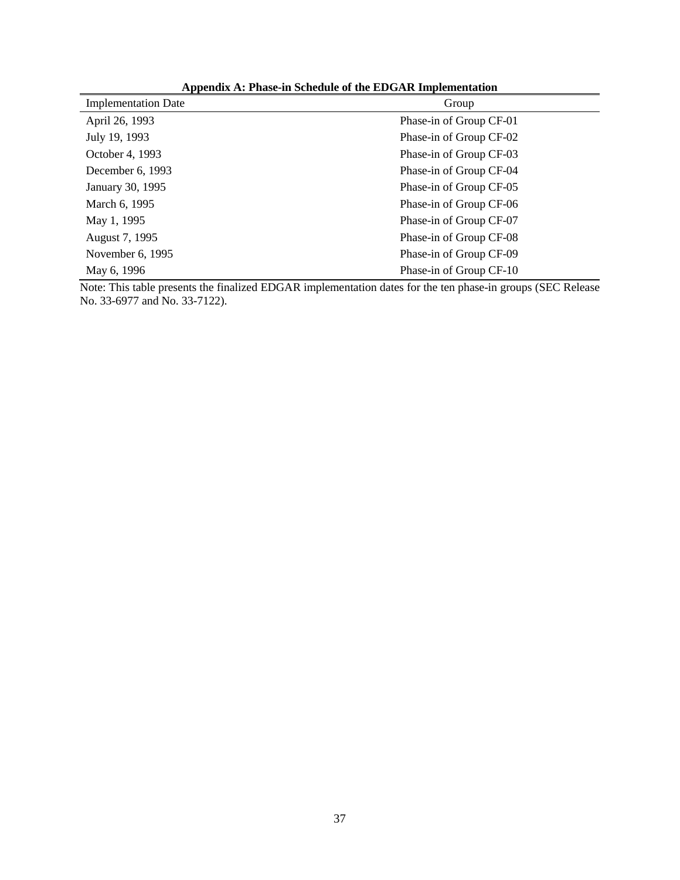**Appendix A: Phase-in Schedule of the EDGAR Implementation**

| Implementation Date | Group |
|---|---|
| April 26, 1993 | Phase-in of Group CF-01 |
| July 19, 1993 | Phase-in of Group CF-02 |
| October 4, 1993 | Phase-in of Group CF-03 |
| December 6, 1993 | Phase-in of Group CF-04 |
| January 30, 1995 | Phase-in of Group CF-05 |
| March 6, 1995 | Phase-in of Group CF-06 |
| May 1, 1995 | Phase-in of Group CF-07 |
| August 7, 1995 | Phase-in of Group CF-08 |
| November 6, 1995 | Phase-in of Group CF-09 |
| May 6, 1996 | Phase-in of Group CF-10 |

Note: This table presents the finalized EDGAR implementation dates for the ten phase-in groups (SEC Release No. 33-6977 and No. 33-7122).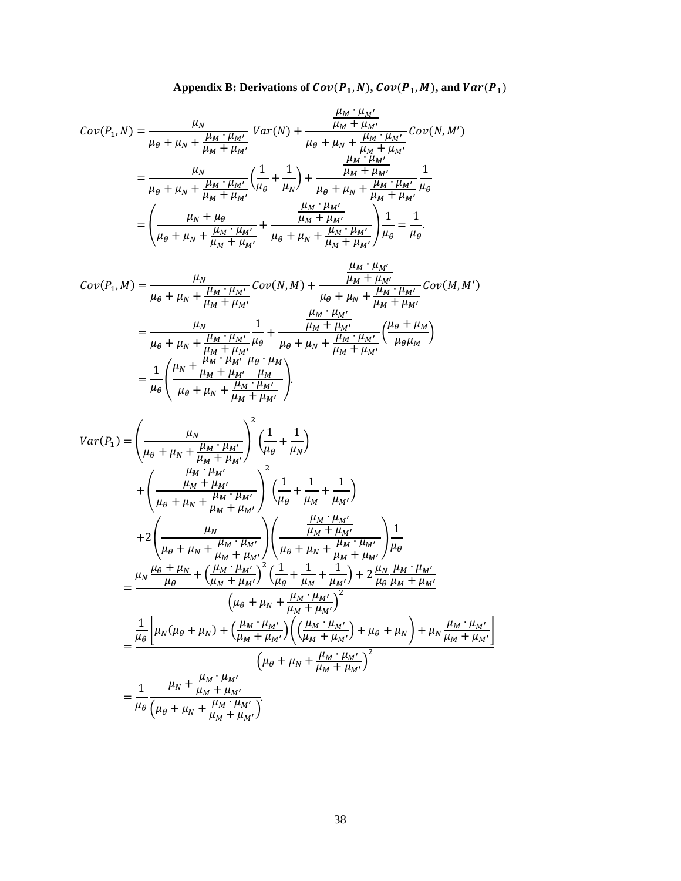**Appendix B: Derivations of $Cov(P_1, N)$, $Cov(P_1, M)$, and $Var(P_1)$**

$$
\begin{aligned}
Cov(P_1, N) &= \frac{\mu_N}{\mu_\theta + \mu_N + \frac{\mu_M \cdot \mu_{M'}}{\mu_M + \mu_{M'}}} Var(N) + \frac{\frac{\mu_M \cdot \mu_{M'}}{\mu_M + \mu_{M'}}}{\mu_\theta + \mu_N + \frac{\mu_M \cdot \mu_{M'}}{\mu_M + \mu_{M'}}} Cov(N, M') \\
&= \frac{\mu_N}{\mu_\theta + \mu_N + \frac{\mu_M \cdot \mu_{M'}}{\mu_M + \mu_{M'}}} \left(\frac{1}{\mu_\theta} + \frac{1}{\mu_N}\right) + \frac{\frac{\mu_M \cdot \mu_{M'}}{\mu_M + \mu_{M'}}}{\mu_\theta + \mu_N + \frac{\mu_M \cdot \mu_{M'}}{\mu_M + \mu_{M'}}} \frac{1}{\mu_\theta} \\
&= \left(\frac{\mu_N + \mu_\theta}{\mu_\theta + \mu_N + \frac{\mu_M \cdot \mu_{M'}}{\mu_M + \mu_{M'}}} + \frac{\frac{\mu_M \cdot \mu_{M'}}{\mu_M + \mu_{M'}}}{\mu_\theta + \mu_N + \frac{\mu_M \cdot \mu_{M'}}{\mu_M + \mu_{M'}}}\right) \frac{1}{\mu_\theta} = \frac{1}{\mu_\theta}.
\end{aligned}
$$

$$
\begin{aligned}
Cov(P_1, M) &= \frac{\mu_N}{\mu_\theta + \mu_N + \frac{\mu_M \cdot \mu_{M'}}{\mu_M + \mu_{M'}}} Cov(N, M) + \frac{\frac{\mu_M \cdot \mu_{M'}}{\mu_M + \mu_{M'}}}{\mu_\theta + \mu_N + \frac{\mu_M \cdot \mu_{M'}}{\mu_M + \mu_{M'}}} Cov(M, M') \\
&= \frac{\mu_N}{\mu_\theta + \mu_N + \frac{\mu_M \cdot \mu_{M'}}{\mu_M + \mu_{M'}}} \frac{1}{\mu_\theta} + \frac{\frac{\mu_M \cdot \mu_{M'}}{\mu_M + \mu_{M'}}}{\mu_\theta + \mu_N + \frac{\mu_M \cdot \mu_{M'}}{\mu_M + \mu_{M'}}} \left(\frac{\mu_\theta + \mu_M}{\mu_\theta \mu_M}\right) \\
&= \frac{1}{\mu_\theta} \left(\frac{\mu_N + \frac{\mu_M \cdot \mu_{M'}}{\mu_M + \mu_{M'}} \frac{\mu_\theta \cdot \mu_M}{\mu_M}}{\mu_\theta + \mu_N + \frac{\mu_M \cdot \mu_{M'}}{\mu_M + \mu_{M'}}}\right).
\end{aligned}
$$

$$
\begin{aligned}
Var(P_1) &= \left(\frac{\mu_N}{\mu_\theta + \mu_N + \frac{\mu_M \cdot \mu_{M'}}{\mu_M + \mu_{M'}}}\right)^2 \left(\frac{1}{\mu_\theta} + \frac{1}{\mu_N}\right) \\
&\quad + \left(\frac{\frac{\mu_M \cdot \mu_{M'}}{\mu_M + \mu_{M'}}}{\mu_\theta + \mu_N + \frac{\mu_M \cdot \mu_{M'}}{\mu_M + \mu_{M'}}}\right)^2 \left(\frac{1}{\mu_\theta} + \frac{1}{\mu_M} + \frac{1}{\mu_{M'}}\right) \\
&\quad + 2\left(\frac{\mu_N}{\mu_\theta + \mu_N + \frac{\mu_M \cdot \mu_{M'}}{\mu_M + \mu_{M'}}}\right)\left(\frac{\frac{\mu_M \cdot \mu_{M'}}{\mu_M + \mu_{M'}}}{\mu_\theta + \mu_N + \frac{\mu_M \cdot \mu_{M'}}{\mu_M + \mu_{M'}}}\right) \frac{1}{\mu_\theta} \\
&= \frac{\mu_N \frac{\mu_\theta + \mu_N}{\mu_\theta} + \left(\frac{\mu_M \cdot \mu_{M'}}{\mu_M + \mu_{M'}}\right)^2 \left(\frac{1}{\mu_\theta} + \frac{1}{\mu_M} + \frac{1}{\mu_{M'}}\right) + 2 \frac{\mu_N}{\mu_\theta} \frac{\mu_M \cdot \mu_{M'}}{\mu_M + \mu_{M'}}}{\left(\mu_\theta + \mu_N + \frac{\mu_M \cdot \mu_{M'}}{\mu_M + \mu_{M'}}\right)^2} \\
&= \frac{\frac{1}{\mu_\theta}\left[\mu_N(\mu_\theta + \mu_N) + \left(\frac{\mu_M \cdot \mu_{M'}}{\mu_M + \mu_{M'}}\right)\left(\left(\frac{\mu_M \cdot \mu_{M'}}{\mu_M + \mu_{M'}}\right) + \mu_\theta + \mu_N\right) + \mu_N \frac{\mu_M \cdot \mu_{M'}}{\mu_M + \mu_{M'}}\right]}{\left(\mu_\theta + \mu_N + \frac{\mu_M \cdot \mu_{M'}}{\mu_M + \mu_{M'}}\right)^2} \\
&= \frac{1}{\mu_\theta} \frac{\mu_N + \frac{\mu_M \cdot \mu_{M'}}{\mu_M + \mu_{M'}}}{\left(\mu_\theta + \mu_N + \frac{\mu_M \cdot \mu_{M'}}{\mu_M + \mu_{M'}}\right)}.
\end{aligned}
$$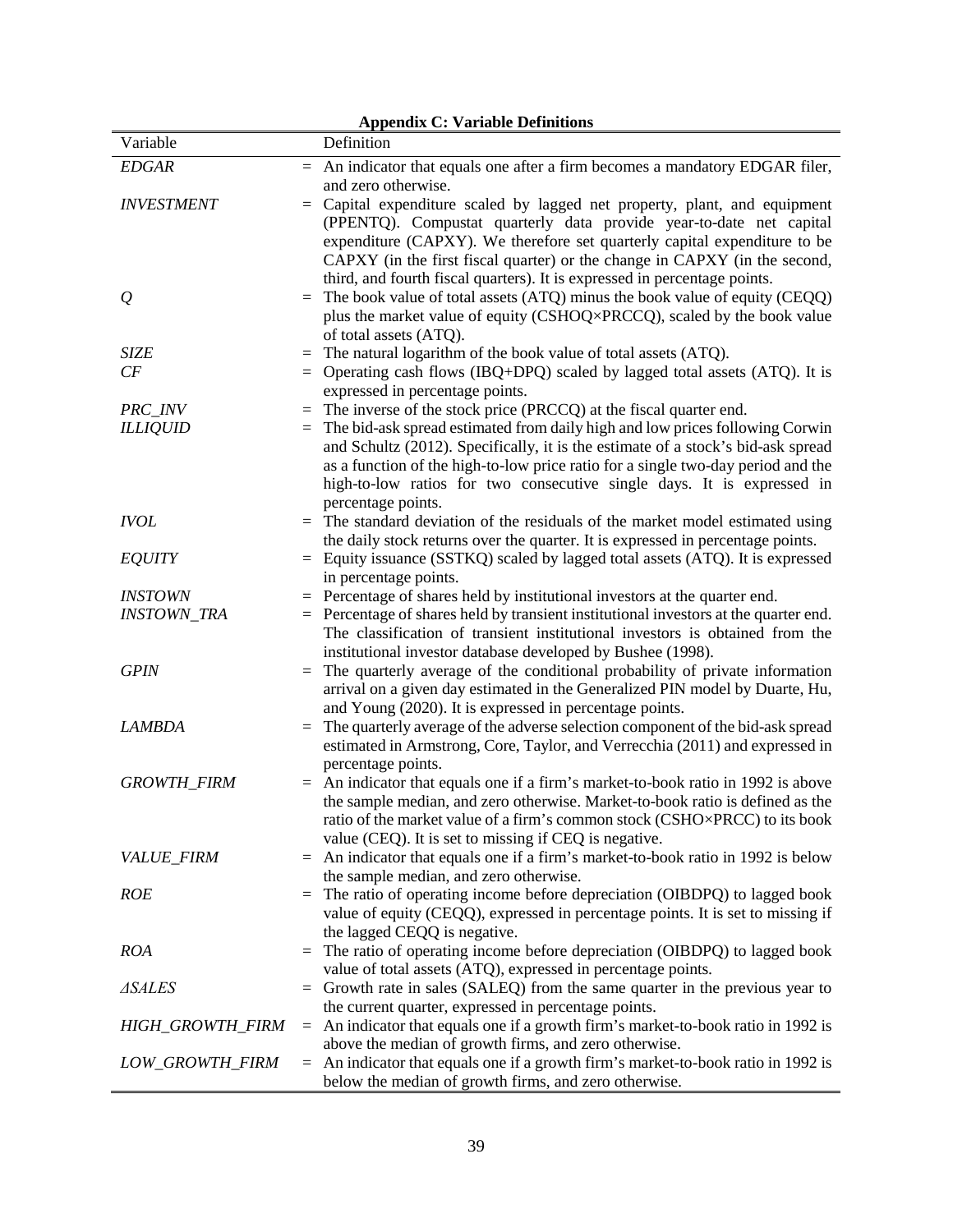**Appendix C: Variable Definitions**

| Variable | | Definition |
|---|---|---|
| *EDGAR* | = | An indicator that equals one after a firm becomes a mandatory EDGAR filer, and zero otherwise. |
| *INVESTMENT* | = | Capital expenditure scaled by lagged net property, plant, and equipment (PPENTQ). Compustat quarterly data provide year-to-date net capital expenditure (CAPXY). We therefore set quarterly capital expenditure to be CAPXY (in the first fiscal quarter) or the change in CAPXY (in the second, third, and fourth fiscal quarters). It is expressed in percentage points. |
| *Q* | = | The book value of total assets (ATQ) minus the book value of equity (CEQQ) plus the market value of equity (CSHOQ×PRCCQ), scaled by the book value of total assets (ATQ). |
| *SIZE* | = | The natural logarithm of the book value of total assets (ATQ). |
| *CF* | = | Operating cash flows (IBQ+DPQ) scaled by lagged total assets (ATQ). It is expressed in percentage points. |
| *PRC_INV* | = | The inverse of the stock price (PRCCQ) at the fiscal quarter end. |
| *ILLIQUID* | = | The bid-ask spread estimated from daily high and low prices following Corwin and Schultz (2012). Specifically, it is the estimate of a stock's bid-ask spread as a function of the high-to-low price ratio for a single two-day period and the high-to-low ratios for two consecutive single days. It is expressed in percentage points. |
| *IVOL* | = | The standard deviation of the residuals of the market model estimated using the daily stock returns over the quarter. It is expressed in percentage points. |
| *EQUITY* | = | Equity issuance (SSTKQ) scaled by lagged total assets (ATQ). It is expressed in percentage points. |
| *INSTOWN* | = | Percentage of shares held by institutional investors at the quarter end. |
| *INSTOWN_TRA* | = | Percentage of shares held by transient institutional investors at the quarter end. The classification of transient institutional investors is obtained from the institutional investor database developed by Bushee (1998). |
| *GPIN* | = | The quarterly average of the conditional probability of private information arrival on a given day estimated in the Generalized PIN model by Duarte, Hu, and Young (2020). It is expressed in percentage points. |
| *LAMBDA* | = | The quarterly average of the adverse selection component of the bid-ask spread estimated in Armstrong, Core, Taylor, and Verrecchia (2011) and expressed in percentage points. |
| *GROWTH_FIRM* | = | An indicator that equals one if a firm's market-to-book ratio in 1992 is above the sample median, and zero otherwise. Market-to-book ratio is defined as the ratio of the market value of a firm's common stock (CSHO×PRCC) to its book value (CEQ). It is set to missing if CEQ is negative. |
| *VALUE_FIRM* | = | An indicator that equals one if a firm's market-to-book ratio in 1992 is below the sample median, and zero otherwise. |
| *ROE* | = | The ratio of operating income before depreciation (OIBDPQ) to lagged book value of equity (CEQQ), expressed in percentage points. It is set to missing if the lagged CEQQ is negative. |
| *ROA* | = | The ratio of operating income before depreciation (OIBDPQ) to lagged book value of total assets (ATQ), expressed in percentage points. |
| *ΔSALES* | = | Growth rate in sales (SALEQ) from the same quarter in the previous year to the current quarter, expressed in percentage points. |
| *HIGH_GROWTH_FIRM* | = | An indicator that equals one if a growth firm's market-to-book ratio in 1992 is above the median of growth firms, and zero otherwise. |
| *LOW_GROWTH_FIRM* | = | An indicator that equals one if a growth firm's market-to-book ratio in 1992 is below the median of growth firms, and zero otherwise. |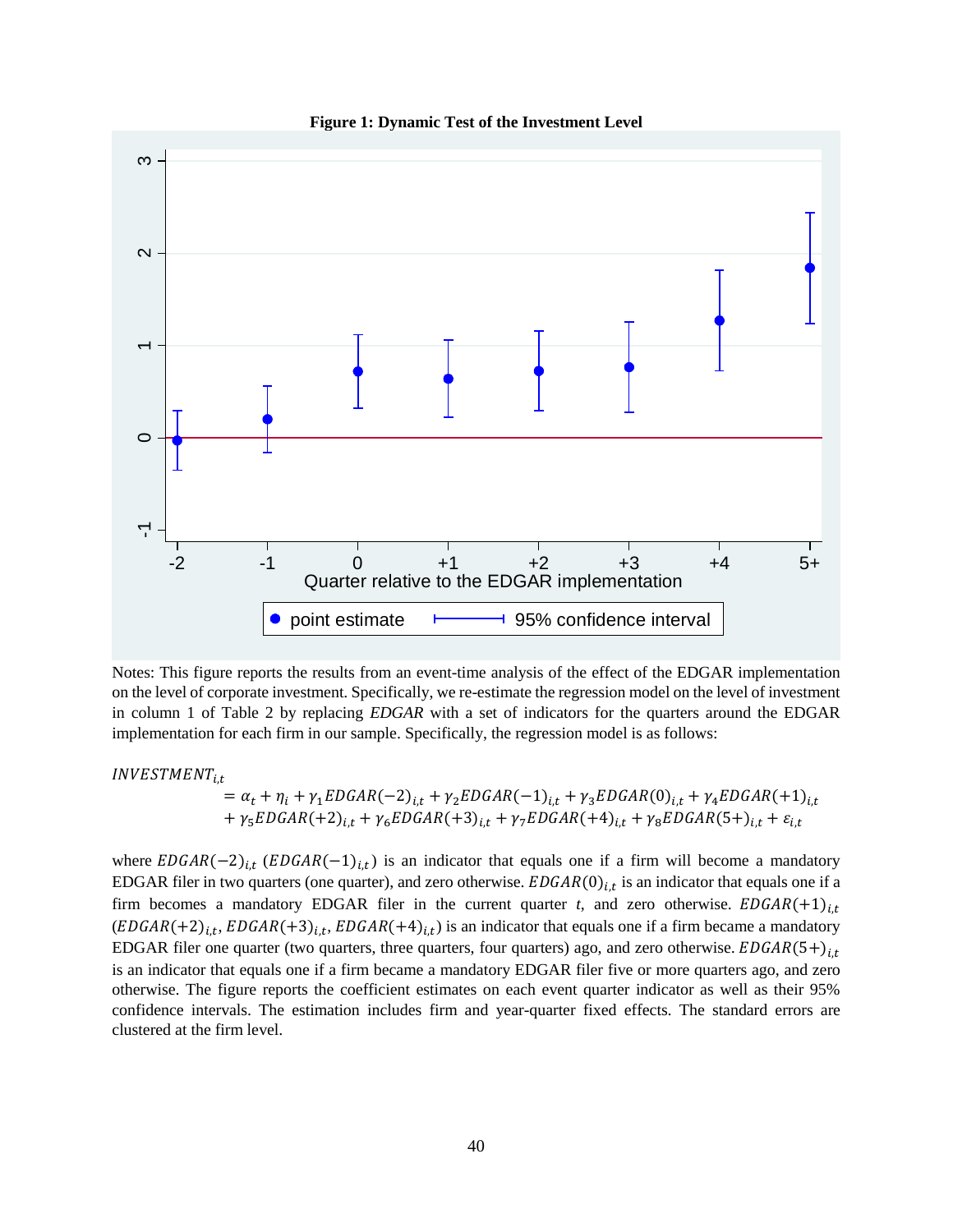**Figure 1: Dynamic Test of the Investment Level**

Notes: This figure reports the results from an event-time analysis of the effect of the EDGAR implementation on the level of corporate investment. Specifically, we re-estimate the regression model on the level of investment in column 1 of Table 2 by replacing *EDGAR* with a set of indicators for the quarters around the EDGAR implementation for each firm in our sample. Specifically, the regression model is as follows:

$$INVESTMENT_{i,t} = \alpha_t + \eta_i + \gamma_1 EDGAR(-2)_{i,t} + \gamma_2 EDGAR(-1)_{i,t} + \gamma_3 EDGAR(0)_{i,t} + \gamma_4 EDGAR(+1)_{i,t} + \gamma_5 EDGAR(+2)_{i,t} + \gamma_6 EDGAR(+3)_{i,t} + \gamma_7 EDGAR(+4)_{i,t} + \gamma_8 EDGAR(5+)_{i,t} + \varepsilon_{i,t}$$

where $EDGAR(-2)_{i,t}$ ($EDGAR(-1)_{i,t}$) is an indicator that equals one if a firm will become a mandatory EDGAR filer in two quarters (one quarter), and zero otherwise. $EDGAR(0)_{i,t}$ is an indicator that equals one if a firm becomes a mandatory EDGAR filer in the current quarter *t*, and zero otherwise. $EDGAR(+1)_{i,t}$ ($EDGAR(+2)_{i,t}$, $EDGAR(+3)_{i,t}$, $EDGAR(+4)_{i,t}$) is an indicator that equals one if a firm became a mandatory EDGAR filer one quarter (two quarters, three quarters, four quarters) ago, and zero otherwise. $EDGAR(5+)_{i,t}$ is an indicator that equals one if a firm became a mandatory EDGAR filer five or more quarters ago, and zero otherwise. The figure reports the coefficient estimates on each event quarter indicator as well as their 95% confidence intervals. The estimation includes firm and year-quarter fixed effects. The standard errors are clustered at the firm level.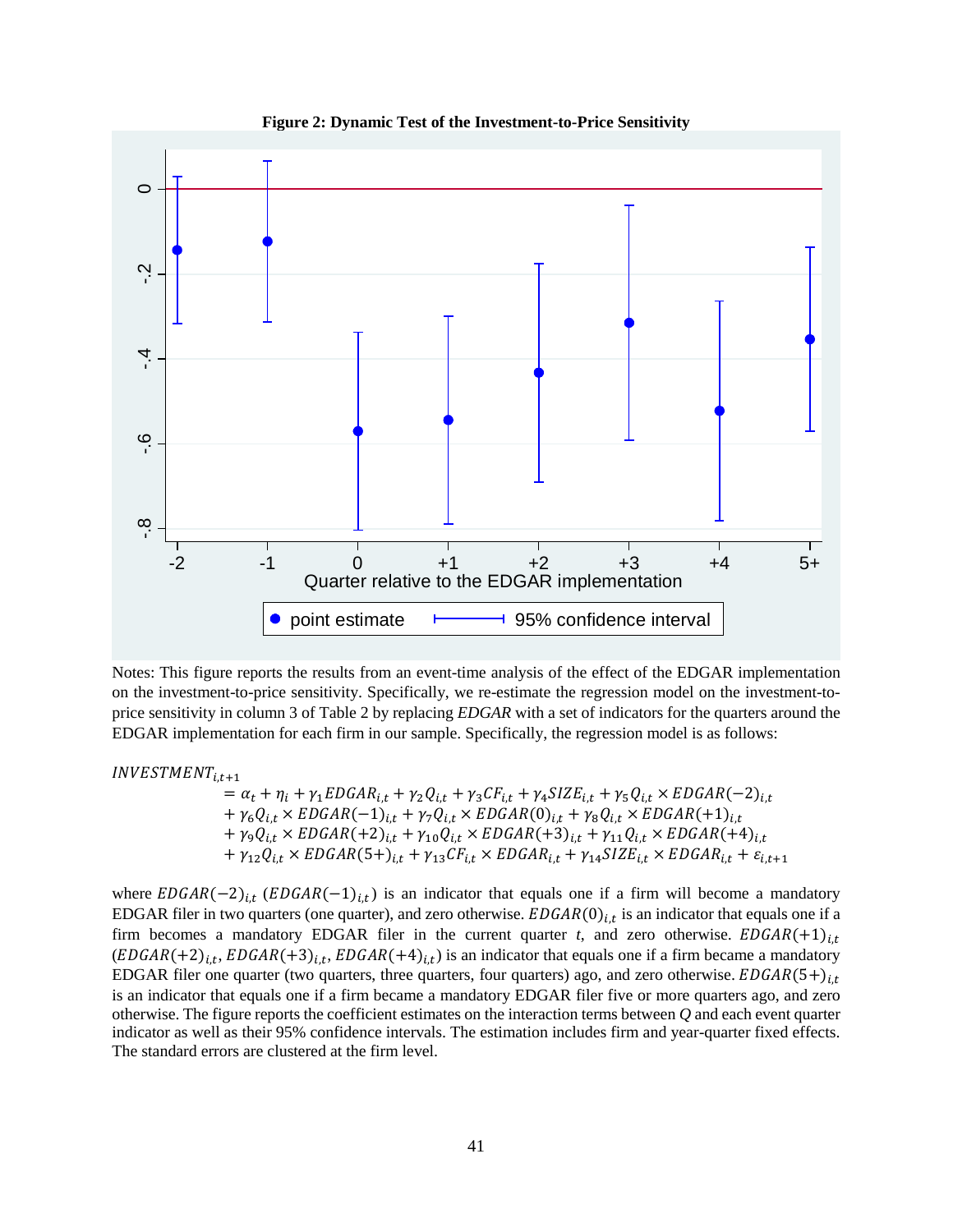**Figure 2: Dynamic Test of the Investment-to-Price Sensitivity**

Notes: This figure reports the results from an event-time analysis of the effect of the EDGAR implementation on the investment-to-price sensitivity. Specifically, we re-estimate the regression model on the investment-to-price sensitivity in column 3 of Table 2 by replacing *EDGAR* with a set of indicators for the quarters around the EDGAR implementation for each firm in our sample. Specifically, the regression model is as follows:

$$
\begin{aligned}
INVESTMENT_{i,t+1} &= \alpha_t + \eta_i + \gamma_1 EDGAR_{i,t} + \gamma_2 Q_{i,t} + \gamma_3 CF_{i,t} + \gamma_4 SIZE_{i,t} + \gamma_5 Q_{i,t} \times EDGAR(-2)_{i,t} \\
&+ \gamma_6 Q_{i,t} \times EDGAR(-1)_{i,t} + \gamma_7 Q_{i,t} \times EDGAR(0)_{i,t} + \gamma_8 Q_{i,t} \times EDGAR(+1)_{i,t} \\
&+ \gamma_9 Q_{i,t} \times EDGAR(+2)_{i,t} + \gamma_{10} Q_{i,t} \times EDGAR(+3)_{i,t} + \gamma_{11} Q_{i,t} \times EDGAR(+4)_{i,t} \\
&+ \gamma_{12} Q_{i,t} \times EDGAR(5+)_{i,t} + \gamma_{13} CF_{i,t} \times EDGAR_{i,t} + \gamma_{14} SIZE_{i,t} \times EDGAR_{i,t} + \varepsilon_{i,t+1}
\end{aligned}
$$

where $EDGAR(-2)_{i,t}$ ($EDGAR(-1)_{i,t}$) is an indicator that equals one if a firm will become a mandatory EDGAR filer in two quarters (one quarter), and zero otherwise. $EDGAR(0)_{i,t}$ is an indicator that equals one if a firm becomes a mandatory EDGAR filer in the current quarter *t*, and zero otherwise. $EDGAR(+1)_{i,t}$ ($EDGAR(+2)_{i,t}$, $EDGAR(+3)_{i,t}$, $EDGAR(+4)_{i,t}$) is an indicator that equals one if a firm became a mandatory EDGAR filer one quarter (two quarters, three quarters, four quarters) ago, and zero otherwise. $EDGAR(5+)_{i,t}$ is an indicator that equals one if a firm became a mandatory EDGAR filer five or more quarters ago, and zero otherwise. The figure reports the coefficient estimates on the interaction terms between *Q* and each event quarter indicator as well as their 95% confidence intervals. The estimation includes firm and year-quarter fixed effects. The standard errors are clustered at the firm level.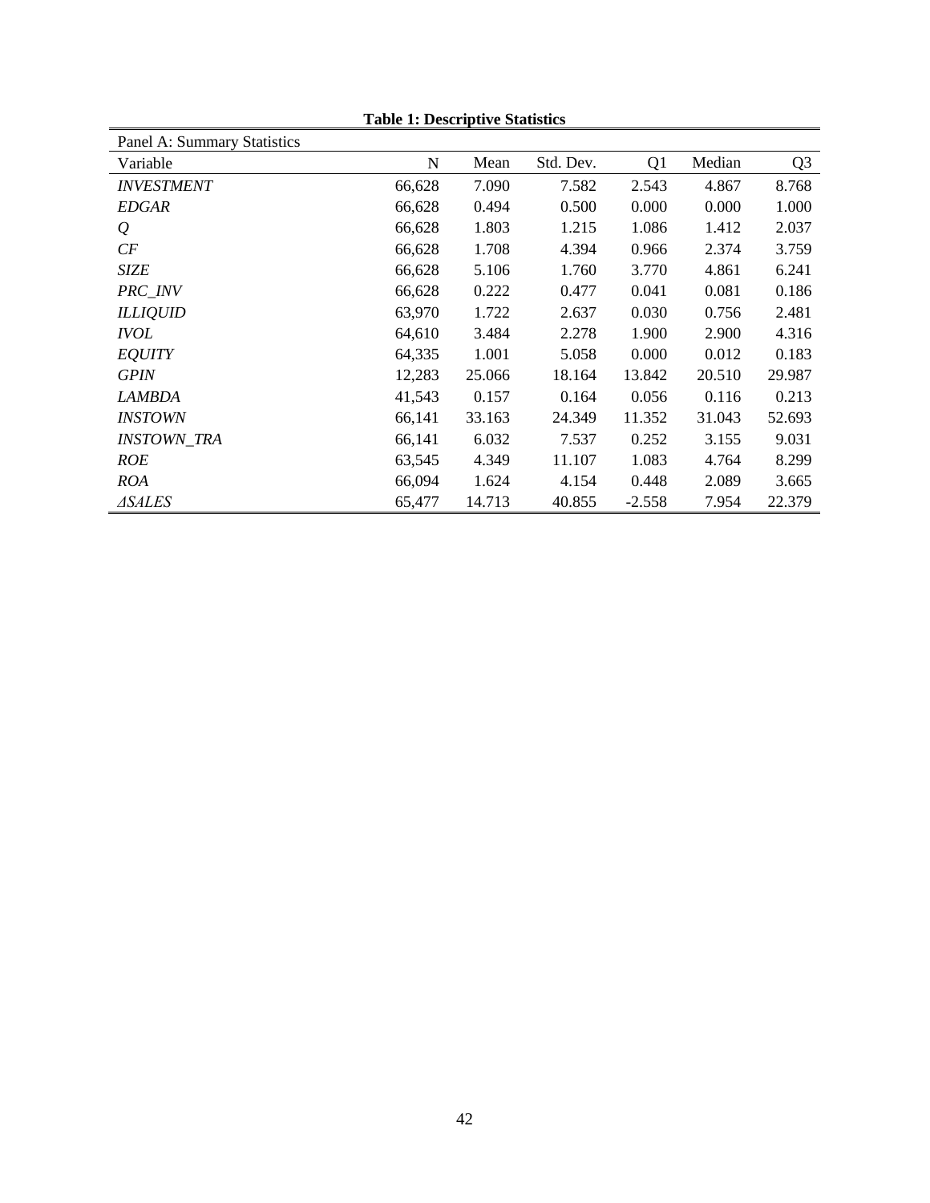**Table 1: Descriptive Statistics**

| Panel A: Summary Statistics | | | | | | |
|---|---|---|---|---|---|---|
| Variable | N | Mean | Std. Dev. | Q1 | Median | Q3 |
| *INVESTMENT* | 66,628 | 7.090 | 7.582 | 2.543 | 4.867 | 8.768 |
| *EDGAR* | 66,628 | 0.494 | 0.500 | 0.000 | 0.000 | 1.000 |
| *Q* | 66,628 | 1.803 | 1.215 | 1.086 | 1.412 | 2.037 |
| *CF* | 66,628 | 1.708 | 4.394 | 0.966 | 2.374 | 3.759 |
| *SIZE* | 66,628 | 5.106 | 1.760 | 3.770 | 4.861 | 6.241 |
| *PRC_INV* | 66,628 | 0.222 | 0.477 | 0.041 | 0.081 | 0.186 |
| *ILLIQUID* | 63,970 | 1.722 | 2.637 | 0.030 | 0.756 | 2.481 |
| *IVOL* | 64,610 | 3.484 | 2.278 | 1.900 | 2.900 | 4.316 |
| *EQUITY* | 64,335 | 1.001 | 5.058 | 0.000 | 0.012 | 0.183 |
| *GPIN* | 12,283 | 25.066 | 18.164 | 13.842 | 20.510 | 29.987 |
| *LAMBDA* | 41,543 | 0.157 | 0.164 | 0.056 | 0.116 | 0.213 |
| *INSTOWN* | 66,141 | 33.163 | 24.349 | 11.352 | 31.043 | 52.693 |
| *INSTOWN_TRA* | 66,141 | 6.032 | 7.537 | 0.252 | 3.155 | 9.031 |
| *ROE* | 63,545 | 4.349 | 11.107 | 1.083 | 4.764 | 8.299 |
| *ROA* | 66,094 | 1.624 | 4.154 | 0.448 | 2.089 | 3.665 |
| *ΔSALES* | 65,477 | 14.713 | 40.855 | -2.558 | 7.954 | 22.379 |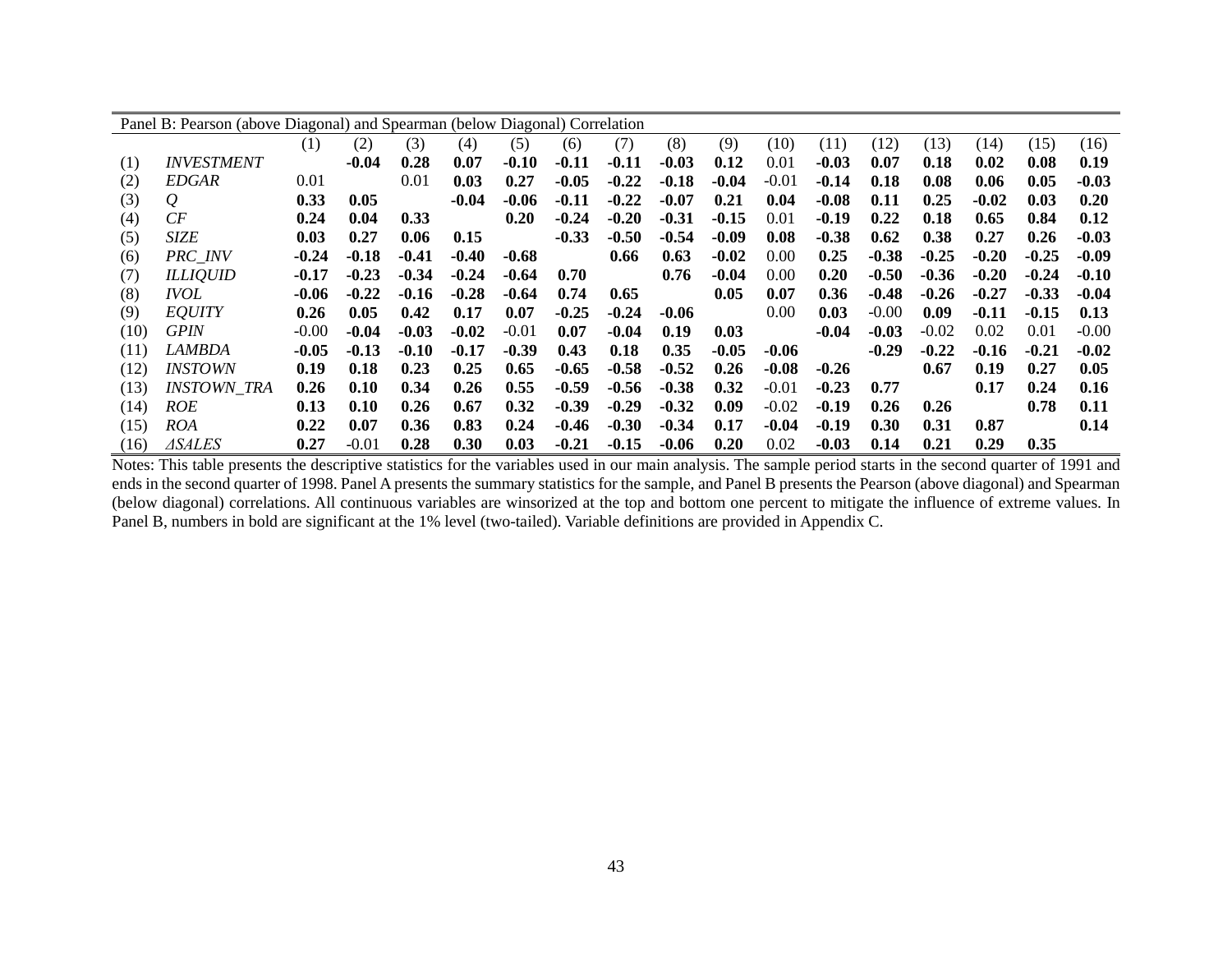Panel B: Pearson (above Diagonal) and Spearman (below Diagonal) Correlation

| | | (1) | (2) | (3) | (4) | (5) | (6) | (7) | (8) | (9) | (10) | (11) | (12) | (13) | (14) | (15) | (16) |
|---|---|---|---|---|---|---|---|---|---|---|---|---|---|---|---|---|---|
| (1) | *INVESTMENT* | | **-0.04** | **0.28** | **0.07** | **-0.10** | **-0.11** | **-0.11** | **-0.03** | **0.12** | 0.01 | **-0.03** | **0.07** | **0.18** | **0.02** | **0.08** | **0.19** |
| (2) | *EDGAR* | 0.01 | | 0.01 | **0.03** | **0.27** | **-0.05** | **-0.22** | **-0.18** | **-0.04** | -0.01 | **-0.14** | **0.18** | **0.08** | **0.06** | **0.05** | **-0.03** |
| (3) | *Q* | **0.33** | **0.05** | | **-0.04** | **-0.06** | **-0.11** | **-0.22** | **-0.07** | **0.21** | **0.04** | **-0.08** | **0.11** | **0.25** | **-0.02** | **0.03** | **0.20** |
| (4) | *CF* | **0.24** | **0.04** | **0.33** | | **0.20** | **-0.24** | **-0.20** | **-0.31** | **-0.15** | 0.01 | **-0.19** | **0.22** | **0.18** | **0.65** | **0.84** | **0.12** |
| (5) | *SIZE* | **0.03** | **0.27** | **0.06** | **0.15** | | **-0.33** | **-0.50** | **-0.54** | **-0.09** | **0.08** | **-0.38** | **0.62** | **0.38** | **0.27** | **0.26** | **-0.03** |
| (6) | *PRC_INV* | **-0.24** | **-0.18** | **-0.41** | **-0.40** | **-0.68** | | **0.66** | **0.63** | **-0.02** | 0.00 | **0.25** | **-0.38** | **-0.25** | **-0.20** | **-0.25** | **-0.09** |
| (7) | *ILLIQUID* | **-0.17** | **-0.23** | **-0.34** | **-0.24** | **-0.64** | **0.70** | | **0.76** | **-0.04** | 0.00 | **0.20** | **-0.50** | **-0.36** | **-0.20** | **-0.24** | **-0.10** |
| (8) | *IVOL* | **-0.06** | **-0.22** | **-0.16** | **-0.28** | **-0.64** | **0.74** | **0.65** | | **0.05** | **0.07** | **0.36** | **-0.48** | **-0.26** | **-0.27** | **-0.33** | **-0.04** |
| (9) | *EQUITY* | **0.26** | **0.05** | **0.42** | **0.17** | **0.07** | **-0.25** | **-0.24** | **-0.06** | | 0.00 | **0.03** | -0.00 | **0.09** | **-0.11** | **-0.15** | **0.13** |
| (10) | *GPIN* | -0.00 | **-0.04** | **-0.03** | **-0.02** | -0.01 | **0.07** | **-0.04** | **0.19** | **0.03** | | **-0.04** | **-0.03** | -0.02 | 0.02 | 0.01 | -0.00 |
| (11) | *LAMBDA* | **-0.05** | **-0.13** | **-0.10** | **-0.17** | **-0.39** | **0.43** | **0.18** | **0.35** | **-0.05** | **-0.06** | | **-0.29** | **-0.22** | **-0.16** | **-0.21** | **-0.02** |
| (12) | *INSTOWN* | **0.19** | **0.18** | **0.23** | **0.25** | **0.65** | **-0.65** | **-0.58** | **-0.52** | **0.26** | **-0.08** | **-0.26** | | **0.67** | **0.19** | **0.27** | **0.05** |
| (13) | *INSTOWN_TRA* | **0.26** | **0.10** | **0.34** | **0.26** | **0.55** | **-0.59** | **-0.56** | **-0.38** | **0.32** | -0.01 | **-0.23** | **0.77** | | **0.17** | **0.24** | **0.16** |
| (14) | *ROE* | **0.13** | **0.10** | **0.26** | **0.67** | **0.32** | **-0.39** | **-0.29** | **-0.32** | **0.09** | -0.02 | **-0.19** | **0.26** | **0.26** | | **0.78** | **0.11** |
| (15) | *ROA* | **0.22** | **0.07** | **0.36** | **0.83** | **0.24** | **-0.46** | **-0.30** | **-0.34** | **0.17** | **-0.04** | **-0.19** | **0.30** | **0.31** | **0.87** | | **0.14** |
| (16) | *ΔSALES* | **0.27** | -0.01 | **0.28** | **0.30** | **0.03** | **-0.21** | **-0.15** | **-0.06** | **0.20** | 0.02 | **-0.03** | **0.14** | **0.21** | **0.29** | **0.35** | |

Notes: This table presents the descriptive statistics for the variables used in our main analysis. The sample period starts in the second quarter of 1991 and ends in the second quarter of 1998. Panel A presents the summary statistics for the sample, and Panel B presents the Pearson (above diagonal) and Spearman (below diagonal) correlations. All continuous variables are winsorized at the top and bottom one percent to mitigate the influence of extreme values. In Panel B, numbers in bold are significant at the 1% level (two-tailed). Variable definitions are provided in Appendix C.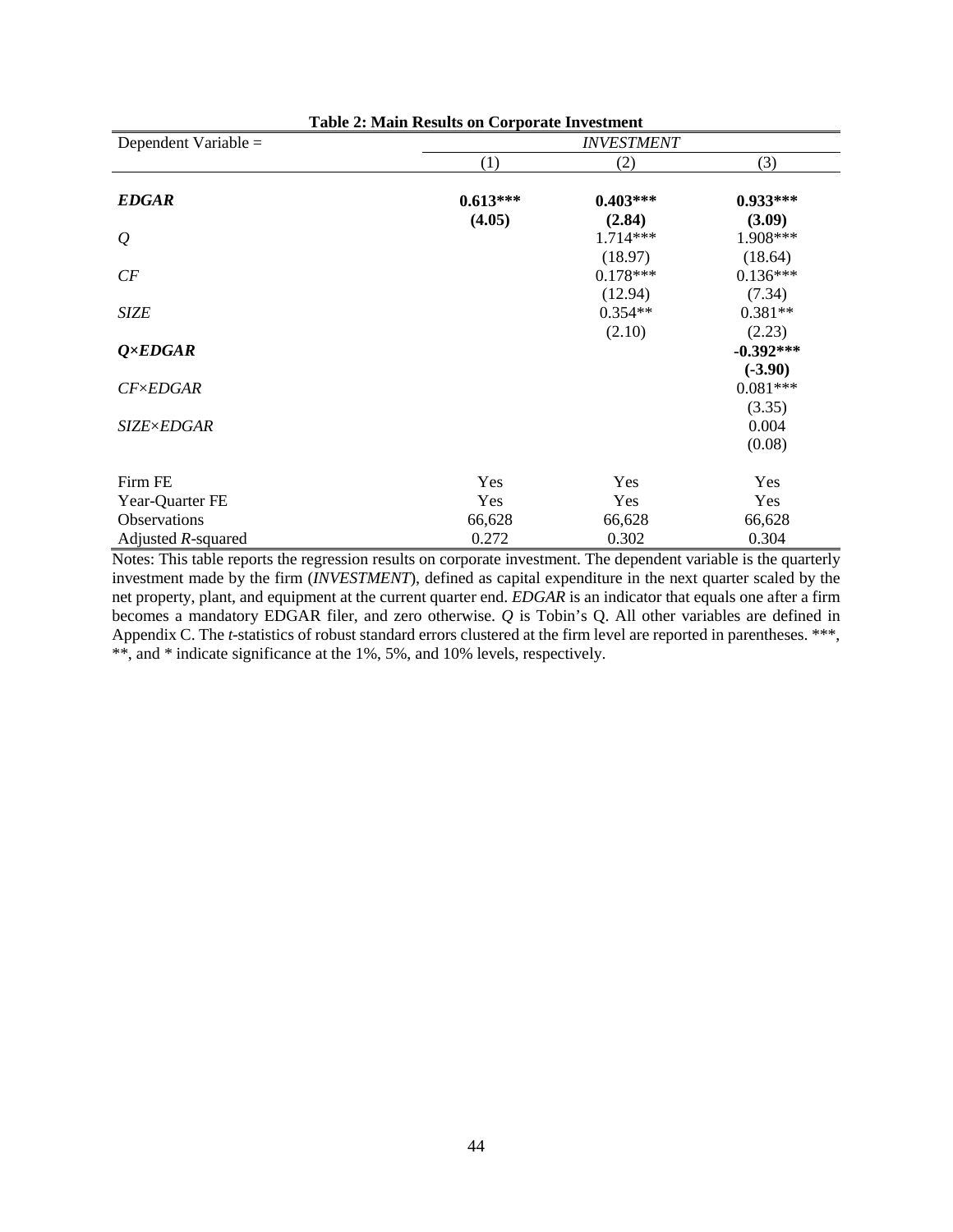**Table 2: Main Results on Corporate Investment**

| Dependent Variable = | *INVESTMENT* | | |
|---|---|---|---|
| | (1) | (2) | (3) |
| ***EDGAR*** | **0.613\*\*\*** | **0.403\*\*\*** | **0.933\*\*\*** |
| | **(4.05)** | **(2.84)** | **(3.09)** |
| *Q* | | 1.714\*\*\* | 1.908\*\*\* |
| | | (18.97) | (18.64) |
| *CF* | | 0.178\*\*\* | 0.136\*\*\* |
| | | (12.94) | (7.34) |
| *SIZE* | | 0.354\*\* | 0.381\*\* |
| | | (2.10) | (2.23) |
| ***Q×EDGAR*** | | | **-0.392\*\*\*** |
| | | | **(-3.90)** |
| *CF×EDGAR* | | | 0.081\*\*\* |
| | | | (3.35) |
| *SIZE×EDGAR* | | | 0.004 |
| | | | (0.08) |
| Firm FE | Yes | Yes | Yes |
| Year-Quarter FE | Yes | Yes | Yes |
| Observations | 66,628 | 66,628 | 66,628 |
| Adjusted $R$-squared | 0.272 | 0.302 | 0.304 |

Notes: This table reports the regression results on corporate investment. The dependent variable is the quarterly investment made by the firm (*INVESTMENT*), defined as capital expenditure in the next quarter scaled by the net property, plant, and equipment at the current quarter end. *EDGAR* is an indicator that equals one after a firm becomes a mandatory EDGAR filer, and zero otherwise. *Q* is Tobin's Q. All other variables are defined in Appendix C. The *t*-statistics of robust standard errors clustered at the firm level are reported in parentheses. \*\*\*, \*\*, and \* indicate significance at the 1%, 5%, and 10% levels, respectively.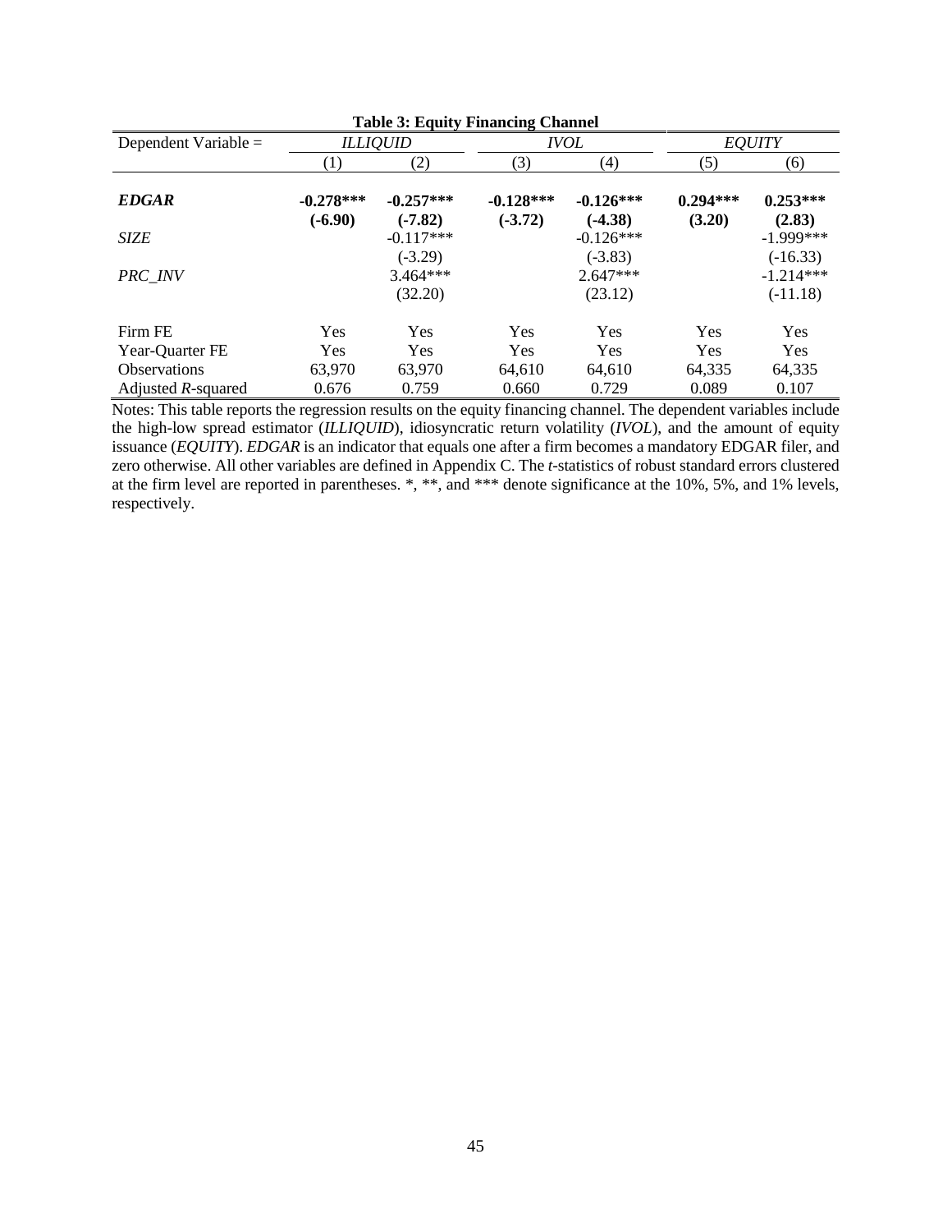**Table 3: Equity Financing Channel**

| Dependent Variable = | *ILLIQUID* | | *IVOL* | | *EQUITY* | |
|---|---|---|---|---|---|---|
| | (1) | (2) | (3) | (4) | (5) | (6) |
| ***EDGAR*** | **-0.278\*\*\*** | **-0.257\*\*\*** | **-0.128\*\*\*** | **-0.126\*\*\*** | **0.294\*\*\*** | **0.253\*\*\*** |
| | **(-6.90)** | **(-7.82)** | **(-3.72)** | **(-4.38)** | **(3.20)** | **(2.83)** |
| *SIZE* | | -0.117*** | | -0.126*** | | -1.999*** |
| | | (-3.29) | | (-3.83) | | (-16.33) |
| *PRC_INV* | | 3.464*** | | 2.647*** | | -1.214*** |
| | | (32.20) | | (23.12) | | (-11.18) |
| Firm FE | Yes | Yes | Yes | Yes | Yes | Yes |
| Year-Quarter FE | Yes | Yes | Yes | Yes | Yes | Yes |
| Observations | 63,970 | 63,970 | 64,610 | 64,610 | 64,335 | 64,335 |
| Adjusted $R$-squared | 0.676 | 0.759 | 0.660 | 0.729 | 0.089 | 0.107 |

Notes: This table reports the regression results on the equity financing channel. The dependent variables include the high-low spread estimator (*ILLIQUID*), idiosyncratic return volatility (*IVOL*), and the amount of equity issuance (*EQUITY*). *EDGAR* is an indicator that equals one after a firm becomes a mandatory EDGAR filer, and zero otherwise. All other variables are defined in Appendix C. The *t*-statistics of robust standard errors clustered at the firm level are reported in parentheses. *, **, and *** denote significance at the 10%, 5%, and 1% levels, respectively.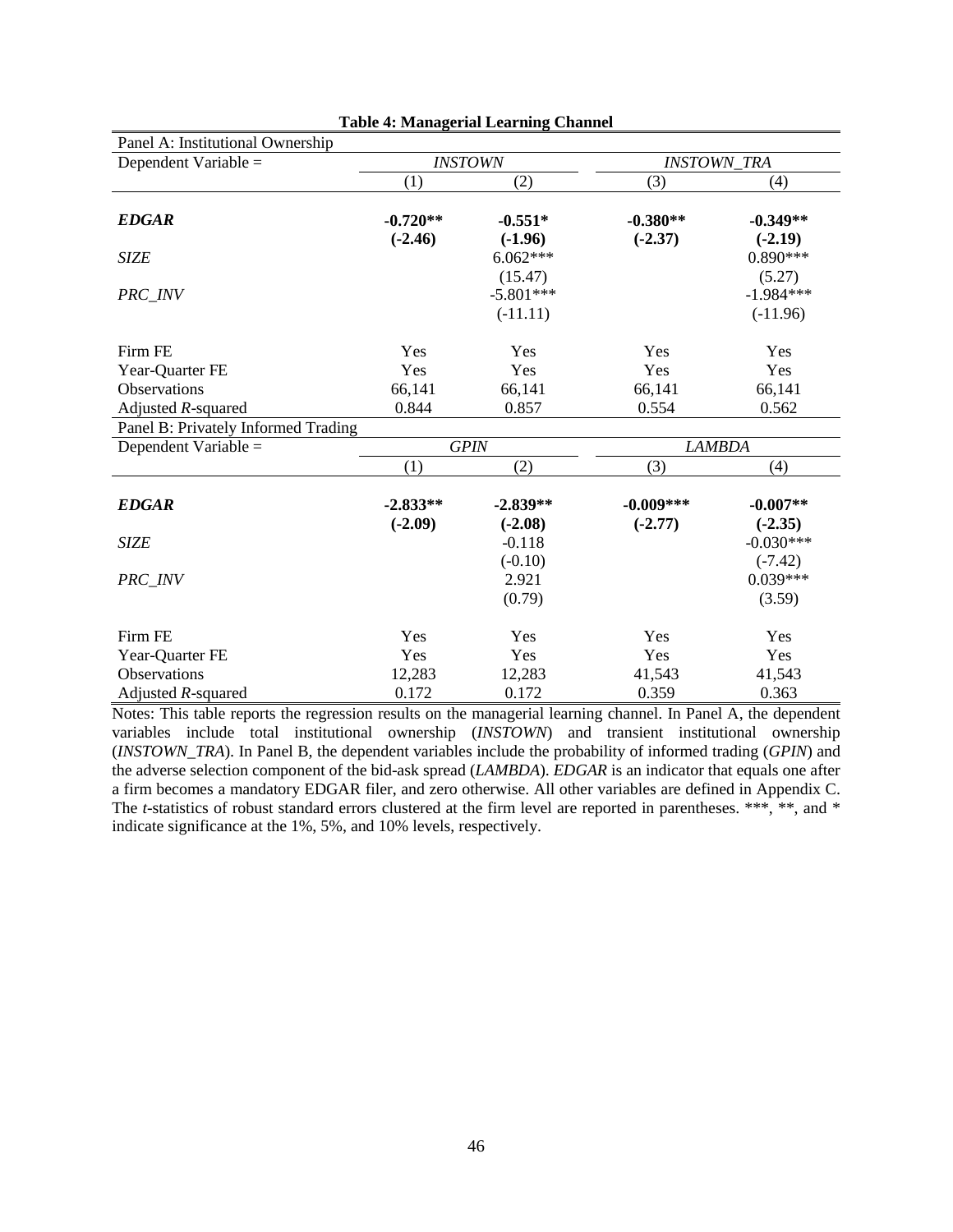**Table 4: Managerial Learning Channel**

| Panel A: Institutional Ownership | | | | |
|---|---|---|---|---|
| Dependent Variable = | *INSTOWN* | | *INSTOWN_TRA* | |
| | (1) | (2) | (3) | (4) |
| ***EDGAR*** | **-0.720\*\*** | **-0.551\*** | **-0.380\*\*** | **-0.349\*\*** |
| | **(-2.46)** | **(-1.96)** | **(-2.37)** | **(-2.19)** |
| *SIZE* | | 6.062*** | | 0.890*** |
| | | (15.47) | | (5.27) |
| *PRC_INV* | | -5.801*** | | -1.984*** |
| | | (-11.11) | | (-11.96) |
| Firm FE | Yes | Yes | Yes | Yes |
| Year-Quarter FE | Yes | Yes | Yes | Yes |
| Observations | 66,141 | 66,141 | 66,141 | 66,141 |
| Adjusted $R$-squared | 0.844 | 0.857 | 0.554 | 0.562 |

| Panel B: Privately Informed Trading | | | | |
|---|---|---|---|---|
| Dependent Variable = | *GPIN* | | *LAMBDA* | |
| | (1) | (2) | (3) | (4) |
| ***EDGAR*** | **-2.833\*\*** | **-2.839\*\*** | **-0.009\*\*\*** | **-0.007\*\*** |
| | **(-2.09)** | **(-2.08)** | **(-2.77)** | **(-2.35)** |
| *SIZE* | | -0.118 | | -0.030*** |
| | | (-0.10) | | (-7.42) |
| *PRC_INV* | | 2.921 | | 0.039*** |
| | | (0.79) | | (3.59) |
| Firm FE | Yes | Yes | Yes | Yes |
| Year-Quarter FE | Yes | Yes | Yes | Yes |
| Observations | 12,283 | 12,283 | 41,543 | 41,543 |
| Adjusted $R$-squared | 0.172 | 0.172 | 0.359 | 0.363 |

Notes: This table reports the regression results on the managerial learning channel. In Panel A, the dependent variables include total institutional ownership (*INSTOWN*) and transient institutional ownership (*INSTOWN_TRA*). In Panel B, the dependent variables include the probability of informed trading (*GPIN*) and the adverse selection component of the bid-ask spread (*LAMBDA*). *EDGAR* is an indicator that equals one after a firm becomes a mandatory EDGAR filer, and zero otherwise. All other variables are defined in Appendix C. The $t$-statistics of robust standard errors clustered at the firm level are reported in parentheses. ***, **, and * indicate significance at the 1%, 5%, and 10% levels, respectively.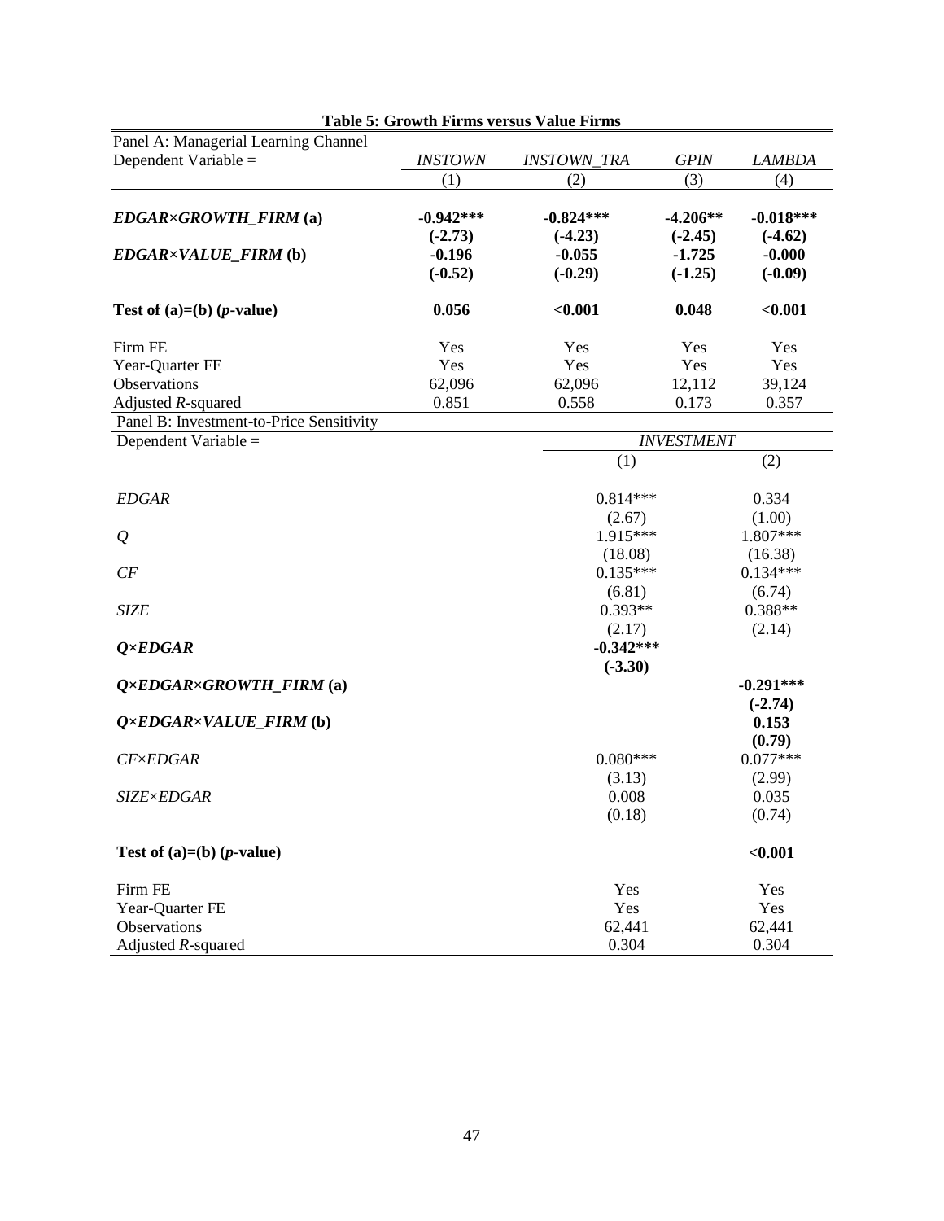**Table 5: Growth Firms versus Value Firms**

| Panel A: Managerial Learning Channel | | | | |
|---|---|---|---|---|
| Dependent Variable = | *INSTOWN* | *INSTOWN_TRA* | *GPIN* | *LAMBDA* |
| | (1) | (2) | (3) | (4) |
| ***EDGAR×GROWTH_FIRM* (a)** | **-0.942\*\*\*** | **-0.824\*\*\*** | **-4.206\*\*** | **-0.018\*\*\*** |
| | **(-2.73)** | **(-4.23)** | **(-2.45)** | **(-4.62)** |
| ***EDGAR×VALUE_FIRM* (b)** | **-0.196** | **-0.055** | **-1.725** | **-0.000** |
| | **(-0.52)** | **(-0.29)** | **(-1.25)** | **(-0.09)** |
| **Test of (a)=(b) (*p*-value)** | **0.056** | **<0.001** | **0.048** | **<0.001** |
| Firm FE | Yes | Yes | Yes | Yes |
| Year-Quarter FE | Yes | Yes | Yes | Yes |
| Observations | 62,096 | 62,096 | 12,112 | 39,124 |
| Adjusted *R*-squared | 0.851 | 0.558 | 0.173 | 0.357 |

| Panel B: Investment-to-Price Sensitivity | | |
|---|---|---|
| Dependent Variable = | *INVESTMENT* | |
| | (1) | (2) |
| *EDGAR* | 0.814\*\*\* | 0.334 |
| | (2.67) | (1.00) |
| *Q* | 1.915\*\*\* | 1.807\*\*\* |
| | (18.08) | (16.38) |
| *CF* | 0.135\*\*\* | 0.134\*\*\* |
| | (6.81) | (6.74) |
| *SIZE* | 0.393\*\* | 0.388\*\* |
| | (2.17) | (2.14) |
| ***Q×EDGAR*** | **-0.342\*\*\*** | |
| | **(-3.30)** | |
| ***Q×EDGAR×GROWTH_FIRM* (a)** | | **-0.291\*\*\*** |
| | | **(-2.74)** |
| ***Q×EDGAR×VALUE_FIRM* (b)** | | **0.153** |
| | | **(0.79)** |
| *CF×EDGAR* | 0.080\*\*\* | 0.077\*\*\* |
| | (3.13) | (2.99) |
| *SIZE×EDGAR* | 0.008 | 0.035 |
| | (0.18) | (0.74) |
| **Test of (a)=(b) (*p*-value)** | | **<0.001** |
| Firm FE | Yes | Yes |
| Year-Quarter FE | Yes | Yes |
| Observations | 62,441 | 62,441 |
| Adjusted *R*-squared | 0.304 | 0.304 |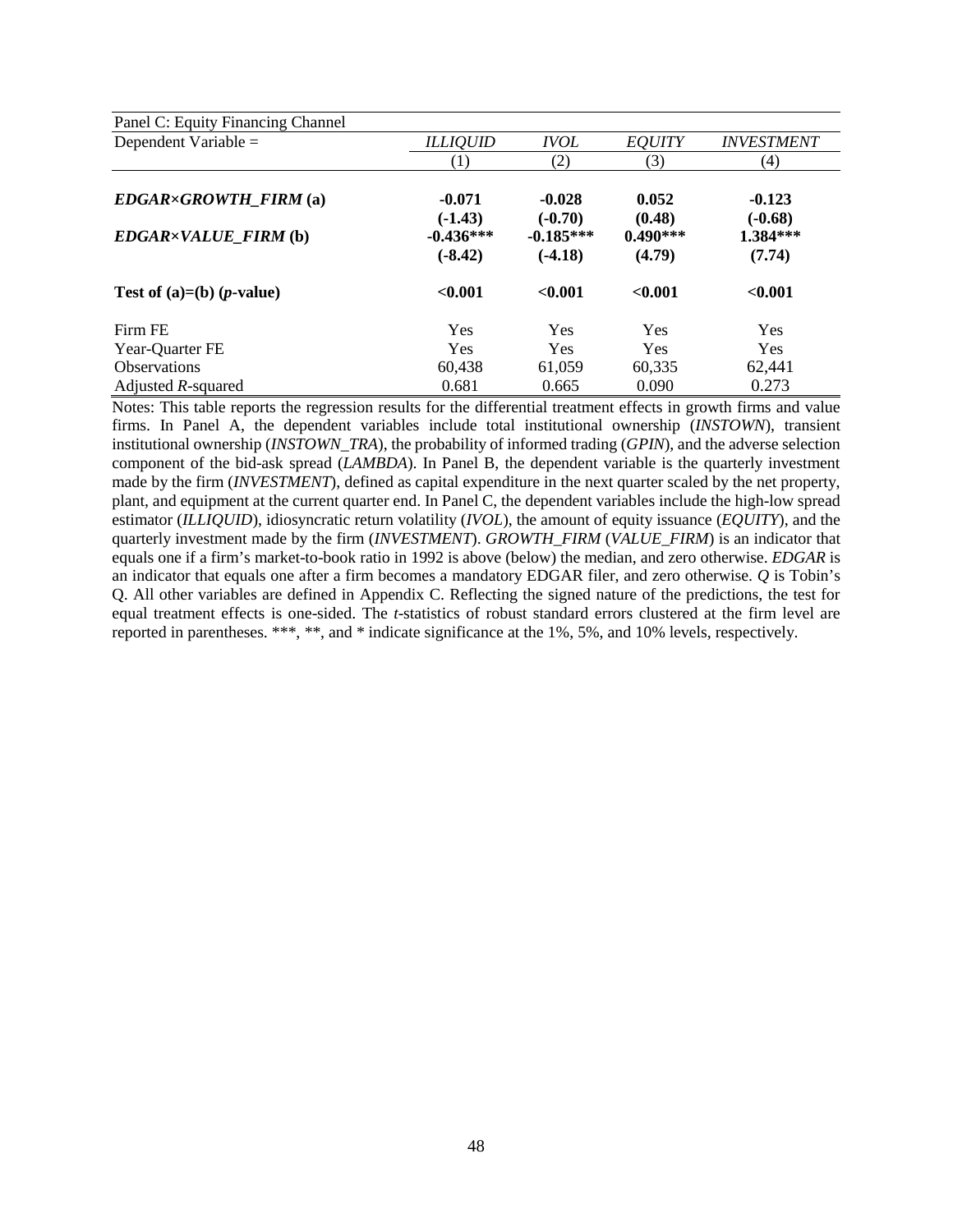| Panel C: Equity Financing Channel | | | | |
|---|---|---|---|---|
| Dependent Variable = | *ILLIQUID* | *IVOL* | *EQUITY* | *INVESTMENT* |
| | (1) | (2) | (3) | (4) |
| ***EDGAR×GROWTH_FIRM* (a)** | **-0.071** | **-0.028** | **0.052** | **-0.123** |
| | **(-1.43)** | **(-0.70)** | **(0.48)** | **(-0.68)** |
| ***EDGAR×VALUE_FIRM* (b)** | **-0.436*** ** | **-0.185*** ** | **0.490*** ** | **1.384*** ** |
| | **(-8.42)** | **(-4.18)** | **(4.79)** | **(7.74)** |
| **Test of (a)=(b) (*p*-value)** | **<0.001** | **<0.001** | **<0.001** | **<0.001** |
| Firm FE | Yes | Yes | Yes | Yes |
| Year-Quarter FE | Yes | Yes | Yes | Yes |
| Observations | 60,438 | 61,059 | 60,335 | 62,441 |
| Adjusted *R*-squared | 0.681 | 0.665 | 0.090 | 0.273 |

Notes: This table reports the regression results for the differential treatment effects in growth firms and value firms. In Panel A, the dependent variables include total institutional ownership (*INSTOWN*), transient institutional ownership (*INSTOWN_TRA*), the probability of informed trading (*GPIN*), and the adverse selection component of the bid-ask spread (*LAMBDA*). In Panel B, the dependent variable is the quarterly investment made by the firm (*INVESTMENT*), defined as capital expenditure in the next quarter scaled by the net property, plant, and equipment at the current quarter end. In Panel C, the dependent variables include the high-low spread estimator (*ILLIQUID*), idiosyncratic return volatility (*IVOL*), the amount of equity issuance (*EQUITY*), and the quarterly investment made by the firm (*INVESTMENT*). *GROWTH_FIRM* (*VALUE_FIRM*) is an indicator that equals one if a firm's market-to-book ratio in 1992 is above (below) the median, and zero otherwise. *EDGAR* is an indicator that equals one after a firm becomes a mandatory EDGAR filer, and zero otherwise. *Q* is Tobin's Q. All other variables are defined in Appendix C. Reflecting the signed nature of the predictions, the test for equal treatment effects is one-sided. The *t*-statistics of robust standard errors clustered at the firm level are reported in parentheses. ***, **, and * indicate significance at the 1%, 5%, and 10% levels, respectively.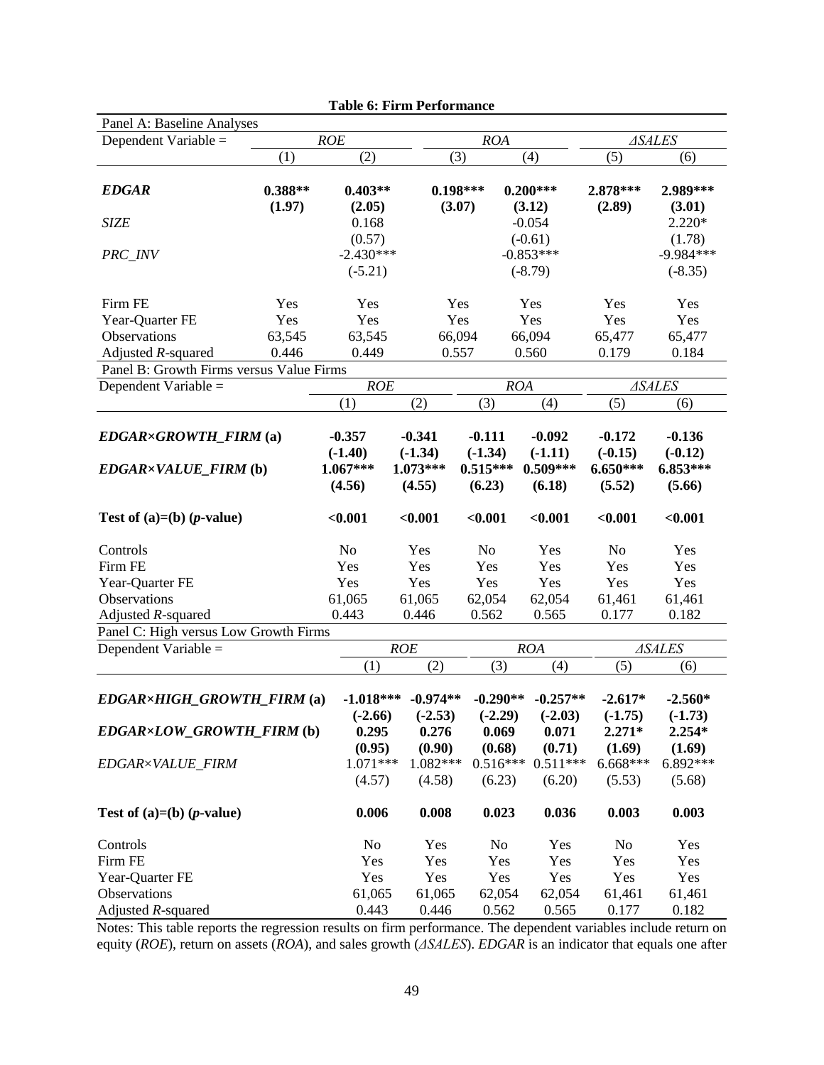**Table 6: Firm Performance**

Panel A: Baseline Analyses

| Dependent Variable = | *ROE* | | *ROA* | | *ΔSALES* | |
|---|---|---|---|---|---|---|
| | (1) | (2) | (3) | (4) | (5) | (6) |
| ***EDGAR*** | **0.388**** | **0.403**** | **0.198***** | **0.200***** | **2.878***** | **2.989***** |
| | **(1.97)** | **(2.05)** | **(3.07)** | **(3.12)** | **(2.89)** | **(3.01)** |
| *SIZE* | | 0.168 | | -0.054 | | 2.220* |
| | | (0.57) | | (-0.61) | | (1.78) |
| *PRC_INV* | | -2.430*** | | -0.853*** | | -9.984*** |
| | | (-5.21) | | (-8.79) | | (-8.35) |
| Firm FE | Yes | Yes | Yes | Yes | Yes | Yes |
| Year-Quarter FE | Yes | Yes | Yes | Yes | Yes | Yes |
| Observations | 63,545 | 63,545 | 66,094 | 66,094 | 65,477 | 65,477 |
| Adjusted *R*-squared | 0.446 | 0.449 | 0.557 | 0.560 | 0.179 | 0.184 |

Panel B: Growth Firms versus Value Firms

| Dependent Variable = | *ROE* | | *ROA* | | *ΔSALES* | |
|---|---|---|---|---|---|---|
| | (1) | (2) | (3) | (4) | (5) | (6) |
| ***EDGAR×GROWTH_FIRM* (a)** | **-0.357** | **-0.341** | **-0.111** | **-0.092** | **-0.172** | **-0.136** |
| | **(-1.40)** | **(-1.34)** | **(-1.34)** | **(-1.11)** | **(-0.15)** | **(-0.12)** |
| ***EDGAR×VALUE_FIRM* (b)** | **1.067***** | **1.073***** | **0.515***** | **0.509***** | **6.650***** | **6.853***** |
| | **(4.56)** | **(4.55)** | **(6.23)** | **(6.18)** | **(5.52)** | **(5.66)** |
| **Test of (a)=(b) (*p*-value)** | **<0.001** | **<0.001** | **<0.001** | **<0.001** | **<0.001** | **<0.001** |
| Controls | No | Yes | No | Yes | No | Yes |
| Firm FE | Yes | Yes | Yes | Yes | Yes | Yes |
| Year-Quarter FE | Yes | Yes | Yes | Yes | Yes | Yes |
| Observations | 61,065 | 61,065 | 62,054 | 62,054 | 61,461 | 61,461 |
| Adjusted *R*-squared | 0.443 | 0.446 | 0.562 | 0.565 | 0.177 | 0.182 |

Panel C: High versus Low Growth Firms

| Dependent Variable = | *ROE* | | *ROA* | | *ΔSALES* | |
|---|---|---|---|---|---|---|
| | (1) | (2) | (3) | (4) | (5) | (6) |
| ***EDGAR×HIGH_GROWTH_FIRM* (a)** | **-1.018***** | **-0.974**** | **-0.290**** | **-0.257**** | **-2.617*** | **-2.560*** |
| | **(-2.66)** | **(-2.53)** | **(-2.29)** | **(-2.03)** | **(-1.75)** | **(-1.73)** |
| ***EDGAR×LOW_GROWTH_FIRM* (b)** | **0.295** | **0.276** | **0.069** | **0.071** | **2.271*** | **2.254*** |
| | **(0.95)** | **(0.90)** | **(0.68)** | **(0.71)** | **(1.69)** | **(1.69)** |
| *EDGAR×VALUE_FIRM* | 1.071*** | 1.082*** | 0.516*** | 0.511*** | 6.668*** | 6.892*** |
| | (4.57) | (4.58) | (6.23) | (6.20) | (5.53) | (5.68) |
| **Test of (a)=(b) (*p*-value)** | **0.006** | **0.008** | **0.023** | **0.036** | **0.003** | **0.003** |
| Controls | No | Yes | No | Yes | No | Yes |
| Firm FE | Yes | Yes | Yes | Yes | Yes | Yes |
| Year-Quarter FE | Yes | Yes | Yes | Yes | Yes | Yes |
| Observations | 61,065 | 61,065 | 62,054 | 62,054 | 61,461 | 61,461 |
| Adjusted *R*-squared | 0.443 | 0.446 | 0.562 | 0.565 | 0.177 | 0.182 |

Notes: This table reports the regression results on firm performance. The dependent variables include return on equity (*ROE*), return on assets (*ROA*), and sales growth (*ΔSALES*). *EDGAR* is an indicator that equals one after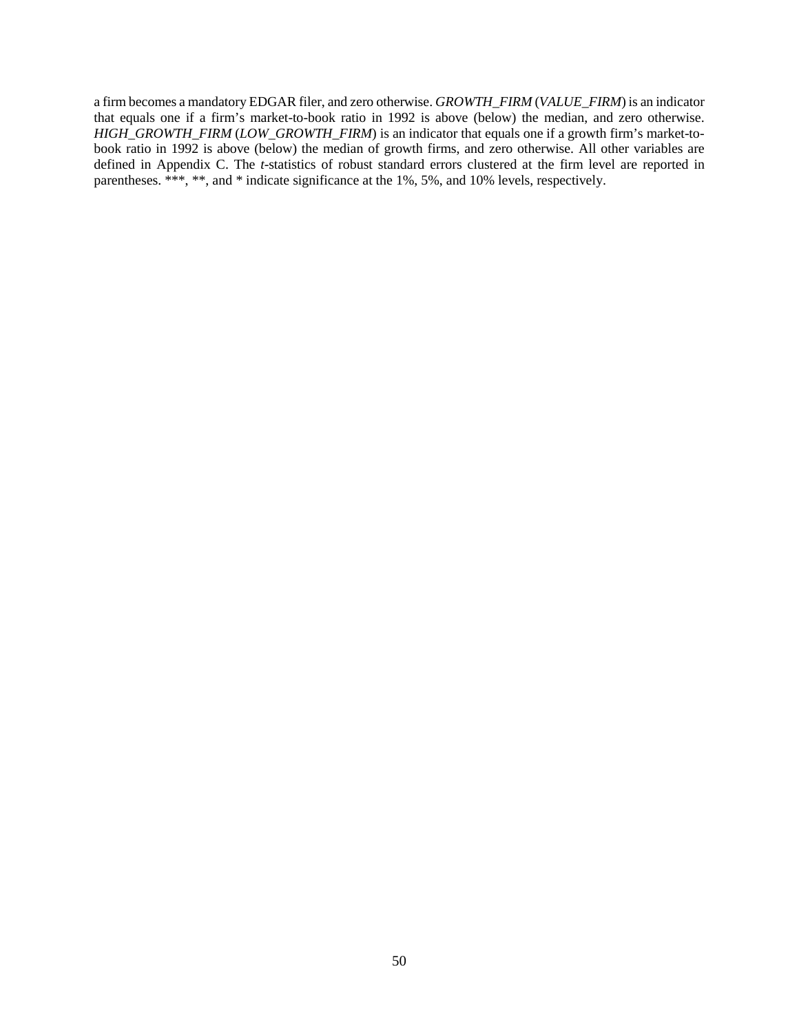a firm becomes a mandatory EDGAR filer, and zero otherwise. *GROWTH_FIRM* (*VALUE_FIRM*) is an indicator that equals one if a firm's market-to-book ratio in 1992 is above (below) the median, and zero otherwise. *HIGH_GROWTH_FIRM* (*LOW_GROWTH_FIRM*) is an indicator that equals one if a growth firm's market-to-book ratio in 1992 is above (below) the median of growth firms, and zero otherwise. All other variables are defined in Appendix C. The *t*-statistics of robust standard errors clustered at the firm level are reported in parentheses. ***, **, and * indicate significance at the 1%, 5%, and 10% levels, respectively.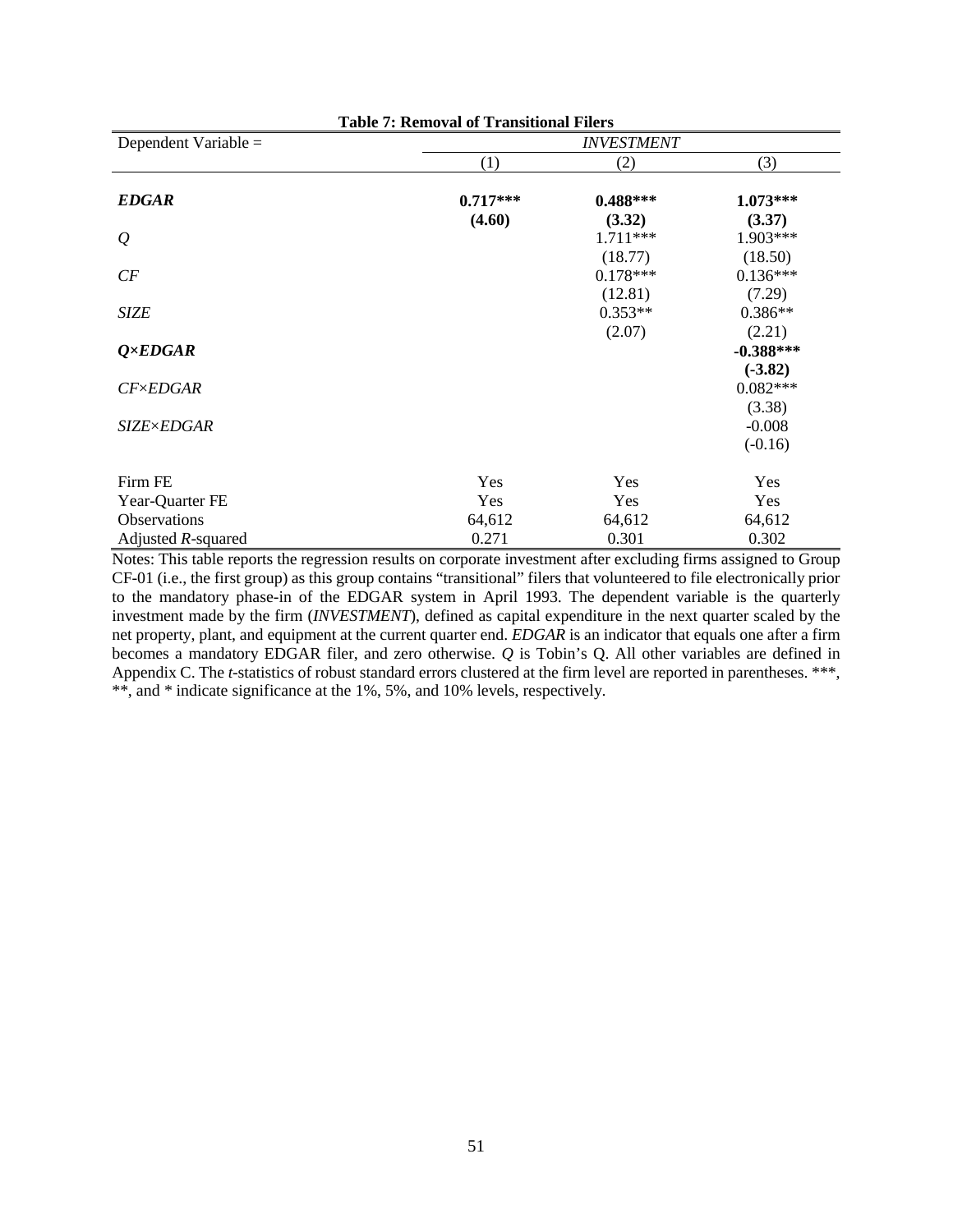**Table 7: Removal of Transitional Filers**

| Dependent Variable = | *INVESTMENT* | | |
|---|---|---|---|
| | (1) | (2) | (3) |
| ***EDGAR*** | **0.717\*\*\*** | **0.488\*\*\*** | **1.073\*\*\*** |
| | **(4.60)** | **(3.32)** | **(3.37)** |
| *Q* | | 1.711\*\*\* | 1.903\*\*\* |
| | | (18.77) | (18.50) |
| *CF* | | 0.178\*\*\* | 0.136\*\*\* |
| | | (12.81) | (7.29) |
| *SIZE* | | 0.353\*\* | 0.386\*\* |
| | | (2.07) | (2.21) |
| ***Q×EDGAR*** | | | **-0.388\*\*\*** |
| | | | **(-3.82)** |
| *CF×EDGAR* | | | 0.082\*\*\* |
| | | | (3.38) |
| *SIZE×EDGAR* | | | -0.008 |
| | | | (-0.16) |
| Firm FE | Yes | Yes | Yes |
| Year-Quarter FE | Yes | Yes | Yes |
| Observations | 64,612 | 64,612 | 64,612 |
| Adjusted $R$-squared | 0.271 | 0.301 | 0.302 |

Notes: This table reports the regression results on corporate investment after excluding firms assigned to Group CF-01 (i.e., the first group) as this group contains "transitional" filers that volunteered to file electronically prior to the mandatory phase-in of the EDGAR system in April 1993. The dependent variable is the quarterly investment made by the firm (*INVESTMENT*), defined as capital expenditure in the next quarter scaled by the net property, plant, and equipment at the current quarter end. *EDGAR* is an indicator that equals one after a firm becomes a mandatory EDGAR filer, and zero otherwise. *Q* is Tobin's Q. All other variables are defined in Appendix C. The *t*-statistics of robust standard errors clustered at the firm level are reported in parentheses. \*\*\*, \*\*, and \* indicate significance at the 1%, 5%, and 10% levels, respectively.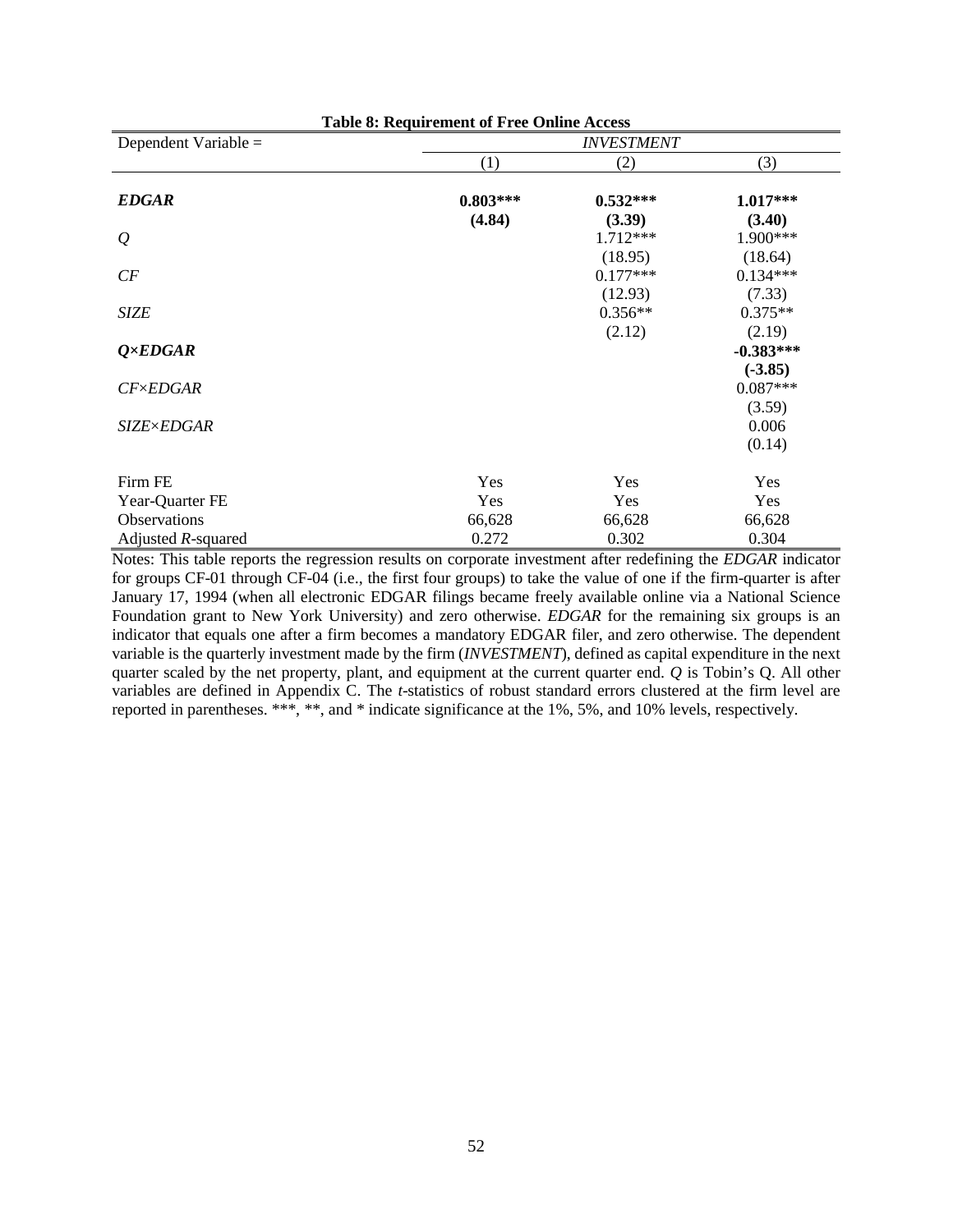**Table 8: Requirement of Free Online Access**

| Dependent Variable = | *INVESTMENT* | | |
|---|---|---|---|
| | (1) | (2) | (3) |
| ***EDGAR*** | **0.803\*\*\*** | **0.532\*\*\*** | **1.017\*\*\*** |
| | **(4.84)** | **(3.39)** | **(3.40)** |
| *Q* | | 1.712*** | 1.900*** |
| | | (18.95) | (18.64) |
| *CF* | | 0.177*** | 0.134*** |
| | | (12.93) | (7.33) |
| *SIZE* | | 0.356** | 0.375** |
| | | (2.12) | (2.19) |
| ***Q×EDGAR*** | | | **-0.383\*\*\*** |
| | | | **(-3.85)** |
| *CF×EDGAR* | | | 0.087*** |
| | | | (3.59) |
| *SIZE×EDGAR* | | | 0.006 |
| | | | (0.14) |
| Firm FE | Yes | Yes | Yes |
| Year-Quarter FE | Yes | Yes | Yes |
| Observations | 66,628 | 66,628 | 66,628 |
| Adjusted *R*-squared | 0.272 | 0.302 | 0.304 |

Notes: This table reports the regression results on corporate investment after redefining the *EDGAR* indicator for groups CF-01 through CF-04 (i.e., the first four groups) to take the value of one if the firm-quarter is after January 17, 1994 (when all electronic EDGAR filings became freely available online via a National Science Foundation grant to New York University) and zero otherwise. *EDGAR* for the remaining six groups is an indicator that equals one after a firm becomes a mandatory EDGAR filer, and zero otherwise. The dependent variable is the quarterly investment made by the firm (*INVESTMENT*), defined as capital expenditure in the next quarter scaled by the net property, plant, and equipment at the current quarter end. *Q* is Tobin's Q. All other variables are defined in Appendix C. The *t*-statistics of robust standard errors clustered at the firm level are reported in parentheses. ***, **, and * indicate significance at the 1%, 5%, and 10% levels, respectively.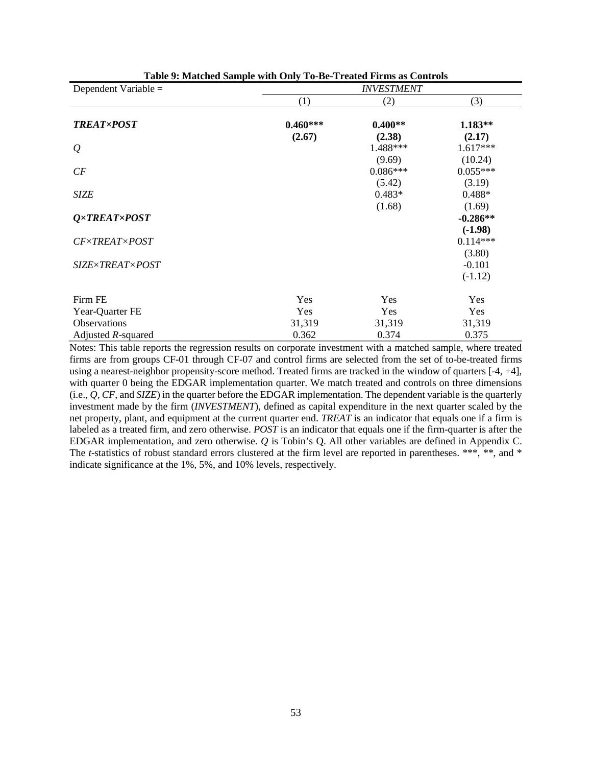**Table 9: Matched Sample with Only To-Be-Treated Firms as Controls**

| Dependent Variable = | *INVESTMENT* | | |
|---|---|---|---|
| | (1) | (2) | (3) |
| ***TREAT×POST*** | **0.460\*\*\*** | **0.400\*\*** | **1.183\*\*** |
| | **(2.67)** | **(2.38)** | **(2.17)** |
| *Q* | | 1.488\*\*\* | 1.617\*\*\* |
| | | (9.69) | (10.24) |
| *CF* | | 0.086\*\*\* | 0.055\*\*\* |
| | | (5.42) | (3.19) |
| *SIZE* | | 0.483\* | 0.488\* |
| | | (1.68) | (1.69) |
| ***Q×TREAT×POST*** | | | **-0.286\*\*** |
| | | | **(-1.98)** |
| *CF×TREAT×POST* | | | 0.114\*\*\* |
| | | | (3.80) |
| *SIZE×TREAT×POST* | | | -0.101 |
| | | | (-1.12) |
| Firm FE | Yes | Yes | Yes |
| Year-Quarter FE | Yes | Yes | Yes |
| Observations | 31,319 | 31,319 | 31,319 |
| Adjusted *R*-squared | 0.362 | 0.374 | 0.375 |

Notes: This table reports the regression results on corporate investment with a matched sample, where treated firms are from groups CF-01 through CF-07 and control firms are selected from the set of to-be-treated firms using a nearest-neighbor propensity-score method. Treated firms are tracked in the window of quarters [-4, +4], with quarter 0 being the EDGAR implementation quarter. We match treated and controls on three dimensions (i.e., *Q*, *CF*, and *SIZE*) in the quarter before the EDGAR implementation. The dependent variable is the quarterly investment made by the firm (*INVESTMENT*), defined as capital expenditure in the next quarter scaled by the net property, plant, and equipment at the current quarter end. *TREAT* is an indicator that equals one if a firm is labeled as a treated firm, and zero otherwise. *POST* is an indicator that equals one if the firm-quarter is after the EDGAR implementation, and zero otherwise. *Q* is Tobin's Q. All other variables are defined in Appendix C. The *t*-statistics of robust standard errors clustered at the firm level are reported in parentheses. \*\*\*, \*\*, and \* indicate significance at the 1%, 5%, and 10% levels, respectively.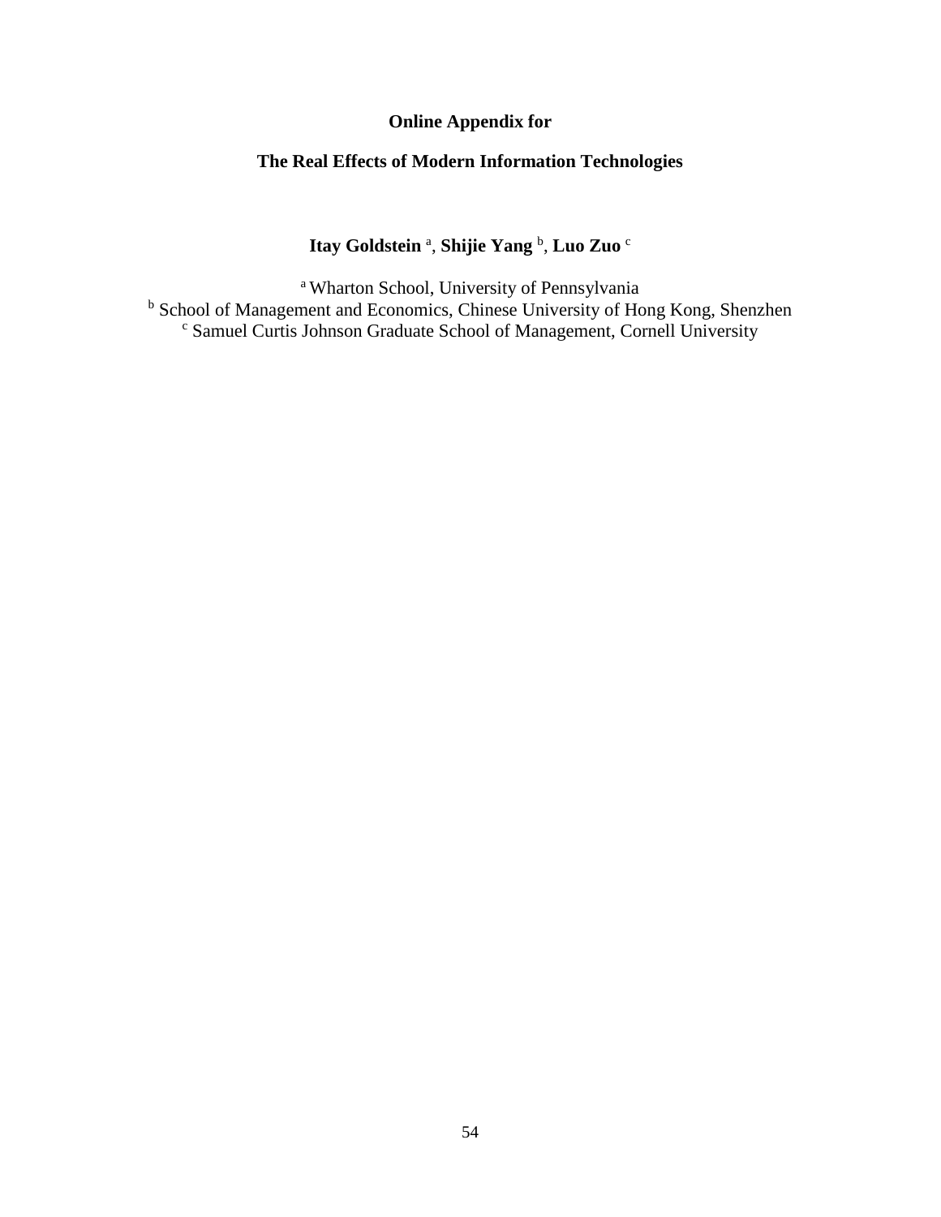**Online Appendix for**

**The Real Effects of Modern Information Technologies**

**Itay Goldstein** [a], **Shijie Yang** [b], **Luo Zuo** [c]

[a] Wharton School, University of Pennsylvania
[b] School of Management and Economics, Chinese University of Hong Kong, Shenzhen
[c] Samuel Curtis Johnson Graduate School of Management, Cornell University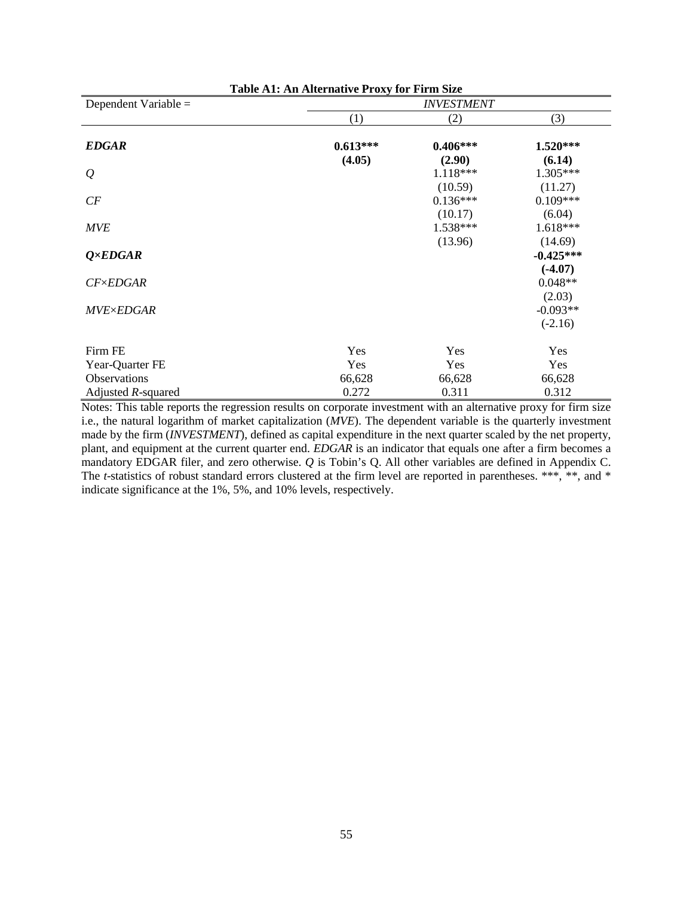**Table A1: An Alternative Proxy for Firm Size**

| Dependent Variable = | *INVESTMENT* | | |
|---|---|---|---|
| | (1) | (2) | (3) |
| ***EDGAR*** | **0.613***\*\*\* | **0.406***\*\*\* | **1.520***\*\*\* |
| | **(4.05)** | **(2.90)** | **(6.14)** |
| *Q* | | 1.118*** | 1.305*** |
| | | (10.59) | (11.27) |
| *CF* | | 0.136*** | 0.109*** |
| | | (10.17) | (6.04) |
| *MVE* | | 1.538*** | 1.618*** |
| | | (13.96) | (14.69) |
| ***Q×EDGAR*** | | | **-0.425***\*\*\* |
| | | | **(-4.07)** |
| *CF×EDGAR* | | | 0.048** |
| | | | (2.03) |
| *MVE×EDGAR* | | | -0.093** |
| | | | (-2.16) |
| Firm FE | Yes | Yes | Yes |
| Year-Quarter FE | Yes | Yes | Yes |
| Observations | 66,628 | 66,628 | 66,628 |
| Adjusted *R*-squared | 0.272 | 0.311 | 0.312 |

Notes: This table reports the regression results on corporate investment with an alternative proxy for firm size i.e., the natural logarithm of market capitalization (*MVE*). The dependent variable is the quarterly investment made by the firm (*INVESTMENT*), defined as capital expenditure in the next quarter scaled by the net property, plant, and equipment at the current quarter end. *EDGAR* is an indicator that equals one after a firm becomes a mandatory EDGAR filer, and zero otherwise. *Q* is Tobin's Q. All other variables are defined in Appendix C. The *t*-statistics of robust standard errors clustered at the firm level are reported in parentheses. ***, **, and * indicate significance at the 1%, 5%, and 10% levels, respectively.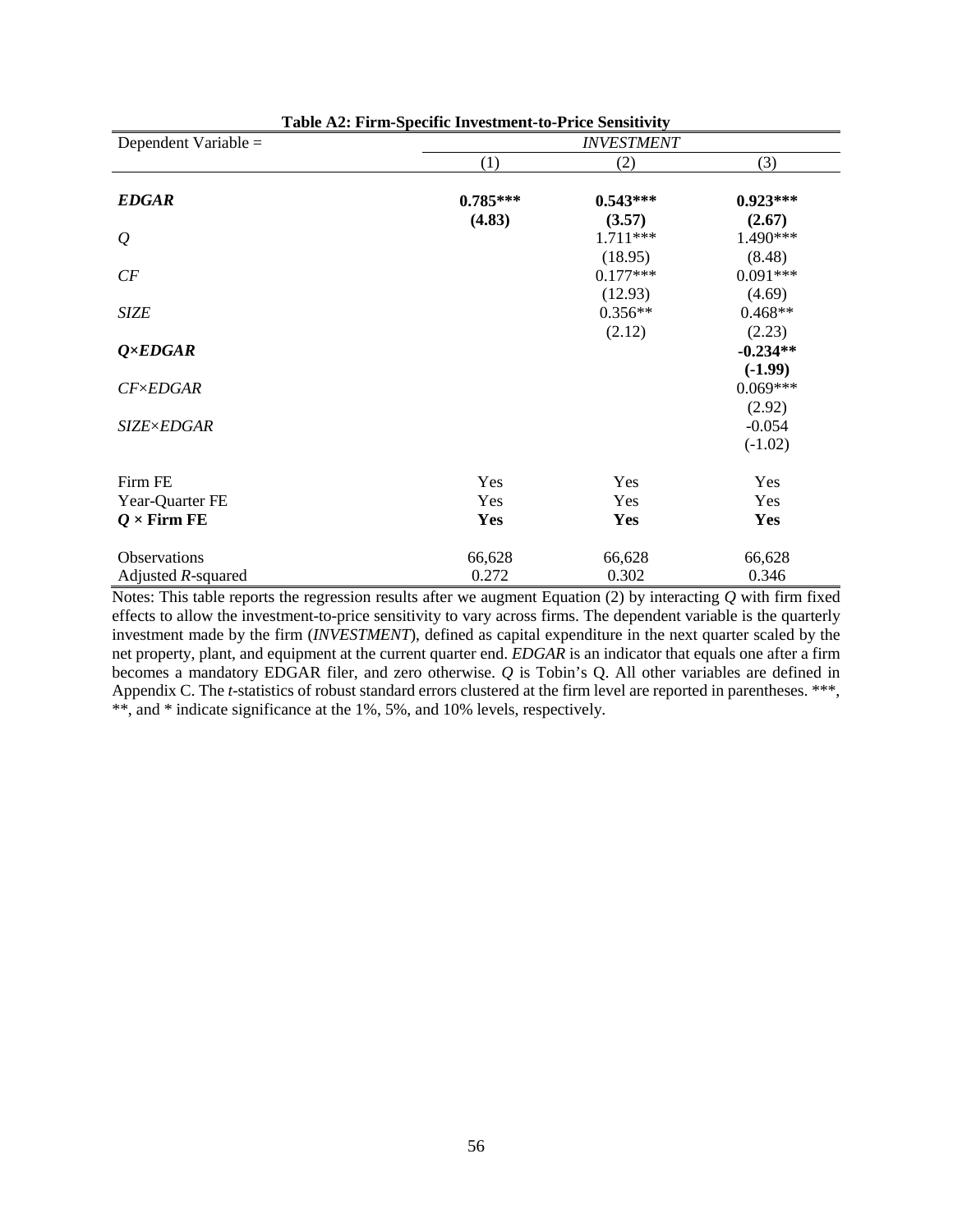**Table A2: Firm-Specific Investment-to-Price Sensitivity**

| Dependent Variable = | *INVESTMENT* | | |
|---|---|---|---|
| | (1) | (2) | (3) |
| ***EDGAR*** | **0.785*****<br>**(4.83)** | **0.543*****<br>**(3.57)** | **0.923*****<br>**(2.67)** |
| *Q* | | 1.711***<br>(18.95) | 1.490***<br>(8.48) |
| *CF* | | 0.177***<br>(12.93) | 0.091***<br>(4.69) |
| *SIZE* | | 0.356**<br>(2.12) | 0.468**<br>(2.23) |
| ***Q×EDGAR*** | | | **-0.234****<br>**(-1.99)** |
| *CF×EDGAR* | | | 0.069***<br>(2.92) |
| *SIZE×EDGAR* | | | -0.054<br>(-1.02) |
| Firm FE | Yes | Yes | Yes |
| Year-Quarter FE | Yes | Yes | Yes |
| ***Q* × Firm FE** | **Yes** | **Yes** | **Yes** |
| Observations | 66,628 | 66,628 | 66,628 |
| Adjusted $R$-squared | 0.272 | 0.302 | 0.346 |

Notes: This table reports the regression results after we augment Equation (2) by interacting *Q* with firm fixed effects to allow the investment-to-price sensitivity to vary across firms. The dependent variable is the quarterly investment made by the firm (*INVESTMENT*), defined as capital expenditure in the next quarter scaled by the net property, plant, and equipment at the current quarter end. *EDGAR* is an indicator that equals one after a firm becomes a mandatory EDGAR filer, and zero otherwise. *Q* is Tobin's Q. All other variables are defined in Appendix C. The *t*-statistics of robust standard errors clustered at the firm level are reported in parentheses. ***, **, and * indicate significance at the 1%, 5%, and 10% levels, respectively.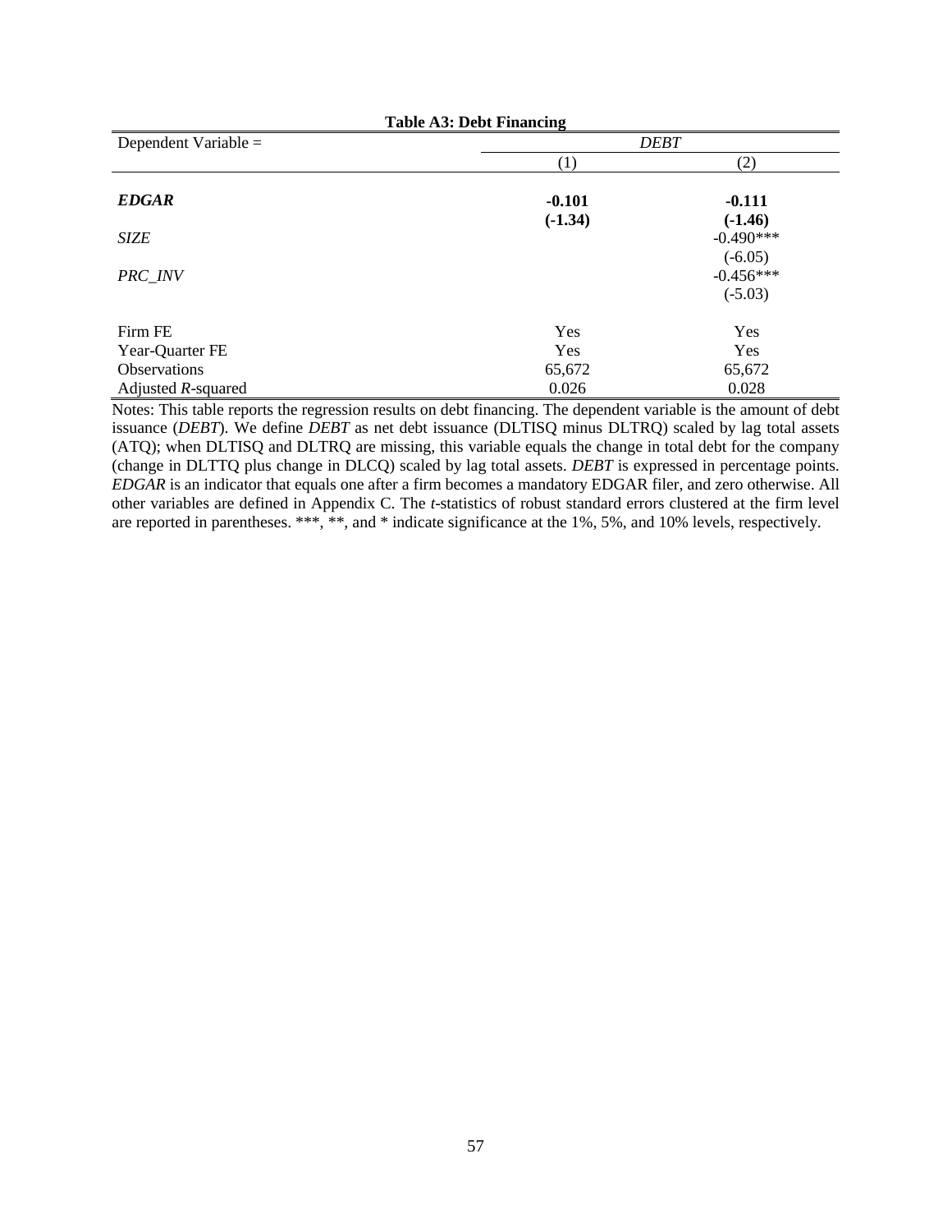**Table A3: Debt Financing**

| Dependent Variable = | *DEBT* | |
|---|---|---|
| | (1) | (2) |
| ***EDGAR*** | **-0.101** | **-0.111** |
| | **(-1.34)** | **(-1.46)** |
| *SIZE* | | -0.490*** |
| | | (-6.05) |
| *PRC_INV* | | -0.456*** |
| | | (-5.03) |
| Firm FE | Yes | Yes |
| Year-Quarter FE | Yes | Yes |
| Observations | 65,672 | 65,672 |
| Adjusted $R$-squared | 0.026 | 0.028 |

Notes: This table reports the regression results on debt financing. The dependent variable is the amount of debt issuance (*DEBT*). We define *DEBT* as net debt issuance (DLTISQ minus DLTRQ) scaled by lag total assets (ATQ); when DLTISQ and DLTRQ are missing, this variable equals the change in total debt for the company (change in DLTTQ plus change in DLCQ) scaled by lag total assets. *DEBT* is expressed in percentage points. *EDGAR* is an indicator that equals one after a firm becomes a mandatory EDGAR filer, and zero otherwise. All other variables are defined in Appendix C. The *t*-statistics of robust standard errors clustered at the firm level are reported in parentheses. ***, **, and * indicate significance at the 1%, 5%, and 10% levels, respectively.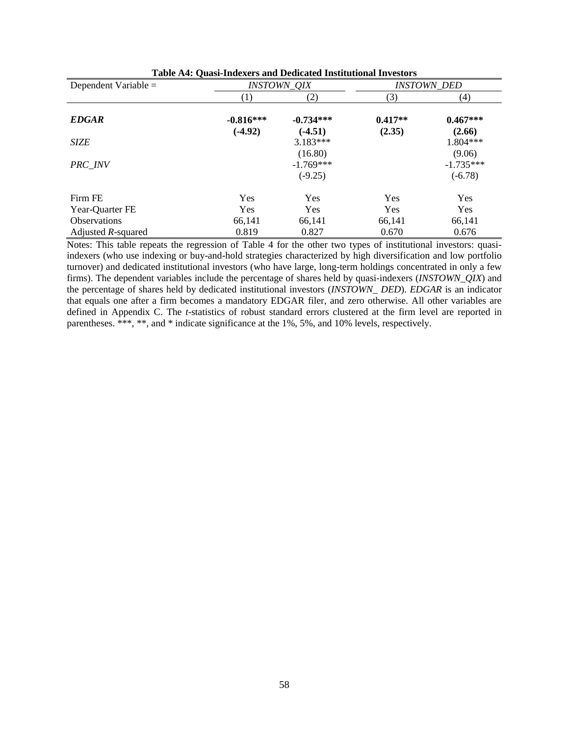**Table A4: Quasi-Indexers and Dedicated Institutional Investors**

| Dependent Variable = | *INSTOWN_QIX* | | *INSTOWN_DED* | |
|---|---|---|---|---|
| | (1) | (2) | (3) | (4) |
| ***EDGAR*** | **-0.816***** | **-0.734***** | **0.417**** | **0.467***** |
| | **(-4.92)** | **(-4.51)** | **(2.35)** | **(2.66)** |
| *SIZE* | | 3.183*** | | 1.804*** |
| | | (16.80) | | (9.06) |
| *PRC_INV* | | -1.769*** | | -1.735*** |
| | | (-9.25) | | (-6.78) |
| Firm FE | Yes | Yes | Yes | Yes |
| Year-Quarter FE | Yes | Yes | Yes | Yes |
| Observations | 66,141 | 66,141 | 66,141 | 66,141 |
| Adjusted *R*-squared | 0.819 | 0.827 | 0.670 | 0.676 |

Notes: This table repeats the regression of Table 4 for the other two types of institutional investors: quasi-indexers (who use indexing or buy-and-hold strategies characterized by high diversification and low portfolio turnover) and dedicated institutional investors (who have large, long-term holdings concentrated in only a few firms). The dependent variables include the percentage of shares held by quasi-indexers (*INSTOWN_QIX*) and the percentage of shares held by dedicated institutional investors (*INSTOWN_ DED*). *EDGAR* is an indicator that equals one after a firm becomes a mandatory EDGAR filer, and zero otherwise. All other variables are defined in Appendix C. The *t*-statistics of robust standard errors clustered at the firm level are reported in parentheses. ***, **, and * indicate significance at the 1%, 5%, and 10% levels, respectively.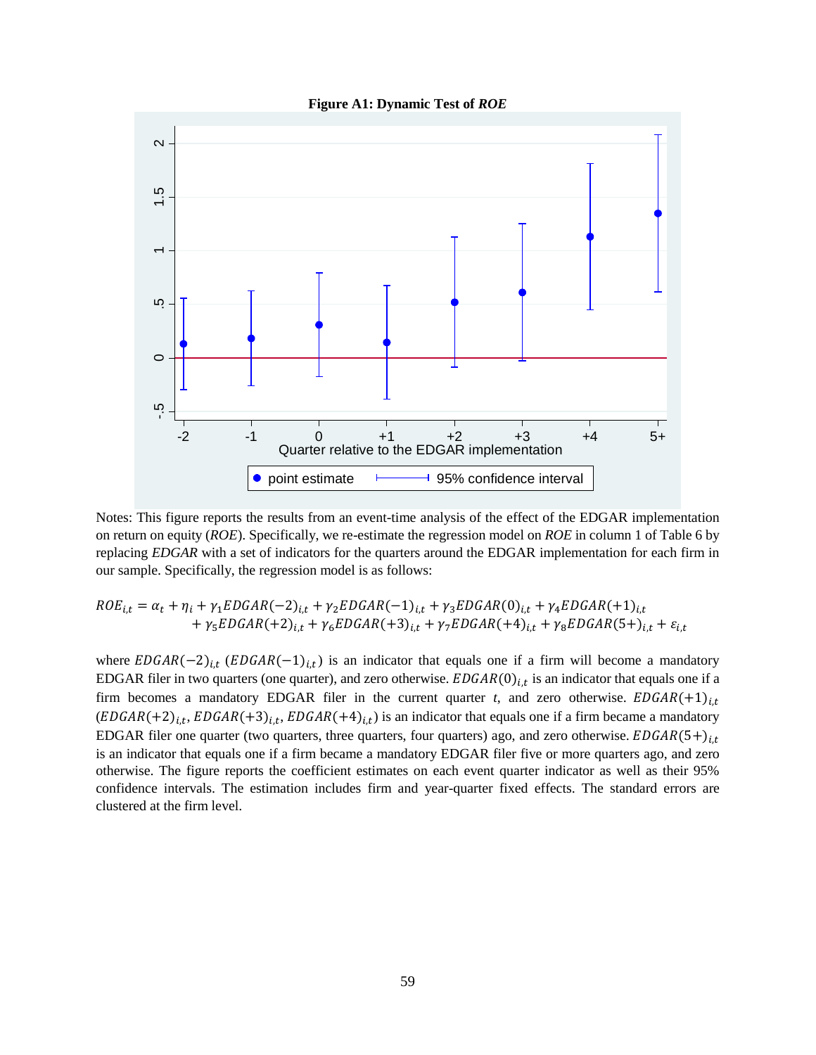**Figure A1: Dynamic Test of *ROE***

Notes: This figure reports the results from an event-time analysis of the effect of the EDGAR implementation on return on equity (*ROE*). Specifically, we re-estimate the regression model on *ROE* in column 1 of Table 6 by replacing *EDGAR* with a set of indicators for the quarters around the EDGAR implementation for each firm in our sample. Specifically, the regression model is as follows:

$$ROE_{i,t} = \alpha_t + \eta_i + \gamma_1 EDGAR(-2)_{i,t} + \gamma_2 EDGAR(-1)_{i,t} + \gamma_3 EDGAR(0)_{i,t} + \gamma_4 EDGAR(+1)_{i,t} + \gamma_5 EDGAR(+2)_{i,t} + \gamma_6 EDGAR(+3)_{i,t} + \gamma_7 EDGAR(+4)_{i,t} + \gamma_8 EDGAR(5+)_{i,t} + \varepsilon_{i,t}$$

where $EDGAR(-2)_{i,t}$ ($EDGAR(-1)_{i,t}$) is an indicator that equals one if a firm will become a mandatory EDGAR filer in two quarters (one quarter), and zero otherwise. $EDGAR(0)_{i,t}$ is an indicator that equals one if a firm becomes a mandatory EDGAR filer in the current quarter *t*, and zero otherwise. $EDGAR(+1)_{i,t}$ ($EDGAR(+2)_{i,t}$, $EDGAR(+3)_{i,t}$, $EDGAR(+4)_{i,t}$) is an indicator that equals one if a firm became a mandatory EDGAR filer one quarter (two quarters, three quarters, four quarters) ago, and zero otherwise. $EDGAR(5+)_{i,t}$ is an indicator that equals one if a firm became a mandatory EDGAR filer five or more quarters ago, and zero otherwise. The figure reports the coefficient estimates on each event quarter indicator as well as their 95% confidence intervals. The estimation includes firm and year-quarter fixed effects. The standard errors are clustered at the firm level.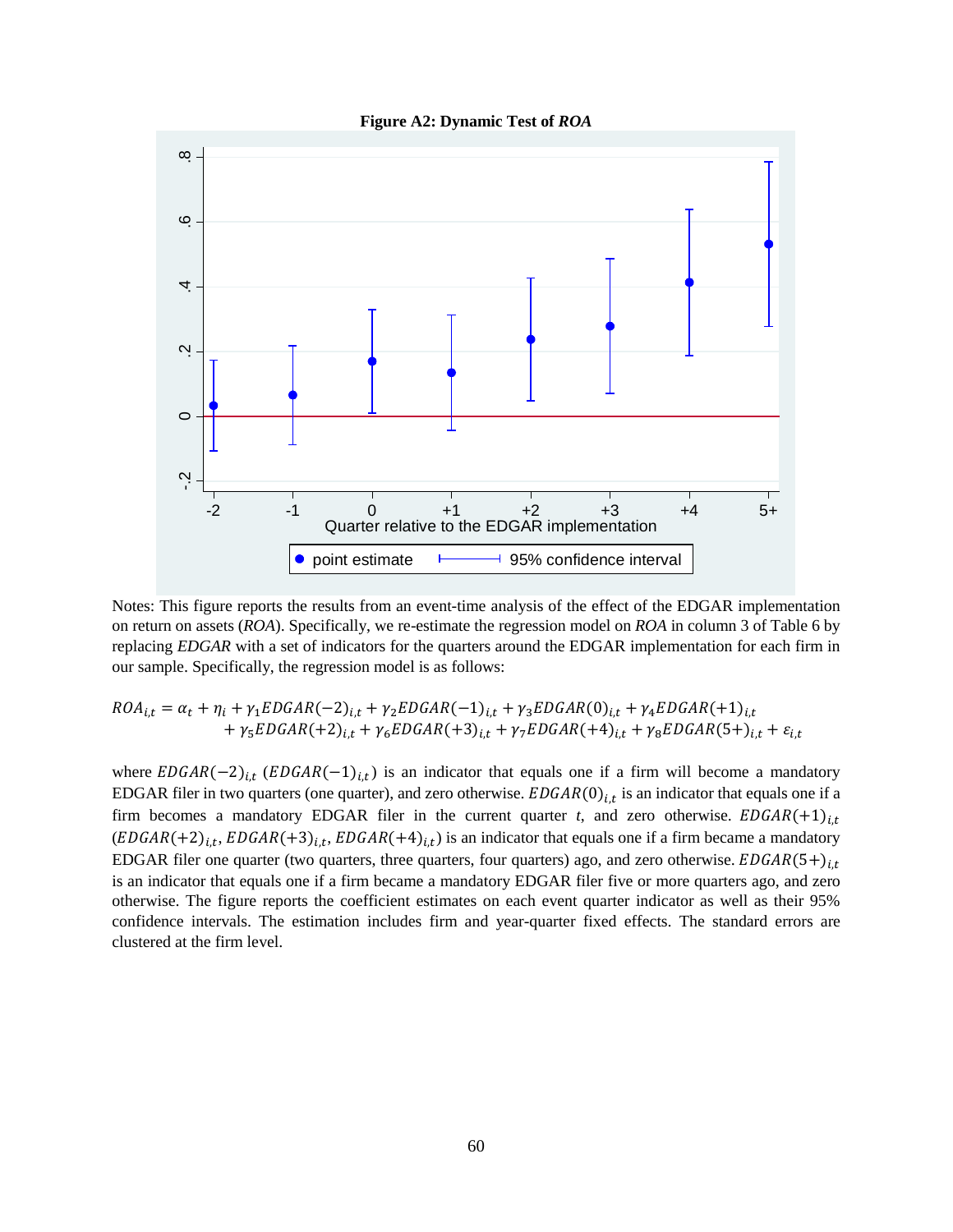**Figure A2: Dynamic Test of *ROA***

Notes: This figure reports the results from an event-time analysis of the effect of the EDGAR implementation on return on assets (*ROA*). Specifically, we re-estimate the regression model on *ROA* in column 3 of Table 6 by replacing *EDGAR* with a set of indicators for the quarters around the EDGAR implementation for each firm in our sample. Specifically, the regression model is as follows:

$$ROA_{i,t} = \alpha_t + \eta_i + \gamma_1 EDGAR(-2)_{i,t} + \gamma_2 EDGAR(-1)_{i,t} + \gamma_3 EDGAR(0)_{i,t} + \gamma_4 EDGAR(+1)_{i,t} + \gamma_5 EDGAR(+2)_{i,t} + \gamma_6 EDGAR(+3)_{i,t} + \gamma_7 EDGAR(+4)_{i,t} + \gamma_8 EDGAR(5+)_{i,t} + \varepsilon_{i,t}$$

where $EDGAR(-2)_{i,t}$ ($EDGAR(-1)_{i,t}$) is an indicator that equals one if a firm will become a mandatory EDGAR filer in two quarters (one quarter), and zero otherwise. $EDGAR(0)_{i,t}$ is an indicator that equals one if a firm becomes a mandatory EDGAR filer in the current quarter *t*, and zero otherwise. $EDGAR(+1)_{i,t}$ ($EDGAR(+2)_{i,t}$, $EDGAR(+3)_{i,t}$, $EDGAR(+4)_{i,t}$) is an indicator that equals one if a firm became a mandatory EDGAR filer one quarter (two quarters, three quarters, four quarters) ago, and zero otherwise. $EDGAR(5+)_{i,t}$ is an indicator that equals one if a firm became a mandatory EDGAR filer five or more quarters ago, and zero otherwise. The figure reports the coefficient estimates on each event quarter indicator as well as their 95% confidence intervals. The estimation includes firm and year-quarter fixed effects. The standard errors are clustered at the firm level.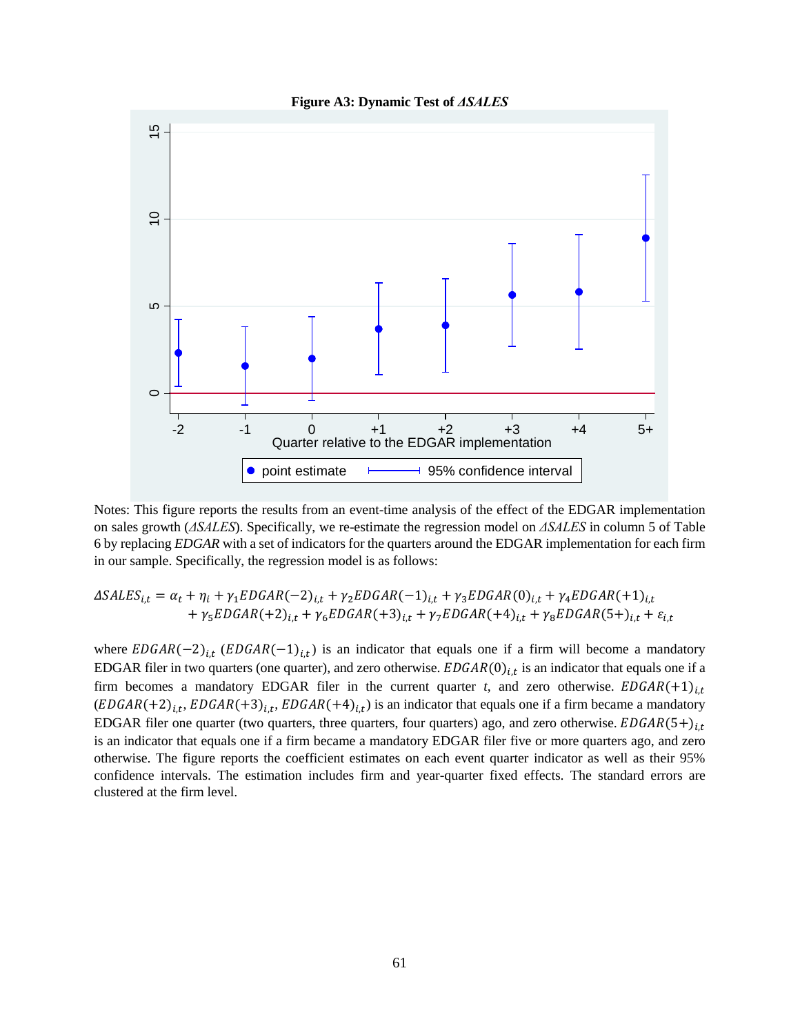**Figure A3: Dynamic Test of *ΔSALES***

15
10
5
0

-2 -1 0 +1 +2 +3 +4 5+

Quarter relative to the EDGAR implementation

point estimate
95% confidence interval

Notes: This figure reports the results from an event-time analysis of the effect of the EDGAR implementation on sales growth (*ΔSALES*). Specifically, we re-estimate the regression model on *ΔSALES* in column 5 of Table 6 by replacing *EDGAR* with a set of indicators for the quarters around the EDGAR implementation for each firm in our sample. Specifically, the regression model is as follows:

$$\Delta SALES_{i,t} = \alpha_t + \eta_i + \gamma_1 EDGAR(-2)_{i,t} + \gamma_2 EDGAR(-1)_{i,t} + \gamma_3 EDGAR(0)_{i,t} + \gamma_4 EDGAR(+1)_{i,t} + \gamma_5 EDGAR(+2)_{i,t} + \gamma_6 EDGAR(+3)_{i,t} + \gamma_7 EDGAR(+4)_{i,t} + \gamma_8 EDGAR(5+)_{i,t} + \varepsilon_{i,t}$$

where $EDGAR(-2)_{i,t}$ ($EDGAR(-1)_{i,t}$) is an indicator that equals one if a firm will become a mandatory EDGAR filer in two quarters (one quarter), and zero otherwise. $EDGAR(0)_{i,t}$ is an indicator that equals one if a firm becomes a mandatory EDGAR filer in the current quarter *t*, and zero otherwise. $EDGAR(+1)_{i,t}$ ($EDGAR(+2)_{i,t}$, $EDGAR(+3)_{i,t}$, $EDGAR(+4)_{i,t}$) is an indicator that equals one if a firm became a mandatory EDGAR filer one quarter (two quarters, three quarters, four quarters) ago, and zero otherwise. $EDGAR(5+)_{i,t}$ is an indicator that equals one if a firm became a mandatory EDGAR filer five or more quarters ago, and zero otherwise. The figure reports the coefficient estimates on each event quarter indicator as well as their 95% confidence intervals. The estimation includes firm and year-quarter fixed effects. The standard errors are clustered at the firm level.